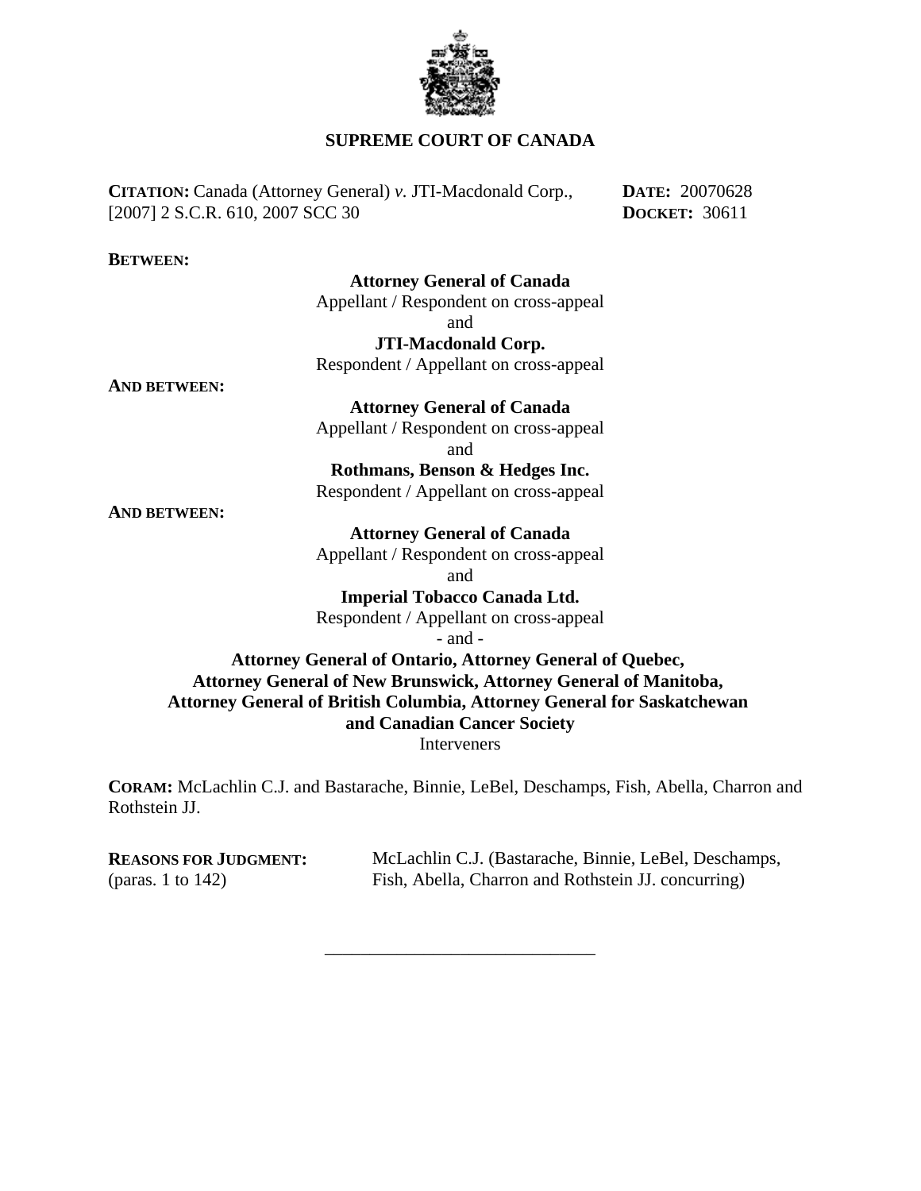# SUPREME COURT OF CANADA

**CITATION:** Canada (Attorney General) *v.* JTI-Macdonald Corp., [2007] 2 S.C.R. 610, 2007 SCC 30

**DATE:** 20070628
**DOCKET:** 30611

**BETWEEN:**

**Attorney General of Canada**
Appellant / Respondent on cross-appeal
and
**JTI-Macdonald Corp.**
Respondent / Appellant on cross-appeal

**AND BETWEEN:**

**Attorney General of Canada**
Appellant / Respondent on cross-appeal
and
**Rothmans, Benson & Hedges Inc.**
Respondent / Appellant on cross-appeal

**AND BETWEEN:**

**Attorney General of Canada**
Appellant / Respondent on cross-appeal
and
**Imperial Tobacco Canada Ltd.**
Respondent / Appellant on cross-appeal
- and -
**Attorney General of Ontario, Attorney General of Quebec, Attorney General of New Brunswick, Attorney General of Manitoba, Attorney General of British Columbia, Attorney General for Saskatchewan and Canadian Cancer Society**
Interveners

**CORAM:** McLachlin C.J. and Bastarache, Binnie, LeBel, Deschamps, Fish, Abella, Charron and Rothstein JJ.

**REASONS FOR JUDGMENT:** (paras. 1 to 142)
McLachlin C.J. (Bastarache, Binnie, LeBel, Deschamps, Fish, Abella, Charron and Rothstein JJ. concurring)

______________________________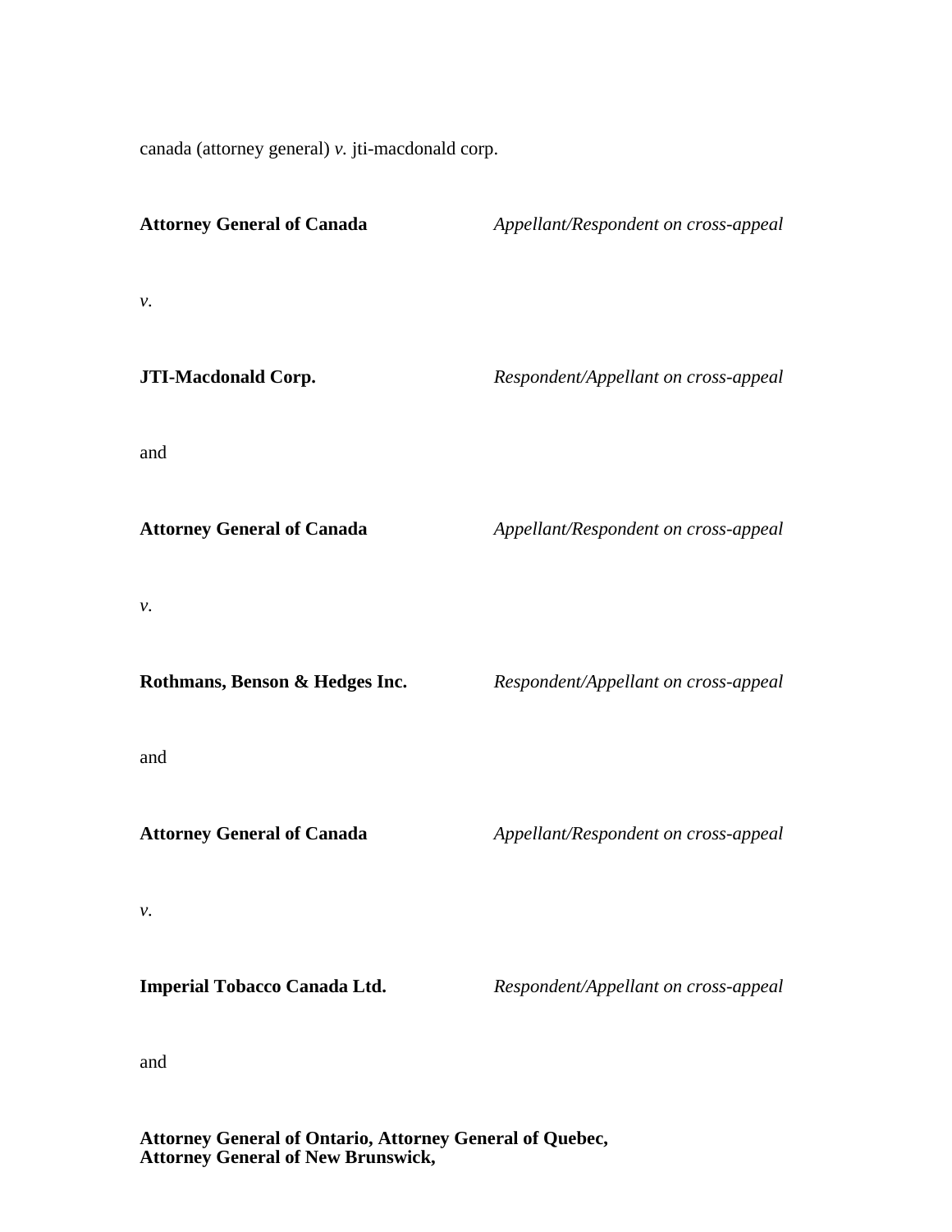canada (attorney general) *v.* jti-macdonald corp.

**Attorney General of Canada** *Appellant/Respondent on cross-appeal*

*v.*

**JTI-Macdonald Corp.** *Respondent/Appellant on cross-appeal*

and

**Attorney General of Canada** *Appellant/Respondent on cross-appeal*

*v.*

**Rothmans, Benson & Hedges Inc.** *Respondent/Appellant on cross-appeal*

and

**Attorney General of Canada** *Appellant/Respondent on cross-appeal*

*v.*

**Imperial Tobacco Canada Ltd.** *Respondent/Appellant on cross-appeal*

and

**Attorney General of Ontario, Attorney General of Quebec,**
**Attorney General of New Brunswick,**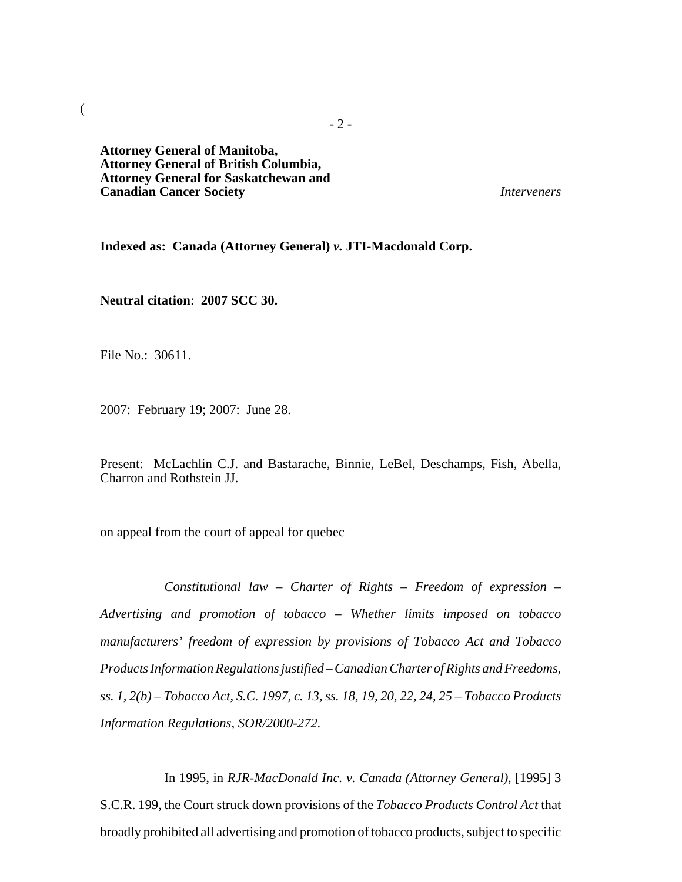**Attorney General of Manitoba,**
**Attorney General of British Columbia,**
**Attorney General for Saskatchewan and**
**Canadian Cancer Society** *Interveners*

**Indexed as: Canada (Attorney General)** ***v.*** **JTI-Macdonald Corp.**

**Neutral citation**: **2007 SCC 30.**

File No.: 30611.

2007: February 19; 2007: June 28.

Present: McLachlin C.J. and Bastarache, Binnie, LeBel, Deschamps, Fish, Abella, Charron and Rothstein JJ.

on appeal from the court of appeal for quebec

*Constitutional law – Charter of Rights – Freedom of expression – Advertising and promotion of tobacco – Whether limits imposed on tobacco manufacturers' freedom of expression by provisions of Tobacco Act and Tobacco Products Information Regulations justified – Canadian Charter of Rights and Freedoms, ss. 1, 2(b) – Tobacco Act, S.C. 1997, c. 13, ss. 18, 19, 20, 22, 24, 25 – Tobacco Products Information Regulations, SOR/2000-272.*

In 1995, in *RJR-MacDonald Inc. v. Canada (Attorney General)*, [1995] 3 S.C.R. 199, the Court struck down provisions of the *Tobacco Products Control Act* that broadly prohibited all advertising and promotion of tobacco products, subject to specific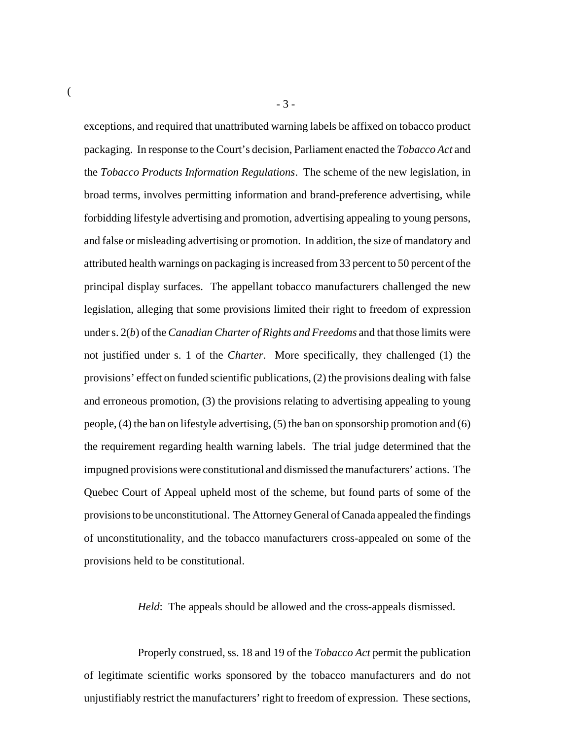exceptions, and required that unattributed warning labels be affixed on tobacco product packaging. In response to the Court's decision, Parliament enacted the *Tobacco Act* and the *Tobacco Products Information Regulations*. The scheme of the new legislation, in broad terms, involves permitting information and brand-preference advertising, while forbidding lifestyle advertising and promotion, advertising appealing to young persons, and false or misleading advertising or promotion. In addition, the size of mandatory and attributed health warnings on packaging is increased from 33 percent to 50 percent of the principal display surfaces. The appellant tobacco manufacturers challenged the new legislation, alleging that some provisions limited their right to freedom of expression under s. 2(*b*) of the *Canadian Charter of Rights and Freedoms* and that those limits were not justified under s. 1 of the *Charter*. More specifically, they challenged (1) the provisions' effect on funded scientific publications, (2) the provisions dealing with false and erroneous promotion, (3) the provisions relating to advertising appealing to young people, (4) the ban on lifestyle advertising, (5) the ban on sponsorship promotion and (6) the requirement regarding health warning labels. The trial judge determined that the impugned provisions were constitutional and dismissed the manufacturers' actions. The Quebec Court of Appeal upheld most of the scheme, but found parts of some of the provisions to be unconstitutional. The Attorney General of Canada appealed the findings of unconstitutionality, and the tobacco manufacturers cross-appealed on some of the provisions held to be constitutional.

*Held*: The appeals should be allowed and the cross-appeals dismissed.

Properly construed, ss. 18 and 19 of the *Tobacco Act* permit the publication of legitimate scientific works sponsored by the tobacco manufacturers and do not unjustifiably restrict the manufacturers' right to freedom of expression. These sections,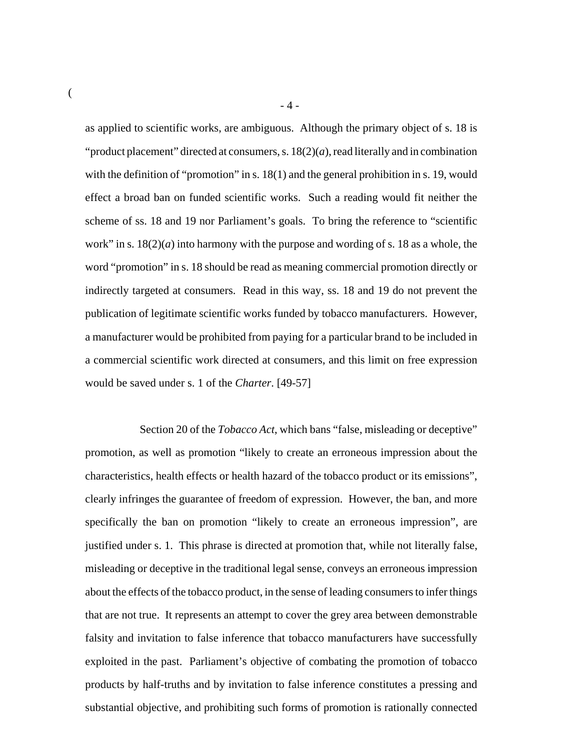as applied to scientific works, are ambiguous. Although the primary object of s. 18 is "product placement" directed at consumers, s. 18(2)(*a*), read literally and in combination with the definition of "promotion" in s. 18(1) and the general prohibition in s. 19, would effect a broad ban on funded scientific works. Such a reading would fit neither the scheme of ss. 18 and 19 nor Parliament's goals. To bring the reference to "scientific work" in s. 18(2)(*a*) into harmony with the purpose and wording of s. 18 as a whole, the word "promotion" in s. 18 should be read as meaning commercial promotion directly or indirectly targeted at consumers. Read in this way, ss. 18 and 19 do not prevent the publication of legitimate scientific works funded by tobacco manufacturers. However, a manufacturer would be prohibited from paying for a particular brand to be included in a commercial scientific work directed at consumers, and this limit on free expression would be saved under s. 1 of the *Charter*. [49-57]

Section 20 of the *Tobacco Act*, which bans "false, misleading or deceptive" promotion, as well as promotion "likely to create an erroneous impression about the characteristics, health effects or health hazard of the tobacco product or its emissions", clearly infringes the guarantee of freedom of expression. However, the ban, and more specifically the ban on promotion "likely to create an erroneous impression", are justified under s. 1. This phrase is directed at promotion that, while not literally false, misleading or deceptive in the traditional legal sense, conveys an erroneous impression about the effects of the tobacco product, in the sense of leading consumers to infer things that are not true. It represents an attempt to cover the grey area between demonstrable falsity and invitation to false inference that tobacco manufacturers have successfully exploited in the past. Parliament's objective of combating the promotion of tobacco products by half-truths and by invitation to false inference constitutes a pressing and substantial objective, and prohibiting such forms of promotion is rationally connected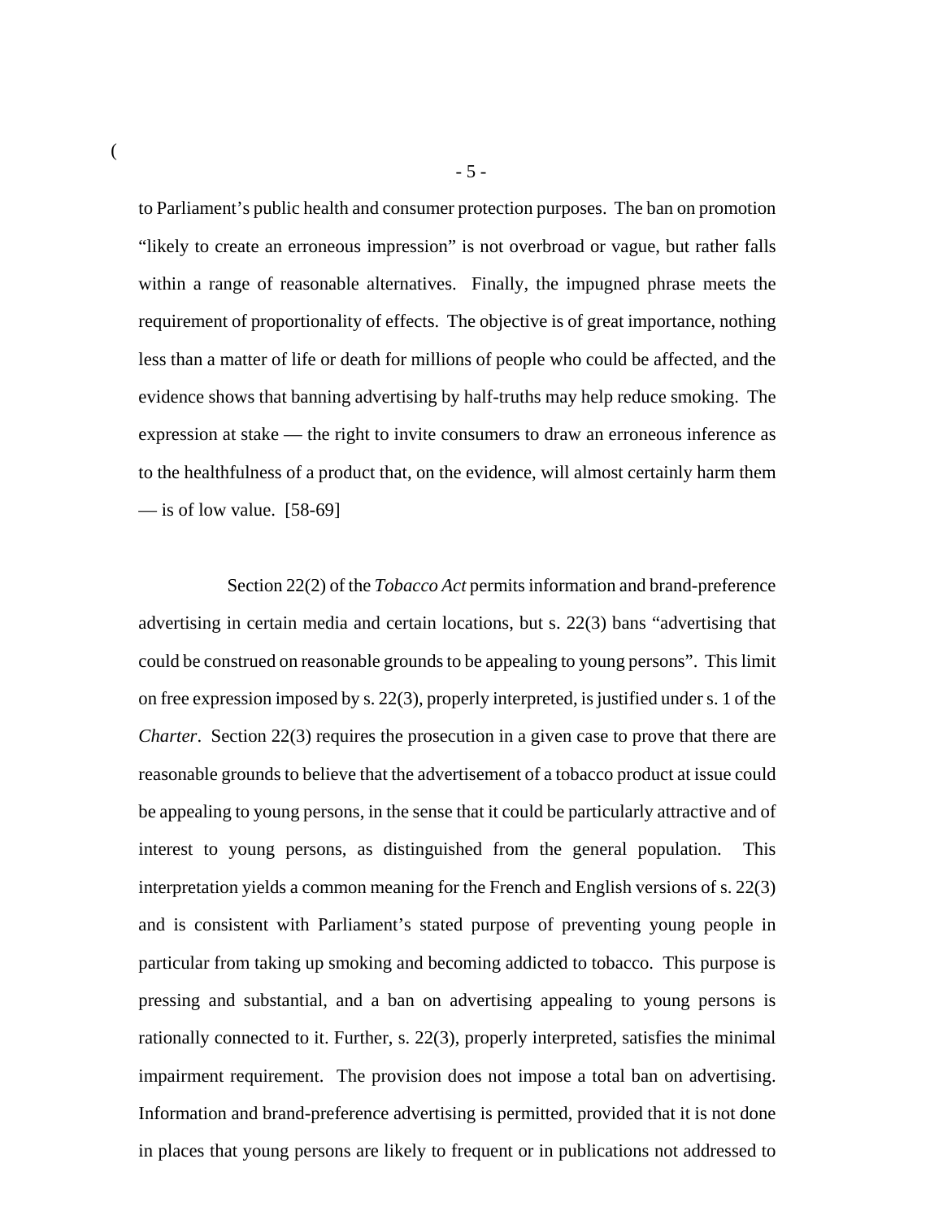to Parliament's public health and consumer protection purposes. The ban on promotion "likely to create an erroneous impression" is not overbroad or vague, but rather falls within a range of reasonable alternatives. Finally, the impugned phrase meets the requirement of proportionality of effects. The objective is of great importance, nothing less than a matter of life or death for millions of people who could be affected, and the evidence shows that banning advertising by half-truths may help reduce smoking. The expression at stake — the right to invite consumers to draw an erroneous inference as to the healthfulness of a product that, on the evidence, will almost certainly harm them — is of low value. [58-69]

Section 22(2) of the *Tobacco Act* permits information and brand-preference advertising in certain media and certain locations, but s. 22(3) bans "advertising that could be construed on reasonable grounds to be appealing to young persons". This limit on free expression imposed by s. 22(3), properly interpreted, is justified under s. 1 of the *Charter*. Section 22(3) requires the prosecution in a given case to prove that there are reasonable grounds to believe that the advertisement of a tobacco product at issue could be appealing to young persons, in the sense that it could be particularly attractive and of interest to young persons, as distinguished from the general population. This interpretation yields a common meaning for the French and English versions of s. 22(3) and is consistent with Parliament's stated purpose of preventing young people in particular from taking up smoking and becoming addicted to tobacco. This purpose is pressing and substantial, and a ban on advertising appealing to young persons is rationally connected to it. Further, s. 22(3), properly interpreted, satisfies the minimal impairment requirement. The provision does not impose a total ban on advertising. Information and brand-preference advertising is permitted, provided that it is not done in places that young persons are likely to frequent or in publications not addressed to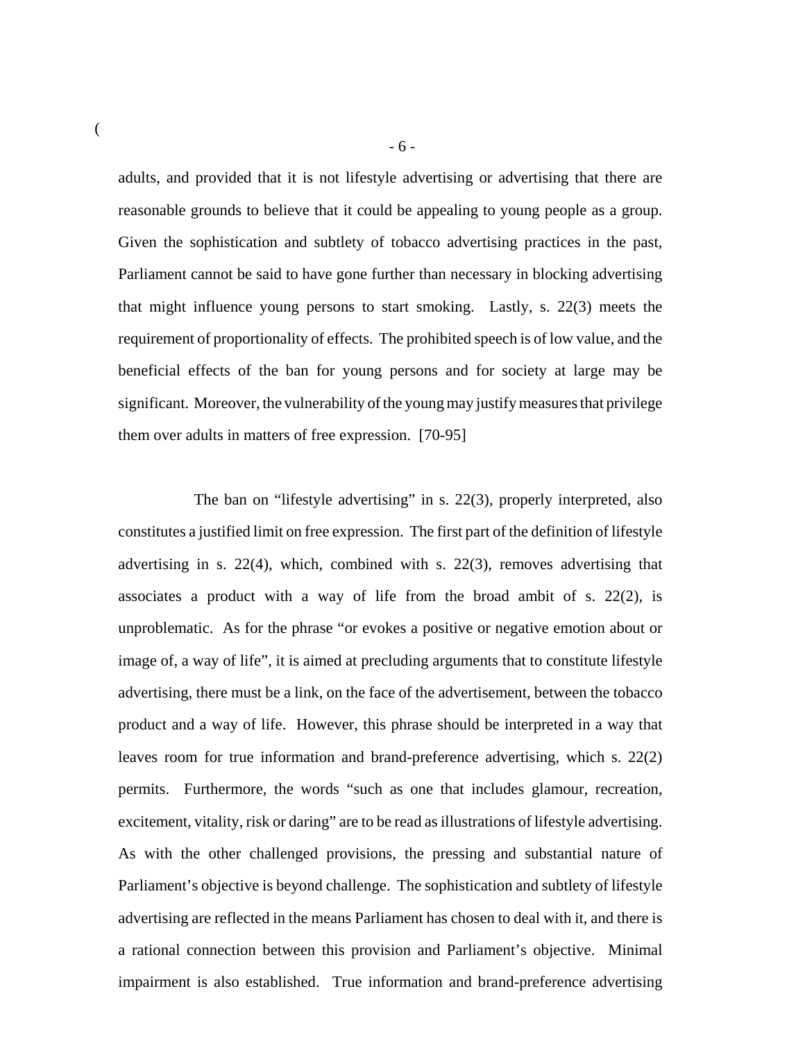adults, and provided that it is not lifestyle advertising or advertising that there are reasonable grounds to believe that it could be appealing to young people as a group. Given the sophistication and subtlety of tobacco advertising practices in the past, Parliament cannot be said to have gone further than necessary in blocking advertising that might influence young persons to start smoking. Lastly, s. 22(3) meets the requirement of proportionality of effects. The prohibited speech is of low value, and the beneficial effects of the ban for young persons and for society at large may be significant. Moreover, the vulnerability of the young may justify measures that privilege them over adults in matters of free expression. [70-95]

The ban on "lifestyle advertising" in s. 22(3), properly interpreted, also constitutes a justified limit on free expression. The first part of the definition of lifestyle advertising in s. 22(4), which, combined with s. 22(3), removes advertising that associates a product with a way of life from the broad ambit of s. 22(2), is unproblematic. As for the phrase "or evokes a positive or negative emotion about or image of, a way of life", it is aimed at precluding arguments that to constitute lifestyle advertising, there must be a link, on the face of the advertisement, between the tobacco product and a way of life. However, this phrase should be interpreted in a way that leaves room for true information and brand-preference advertising, which s. 22(2) permits. Furthermore, the words "such as one that includes glamour, recreation, excitement, vitality, risk or daring" are to be read as illustrations of lifestyle advertising. As with the other challenged provisions, the pressing and substantial nature of Parliament's objective is beyond challenge. The sophistication and subtlety of lifestyle advertising are reflected in the means Parliament has chosen to deal with it, and there is a rational connection between this provision and Parliament's objective. Minimal impairment is also established. True information and brand-preference advertising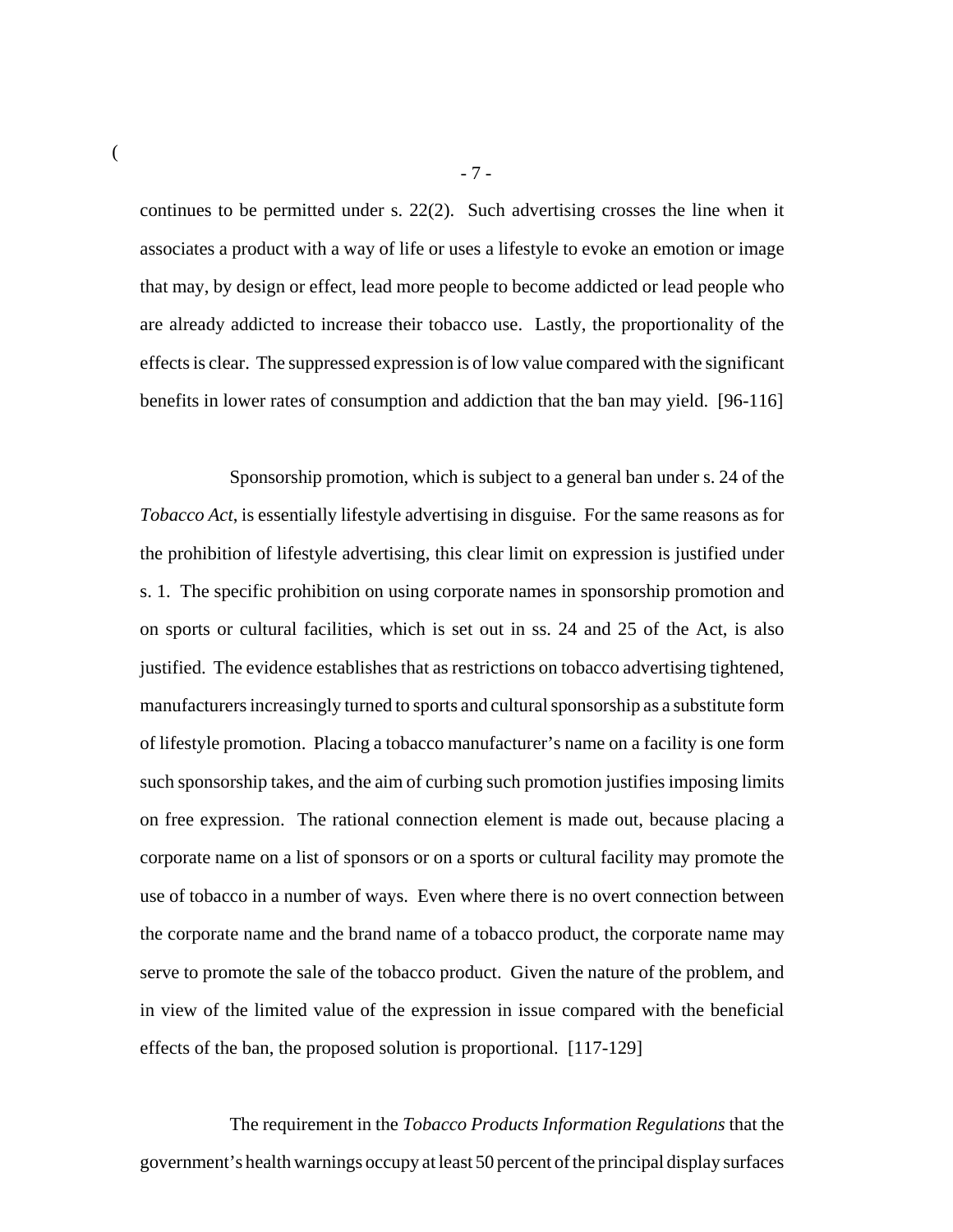continues to be permitted under s. 22(2). Such advertising crosses the line when it associates a product with a way of life or uses a lifestyle to evoke an emotion or image that may, by design or effect, lead more people to become addicted or lead people who are already addicted to increase their tobacco use. Lastly, the proportionality of the effects is clear. The suppressed expression is of low value compared with the significant benefits in lower rates of consumption and addiction that the ban may yield. [96-116]

Sponsorship promotion, which is subject to a general ban under s. 24 of the *Tobacco Act*, is essentially lifestyle advertising in disguise. For the same reasons as for the prohibition of lifestyle advertising, this clear limit on expression is justified under s. 1. The specific prohibition on using corporate names in sponsorship promotion and on sports or cultural facilities, which is set out in ss. 24 and 25 of the Act, is also justified. The evidence establishes that as restrictions on tobacco advertising tightened, manufacturers increasingly turned to sports and cultural sponsorship as a substitute form of lifestyle promotion. Placing a tobacco manufacturer's name on a facility is one form such sponsorship takes, and the aim of curbing such promotion justifies imposing limits on free expression. The rational connection element is made out, because placing a corporate name on a list of sponsors or on a sports or cultural facility may promote the use of tobacco in a number of ways. Even where there is no overt connection between the corporate name and the brand name of a tobacco product, the corporate name may serve to promote the sale of the tobacco product. Given the nature of the problem, and in view of the limited value of the expression in issue compared with the beneficial effects of the ban, the proposed solution is proportional. [117-129]

The requirement in the *Tobacco Products Information Regulations* that the government's health warnings occupy at least 50 percent of the principal display surfaces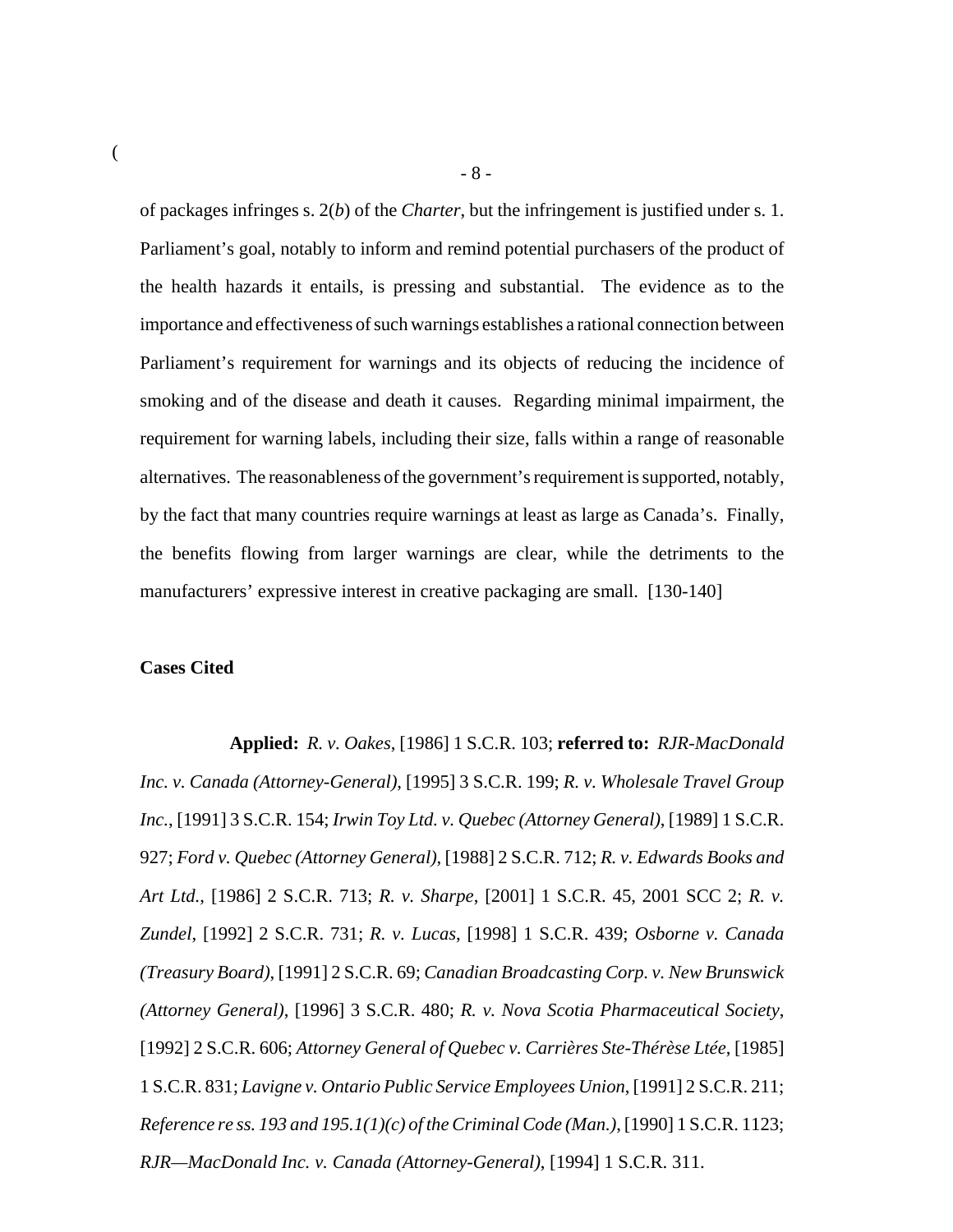of packages infringes s. 2(*b*) of the *Charter*, but the infringement is justified under s. 1. Parliament's goal, notably to inform and remind potential purchasers of the product of the health hazards it entails, is pressing and substantial. The evidence as to the importance and effectiveness of such warnings establishes a rational connection between Parliament's requirement for warnings and its objects of reducing the incidence of smoking and of the disease and death it causes. Regarding minimal impairment, the requirement for warning labels, including their size, falls within a range of reasonable alternatives. The reasonableness of the government's requirement is supported, notably, by the fact that many countries require warnings at least as large as Canada's. Finally, the benefits flowing from larger warnings are clear, while the detriments to the manufacturers' expressive interest in creative packaging are small. [130-140]

**Cases Cited**

**Applied:** *R. v. Oakes*, [1986] 1 S.C.R. 103; **referred to:** *RJR-MacDonald Inc. v. Canada (Attorney-General)*, [1995] 3 S.C.R. 199; *R. v. Wholesale Travel Group Inc.*, [1991] 3 S.C.R. 154; *Irwin Toy Ltd. v. Quebec (Attorney General)*, [1989] 1 S.C.R. 927; *Ford v. Quebec (Attorney General)*, [1988] 2 S.C.R. 712; *R. v. Edwards Books and Art Ltd.*, [1986] 2 S.C.R. 713; *R. v. Sharpe*, [2001] 1 S.C.R. 45, 2001 SCC 2; *R. v. Zundel*, [1992] 2 S.C.R. 731; *R. v. Lucas*, [1998] 1 S.C.R. 439; *Osborne v. Canada (Treasury Board)*, [1991] 2 S.C.R. 69; *Canadian Broadcasting Corp. v. New Brunswick (Attorney General)*, [1996] 3 S.C.R. 480; *R. v. Nova Scotia Pharmaceutical Society*, [1992] 2 S.C.R. 606; *Attorney General of Quebec v. Carrières Ste-Thérèse Ltée*, [1985] 1 S.C.R. 831; *Lavigne v. Ontario Public Service Employees Union*, [1991] 2 S.C.R. 211; *Reference re ss. 193 and 195.1(1)(c) of the Criminal Code (Man.)*, [1990] 1 S.C.R. 1123; *RJR—MacDonald Inc. v. Canada (Attorney-General)*, [1994] 1 S.C.R. 311.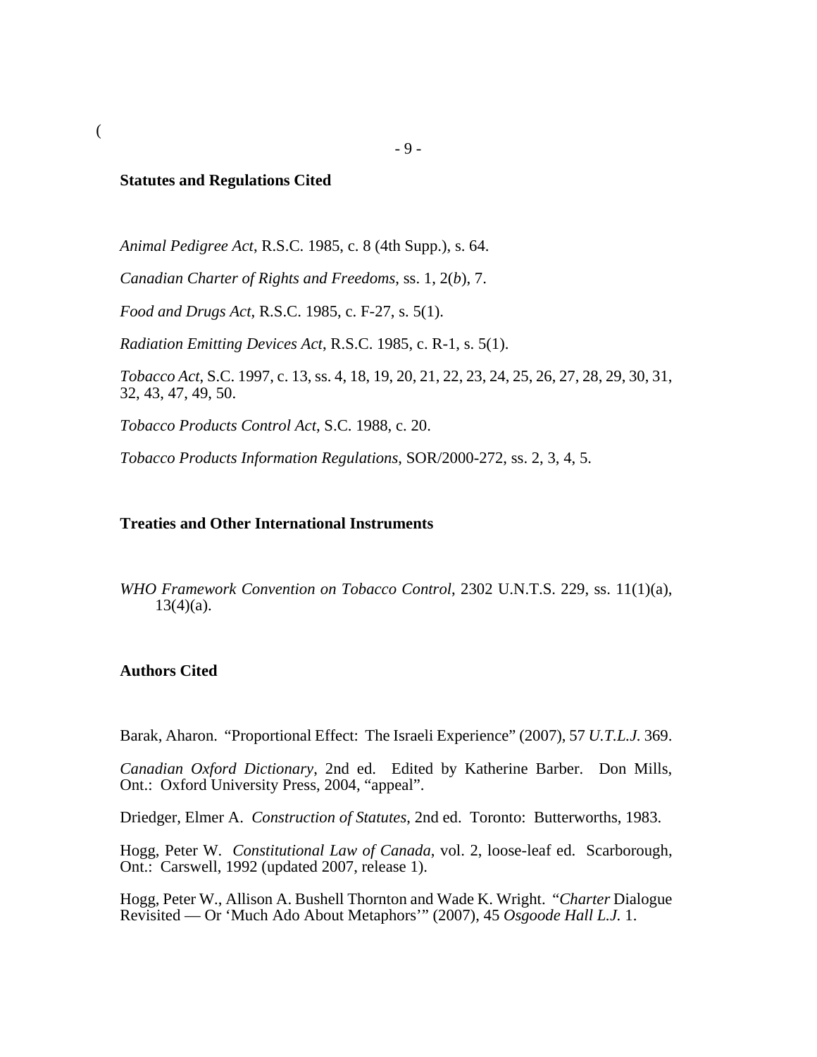**Statutes and Regulations Cited**

*Animal Pedigree Act*, R.S.C. 1985, c. 8 (4th Supp.), s. 64.

*Canadian Charter of Rights and Freedoms*, ss. 1, 2(*b*), 7.

*Food and Drugs Act*, R.S.C. 1985, c. F-27, s. 5(1).

*Radiation Emitting Devices Act*, R.S.C. 1985, c. R-1, s. 5(1).

*Tobacco Act*, S.C. 1997, c. 13, ss. 4, 18, 19, 20, 21, 22, 23, 24, 25, 26, 27, 28, 29, 30, 31, 32, 43, 47, 49, 50.

*Tobacco Products Control Act*, S.C. 1988, c. 20.

*Tobacco Products Information Regulations*, SOR/2000-272, ss. 2, 3, 4, 5.

**Treaties and Other International Instruments**

*WHO Framework Convention on Tobacco Control*, 2302 U.N.T.S. 229, ss. 11(1)(a), 13(4)(a).

**Authors Cited**

Barak, Aharon. "Proportional Effect: The Israeli Experience" (2007), 57 *U.T.L.J.* 369.

*Canadian Oxford Dictionary*, 2nd ed. Edited by Katherine Barber. Don Mills, Ont.: Oxford University Press, 2004, "appeal".

Driedger, Elmer A. *Construction of Statutes*, 2nd ed. Toronto: Butterworths, 1983.

Hogg, Peter W. *Constitutional Law of Canada*, vol. 2, loose-leaf ed. Scarborough, Ont.: Carswell, 1992 (updated 2007, release 1).

Hogg, Peter W., Allison A. Bushell Thornton and Wade K. Wright. "*Charter* Dialogue Revisited — Or 'Much Ado About Metaphors'" (2007), 45 *Osgoode Hall L.J.* 1.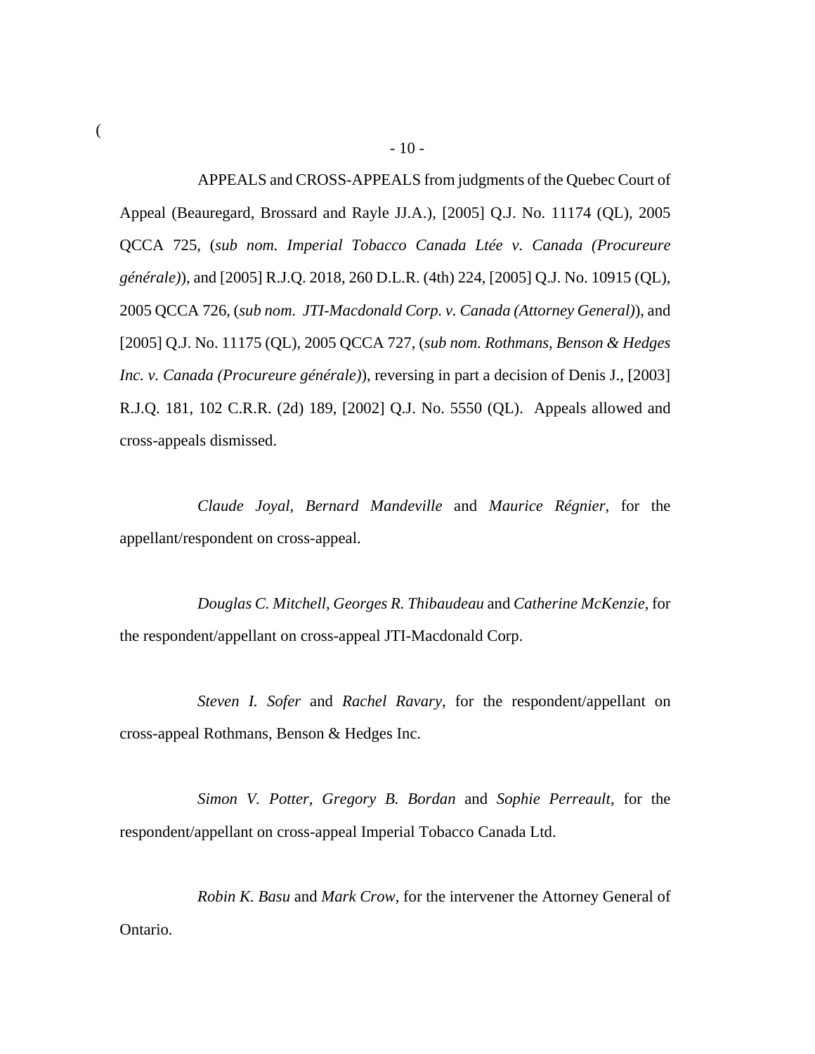APPEALS and CROSS-APPEALS from judgments of the Quebec Court of Appeal (Beauregard, Brossard and Rayle JJ.A.), [2005] Q.J. No. 11174 (QL), 2005 QCCA 725, (*sub nom. Imperial Tobacco Canada Ltée v. Canada (Procureure générale)*), and [2005] R.J.Q. 2018, 260 D.L.R. (4th) 224, [2005] Q.J. No. 10915 (QL), 2005 QCCA 726, (*sub nom. JTI-Macdonald Corp. v. Canada (Attorney General)*), and [2005] Q.J. No. 11175 (QL), 2005 QCCA 727, (*sub nom. Rothmans, Benson & Hedges Inc. v. Canada (Procureure générale)*), reversing in part a decision of Denis J., [2003] R.J.Q. 181, 102 C.R.R. (2d) 189, [2002] Q.J. No. 5550 (QL). Appeals allowed and cross-appeals dismissed.

*Claude Joyal*, *Bernard Mandeville* and *Maurice Régnier*, for the appellant/respondent on cross-appeal.

*Douglas C. Mitchell*, *Georges R. Thibaudeau* and *Catherine McKenzie*, for the respondent/appellant on cross-appeal JTI-Macdonald Corp.

*Steven I. Sofer* and *Rachel Ravary*, for the respondent/appellant on cross-appeal Rothmans, Benson & Hedges Inc.

*Simon V. Potter*, *Gregory B. Bordan* and *Sophie Perreault*, for the respondent/appellant on cross-appeal Imperial Tobacco Canada Ltd.

*Robin K. Basu* and *Mark Crow*, for the intervener the Attorney General of Ontario.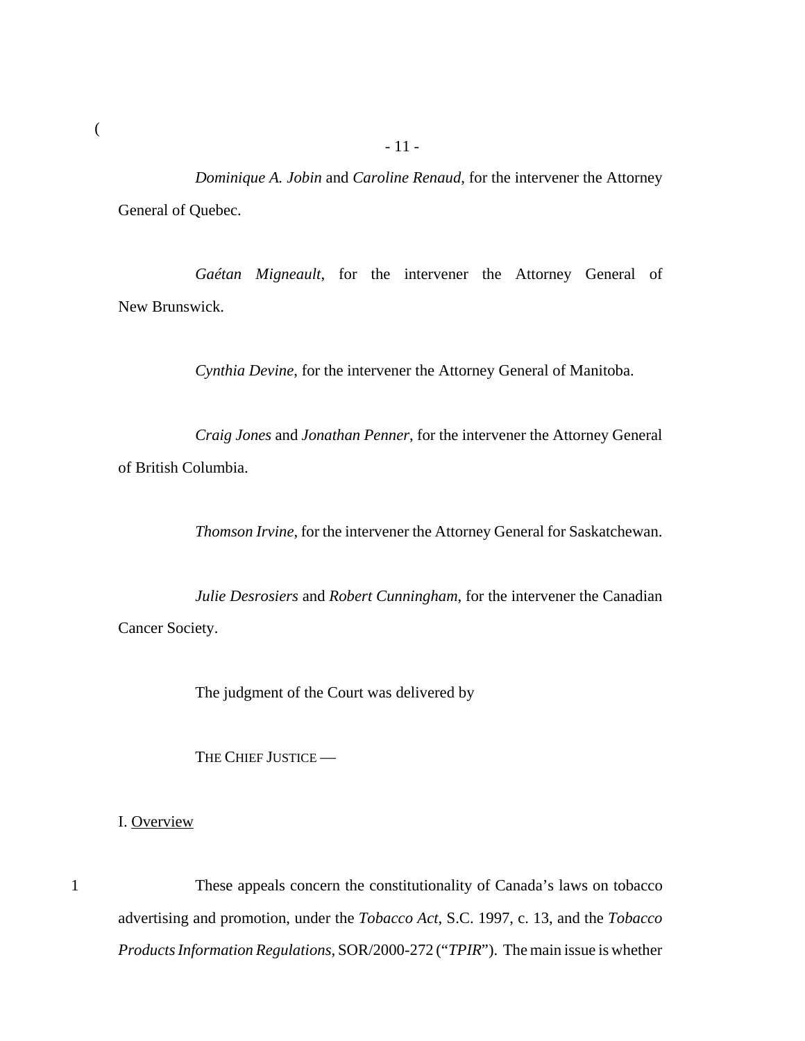*Dominique A. Jobin* and *Caroline Renaud*, for the intervener the Attorney General of Quebec.

*Gaétan Migneault*, for the intervener the Attorney General of New Brunswick.

*Cynthia Devine*, for the intervener the Attorney General of Manitoba.

*Craig Jones* and *Jonathan Penner*, for the intervener the Attorney General of British Columbia.

*Thomson Irvine*, for the intervener the Attorney General for Saskatchewan.

*Julie Desrosiers* and *Robert Cunningham*, for the intervener the Canadian Cancer Society.

The judgment of the Court was delivered by

THE CHIEF JUSTICE —

## I. Overview

1 These appeals concern the constitutionality of Canada's laws on tobacco advertising and promotion, under the *Tobacco Act*, S.C. 1997, c. 13, and the *Tobacco Products Information Regulations*, SOR/2000-272 ("*TPIR*"). The main issue is whether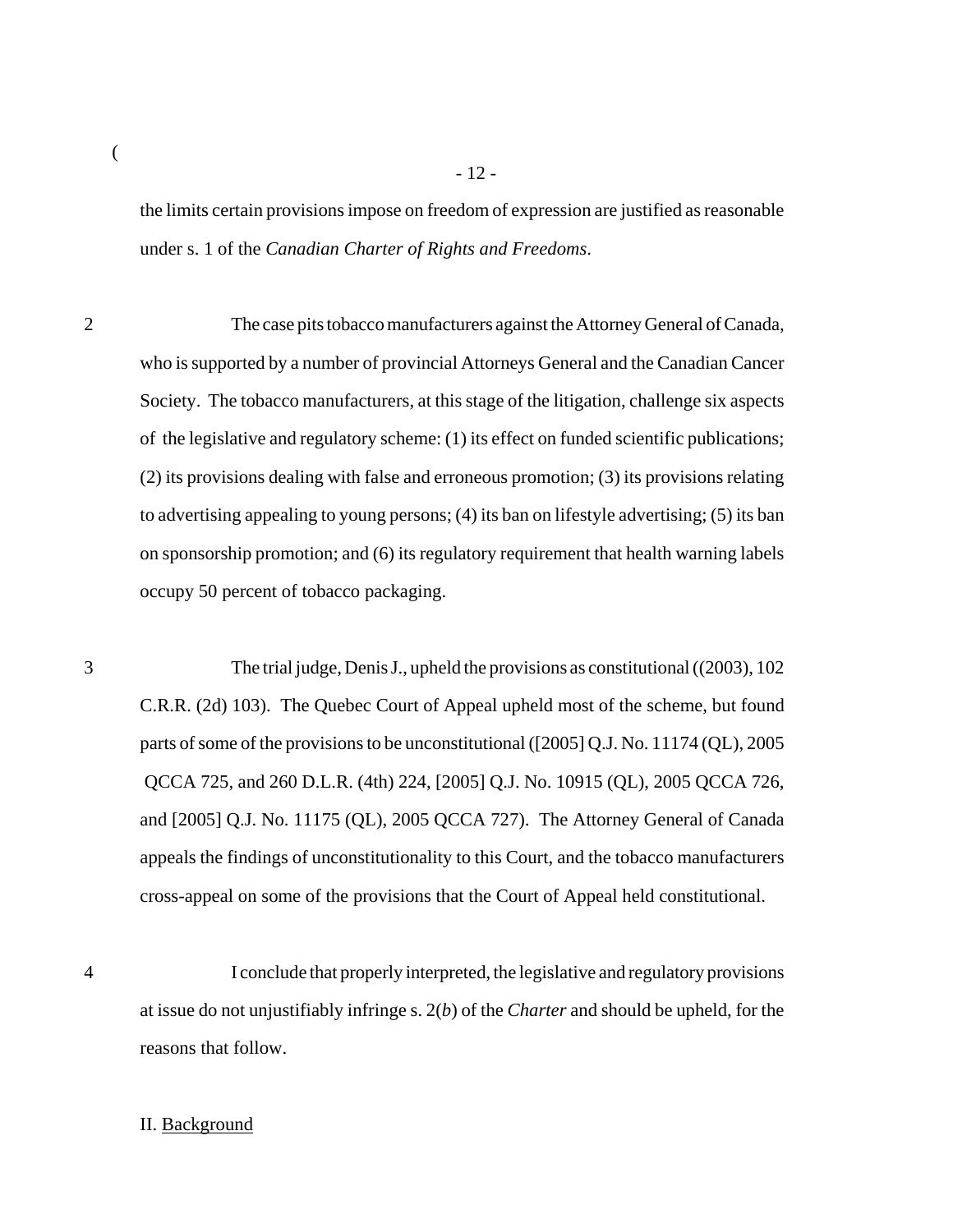the limits certain provisions impose on freedom of expression are justified as reasonable under s. 1 of the *Canadian Charter of Rights and Freedoms*.

2 The case pits tobacco manufacturers against the Attorney General of Canada, who is supported by a number of provincial Attorneys General and the Canadian Cancer Society. The tobacco manufacturers, at this stage of the litigation, challenge six aspects of the legislative and regulatory scheme: (1) its effect on funded scientific publications; (2) its provisions dealing with false and erroneous promotion; (3) its provisions relating to advertising appealing to young persons; (4) its ban on lifestyle advertising; (5) its ban on sponsorship promotion; and (6) its regulatory requirement that health warning labels occupy 50 percent of tobacco packaging.

3 The trial judge, Denis J., upheld the provisions as constitutional ((2003), 102 C.R.R. (2d) 103). The Quebec Court of Appeal upheld most of the scheme, but found parts of some of the provisions to be unconstitutional ([2005] Q.J. No. 11174 (QL), 2005 QCCA 725, and 260 D.L.R. (4th) 224, [2005] Q.J. No. 10915 (QL), 2005 QCCA 726, and [2005] Q.J. No. 11175 (QL), 2005 QCCA 727). The Attorney General of Canada appeals the findings of unconstitutionality to this Court, and the tobacco manufacturers cross-appeal on some of the provisions that the Court of Appeal held constitutional.

4 I conclude that properly interpreted, the legislative and regulatory provisions at issue do not unjustifiably infringe s. 2(*b*) of the *Charter* and should be upheld, for the reasons that follow.

## II. Background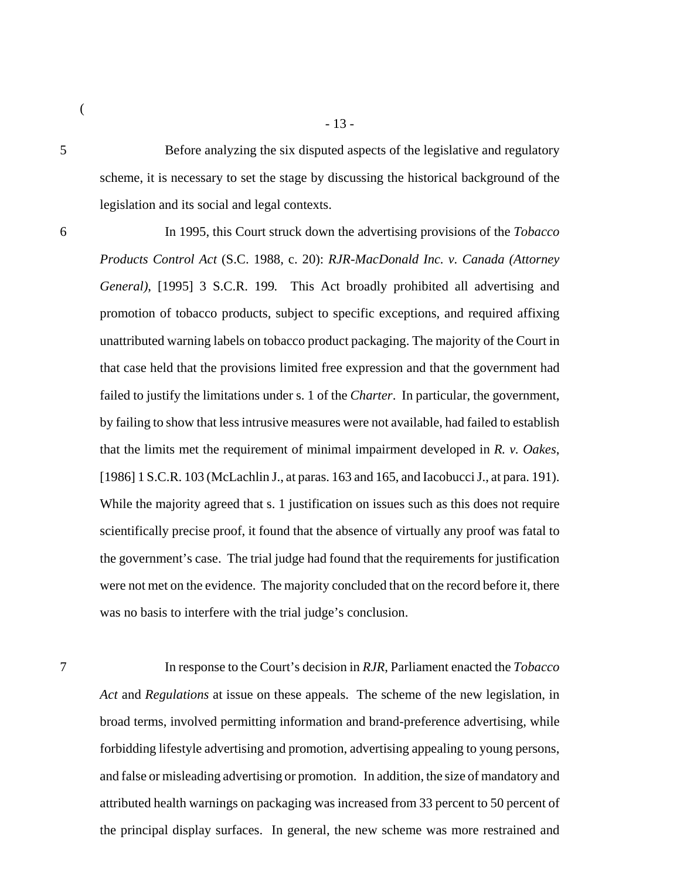5 Before analyzing the six disputed aspects of the legislative and regulatory scheme, it is necessary to set the stage by discussing the historical background of the legislation and its social and legal contexts.

6 In 1995, this Court struck down the advertising provisions of the *Tobacco Products Control Act* (S.C. 1988, c. 20): *RJR-MacDonald Inc. v. Canada (Attorney General)*, [1995] 3 S.C.R. 199. This Act broadly prohibited all advertising and promotion of tobacco products, subject to specific exceptions, and required affixing unattributed warning labels on tobacco product packaging. The majority of the Court in that case held that the provisions limited free expression and that the government had failed to justify the limitations under s. 1 of the *Charter*. In particular, the government, by failing to show that less intrusive measures were not available, had failed to establish that the limits met the requirement of minimal impairment developed in *R. v. Oakes*, [1986] 1 S.C.R. 103 (McLachlin J., at paras. 163 and 165, and Iacobucci J., at para. 191). While the majority agreed that s. 1 justification on issues such as this does not require scientifically precise proof, it found that the absence of virtually any proof was fatal to the government's case. The trial judge had found that the requirements for justification were not met on the evidence. The majority concluded that on the record before it, there was no basis to interfere with the trial judge's conclusion.

7 In response to the Court's decision in *RJR*, Parliament enacted the *Tobacco Act* and *Regulations* at issue on these appeals. The scheme of the new legislation, in broad terms, involved permitting information and brand-preference advertising, while forbidding lifestyle advertising and promotion, advertising appealing to young persons, and false or misleading advertising or promotion. In addition, the size of mandatory and attributed health warnings on packaging was increased from 33 percent to 50 percent of the principal display surfaces. In general, the new scheme was more restrained and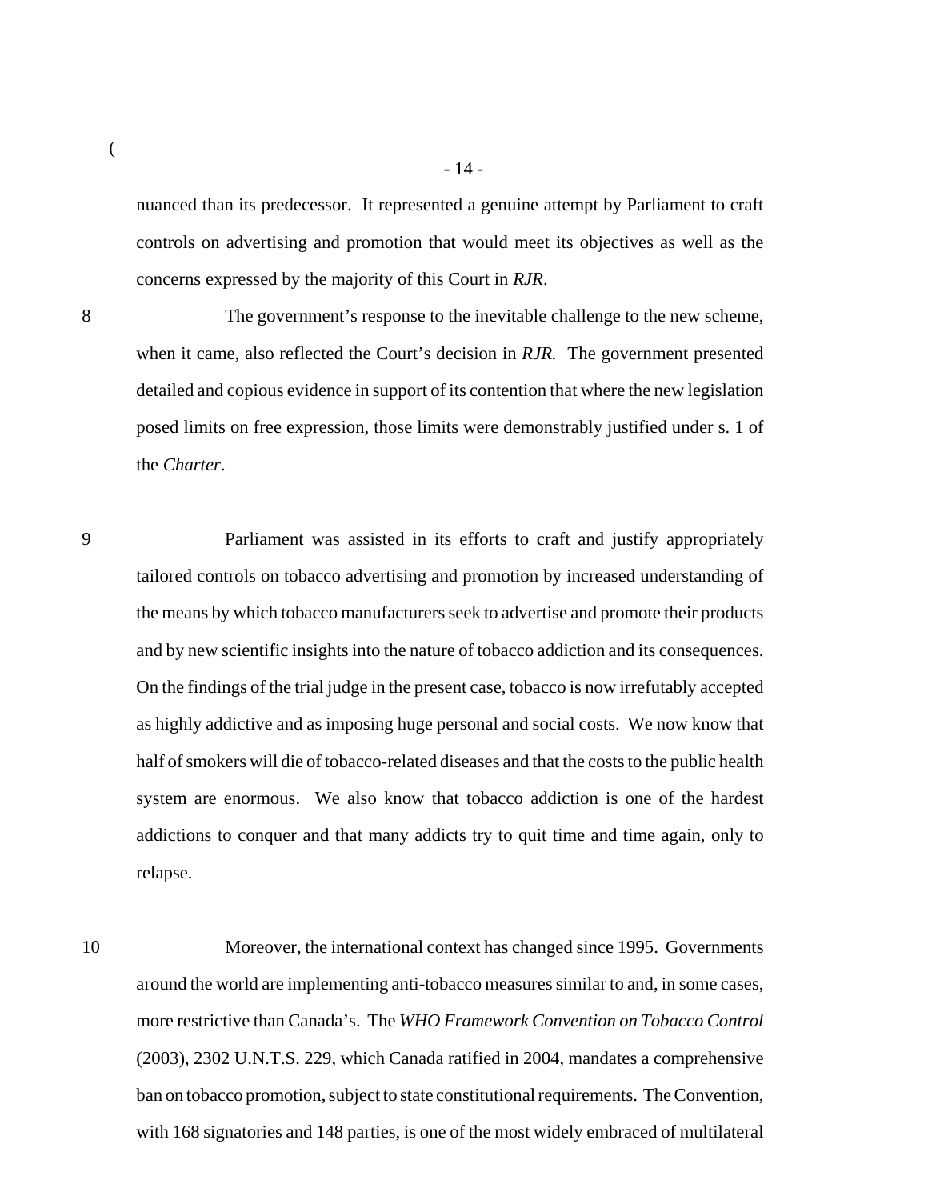nuanced than its predecessor. It represented a genuine attempt by Parliament to craft controls on advertising and promotion that would meet its objectives as well as the concerns expressed by the majority of this Court in *RJR*.

8 The government's response to the inevitable challenge to the new scheme, when it came, also reflected the Court's decision in *RJR.* The government presented detailed and copious evidence in support of its contention that where the new legislation posed limits on free expression, those limits were demonstrably justified under s. 1 of the *Charter*.

9 Parliament was assisted in its efforts to craft and justify appropriately tailored controls on tobacco advertising and promotion by increased understanding of the means by which tobacco manufacturers seek to advertise and promote their products and by new scientific insights into the nature of tobacco addiction and its consequences. On the findings of the trial judge in the present case, tobacco is now irrefutably accepted as highly addictive and as imposing huge personal and social costs. We now know that half of smokers will die of tobacco-related diseases and that the costs to the public health system are enormous. We also know that tobacco addiction is one of the hardest addictions to conquer and that many addicts try to quit time and time again, only to relapse.

10 Moreover, the international context has changed since 1995. Governments around the world are implementing anti-tobacco measures similar to and, in some cases, more restrictive than Canada's. The *WHO Framework Convention on Tobacco Control* (2003), 2302 U.N.T.S. 229, which Canada ratified in 2004, mandates a comprehensive ban on tobacco promotion, subject to state constitutional requirements. The Convention, with 168 signatories and 148 parties, is one of the most widely embraced of multilateral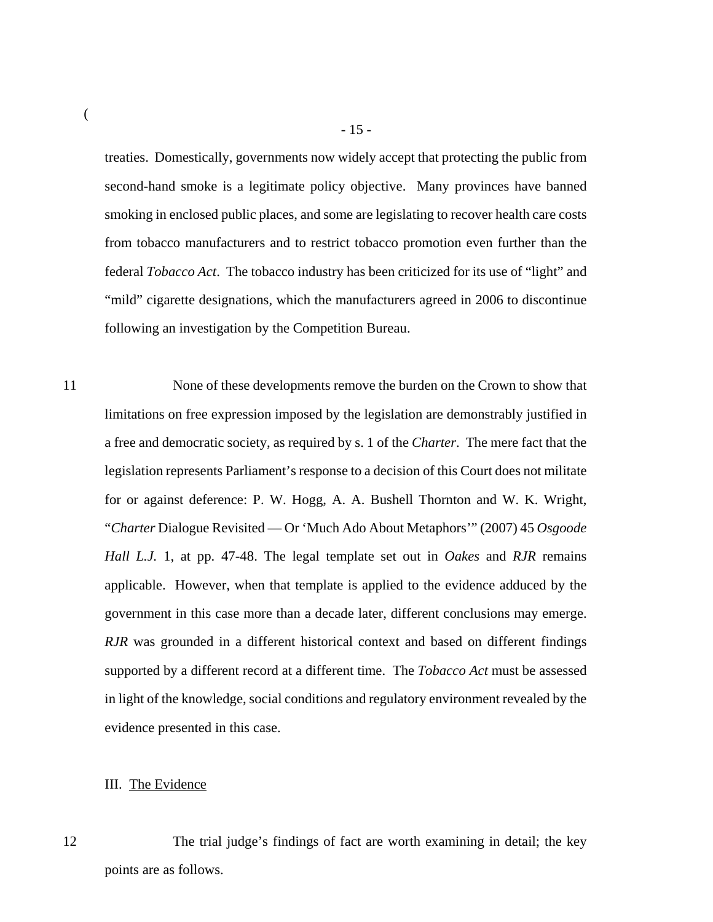treaties. Domestically, governments now widely accept that protecting the public from second-hand smoke is a legitimate policy objective. Many provinces have banned smoking in enclosed public places, and some are legislating to recover health care costs from tobacco manufacturers and to restrict tobacco promotion even further than the federal *Tobacco Act*. The tobacco industry has been criticized for its use of "light" and "mild" cigarette designations, which the manufacturers agreed in 2006 to discontinue following an investigation by the Competition Bureau.

11 None of these developments remove the burden on the Crown to show that limitations on free expression imposed by the legislation are demonstrably justified in a free and democratic society, as required by s. 1 of the *Charter*. The mere fact that the legislation represents Parliament's response to a decision of this Court does not militate for or against deference: P. W. Hogg, A. A. Bushell Thornton and W. K. Wright, "*Charter* Dialogue Revisited — Or 'Much Ado About Metaphors'" (2007) 45 *Osgoode Hall L.J.* 1, at pp. 47-48. The legal template set out in *Oakes* and *RJR* remains applicable. However, when that template is applied to the evidence adduced by the government in this case more than a decade later, different conclusions may emerge. *RJR* was grounded in a different historical context and based on different findings supported by a different record at a different time. The *Tobacco Act* must be assessed in light of the knowledge, social conditions and regulatory environment revealed by the evidence presented in this case.

## III. The Evidence

12 The trial judge's findings of fact are worth examining in detail; the key points are as follows.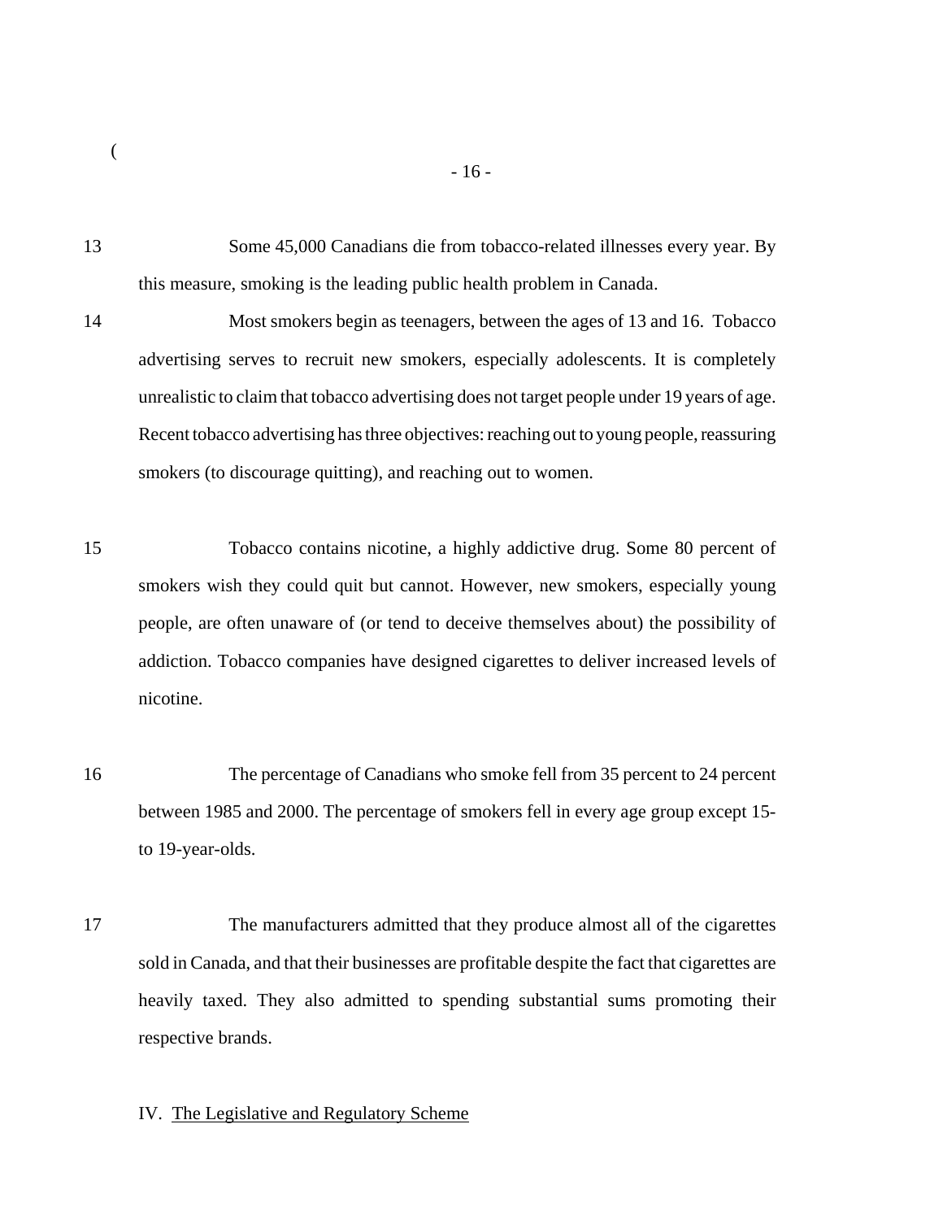13 Some 45,000 Canadians die from tobacco-related illnesses every year. By this measure, smoking is the leading public health problem in Canada.

14 Most smokers begin as teenagers, between the ages of 13 and 16. Tobacco advertising serves to recruit new smokers, especially adolescents. It is completely unrealistic to claim that tobacco advertising does not target people under 19 years of age. Recent tobacco advertising has three objectives: reaching out to young people, reassuring smokers (to discourage quitting), and reaching out to women.

15 Tobacco contains nicotine, a highly addictive drug. Some 80 percent of smokers wish they could quit but cannot. However, new smokers, especially young people, are often unaware of (or tend to deceive themselves about) the possibility of addiction. Tobacco companies have designed cigarettes to deliver increased levels of nicotine.

16 The percentage of Canadians who smoke fell from 35 percent to 24 percent between 1985 and 2000. The percentage of smokers fell in every age group except 15- to 19-year-olds.

17 The manufacturers admitted that they produce almost all of the cigarettes sold in Canada, and that their businesses are profitable despite the fact that cigarettes are heavily taxed. They also admitted to spending substantial sums promoting their respective brands.

## IV. The Legislative and Regulatory Scheme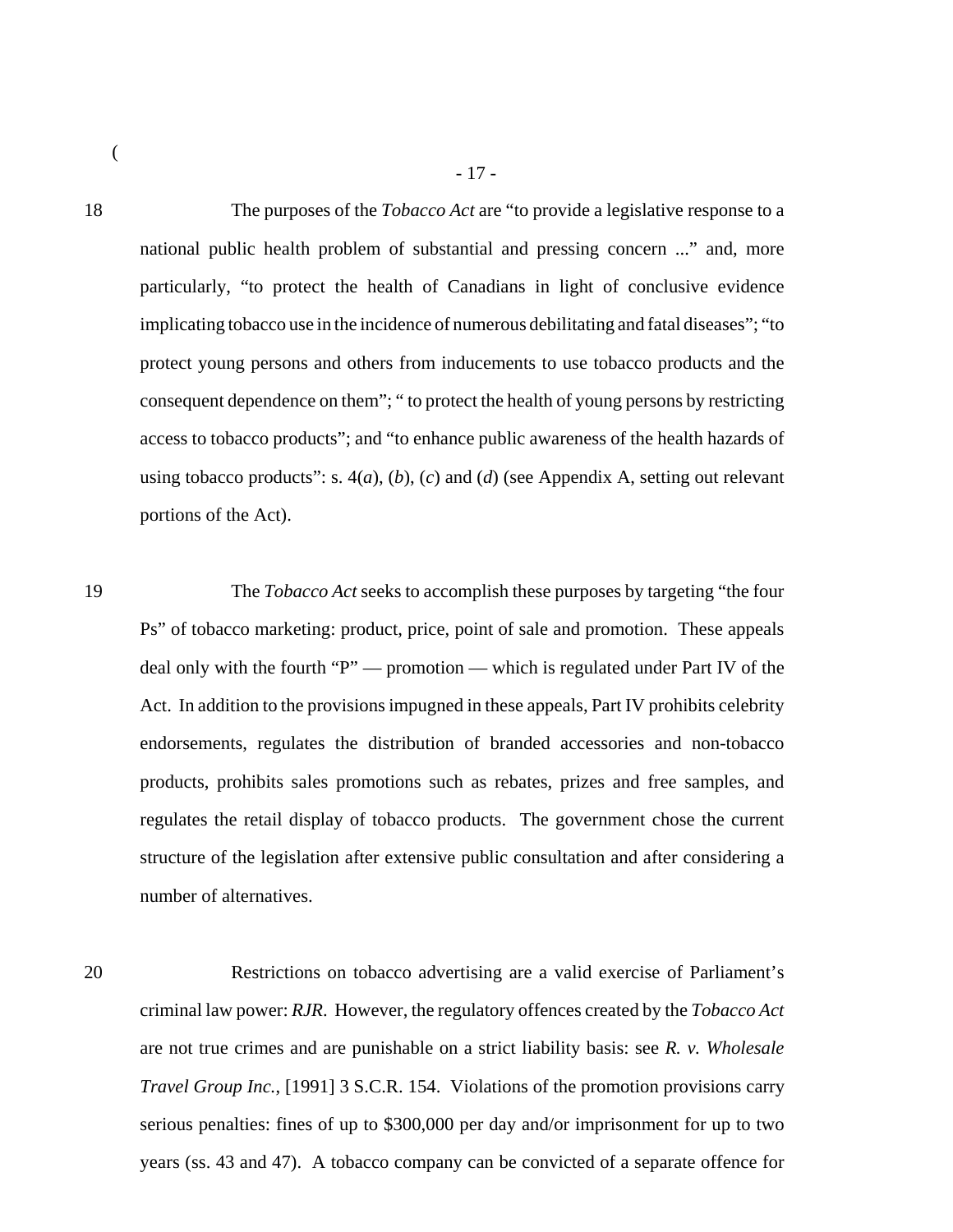18 The purposes of the *Tobacco Act* are "to provide a legislative response to a national public health problem of substantial and pressing concern ..." and, more particularly, "to protect the health of Canadians in light of conclusive evidence implicating tobacco use in the incidence of numerous debilitating and fatal diseases"; "to protect young persons and others from inducements to use tobacco products and the consequent dependence on them"; " to protect the health of young persons by restricting access to tobacco products"; and "to enhance public awareness of the health hazards of using tobacco products": s. 4(*a*), (*b*), (*c*) and (*d*) (see Appendix A, setting out relevant portions of the Act).

19 The *Tobacco Act* seeks to accomplish these purposes by targeting "the four Ps" of tobacco marketing: product, price, point of sale and promotion. These appeals deal only with the fourth "P" — promotion — which is regulated under Part IV of the Act. In addition to the provisions impugned in these appeals, Part IV prohibits celebrity endorsements, regulates the distribution of branded accessories and non-tobacco products, prohibits sales promotions such as rebates, prizes and free samples, and regulates the retail display of tobacco products. The government chose the current structure of the legislation after extensive public consultation and after considering a number of alternatives.

20 Restrictions on tobacco advertising are a valid exercise of Parliament's criminal law power: *RJR*. However, the regulatory offences created by the *Tobacco Act* are not true crimes and are punishable on a strict liability basis: see *R. v. Wholesale Travel Group Inc.*, [1991] 3 S.C.R. 154. Violations of the promotion provisions carry serious penalties: fines of up to $300,000 per day and/or imprisonment for up to two years (ss. 43 and 47). A tobacco company can be convicted of a separate offence for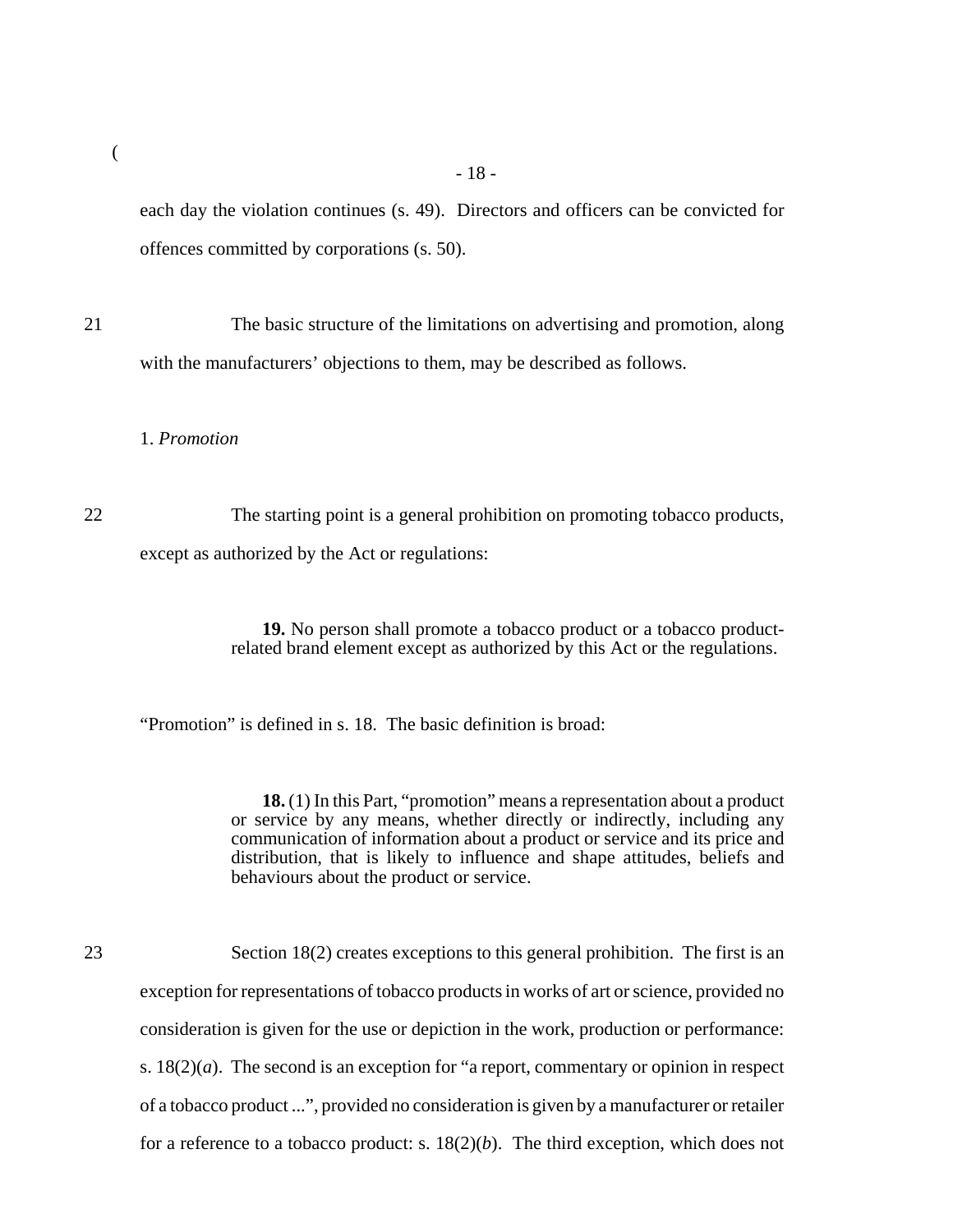each day the violation continues (s. 49). Directors and officers can be convicted for offences committed by corporations (s. 50).

21 The basic structure of the limitations on advertising and promotion, along with the manufacturers' objections to them, may be described as follows.

1. *Promotion*

22 The starting point is a general prohibition on promoting tobacco products, except as authorized by the Act or regulations:

> **19.** No person shall promote a tobacco product or a tobacco product-related brand element except as authorized by this Act or the regulations.

"Promotion" is defined in s. 18. The basic definition is broad:

> **18.** (1) In this Part, "promotion" means a representation about a product or service by any means, whether directly or indirectly, including any communication of information about a product or service and its price and distribution, that is likely to influence and shape attitudes, beliefs and behaviours about the product or service.

23 Section 18(2) creates exceptions to this general prohibition. The first is an exception for representations of tobacco products in works of art or science, provided no consideration is given for the use or depiction in the work, production or performance: s. 18(2)(*a*). The second is an exception for "a report, commentary or opinion in respect of a tobacco product ...", provided no consideration is given by a manufacturer or retailer for a reference to a tobacco product: s. 18(2)(*b*). The third exception, which does not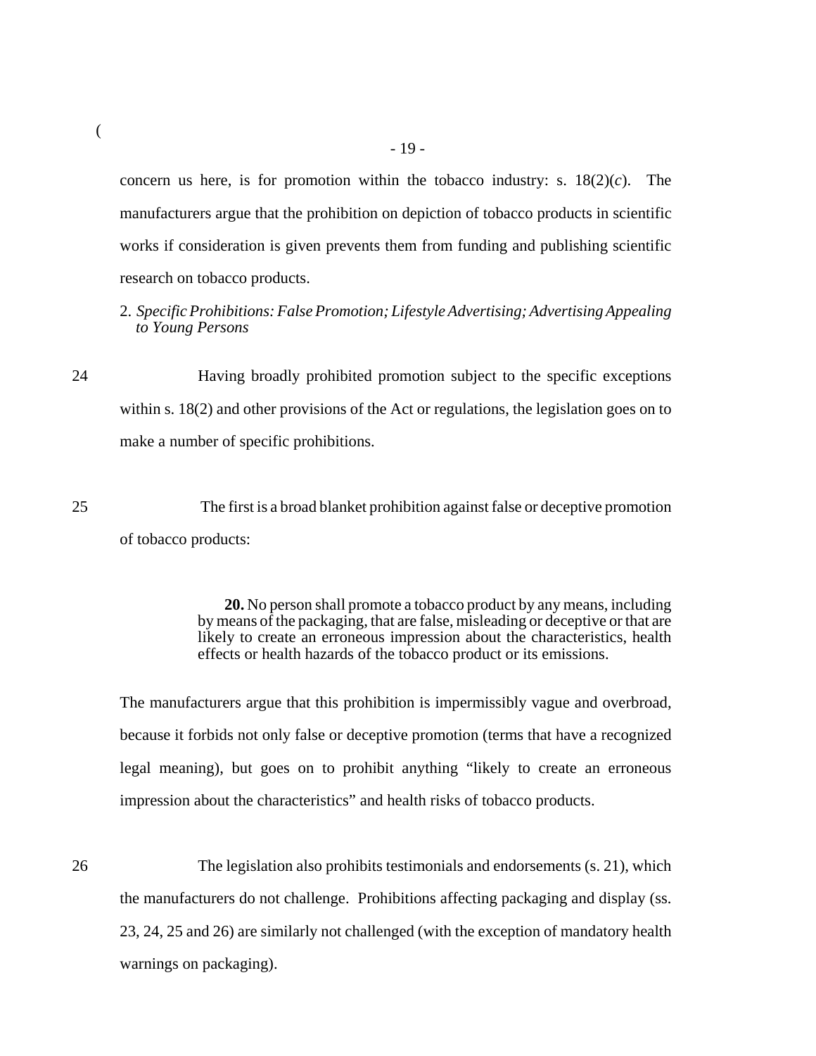concern us here, is for promotion within the tobacco industry: s. 18(2)(*c*). The manufacturers argue that the prohibition on depiction of tobacco products in scientific works if consideration is given prevents them from funding and publishing scientific research on tobacco products.

2. *Specific Prohibitions: False Promotion; Lifestyle Advertising; Advertising Appealing to Young Persons*

24 Having broadly prohibited promotion subject to the specific exceptions within s. 18(2) and other provisions of the Act or regulations, the legislation goes on to make a number of specific prohibitions.

25 The first is a broad blanket prohibition against false or deceptive promotion of tobacco products:

> **20.** No person shall promote a tobacco product by any means, including by means of the packaging, that are false, misleading or deceptive or that are likely to create an erroneous impression about the characteristics, health effects or health hazards of the tobacco product or its emissions.

The manufacturers argue that this prohibition is impermissibly vague and overbroad, because it forbids not only false or deceptive promotion (terms that have a recognized legal meaning), but goes on to prohibit anything "likely to create an erroneous impression about the characteristics" and health risks of tobacco products.

26 The legislation also prohibits testimonials and endorsements (s. 21), which the manufacturers do not challenge. Prohibitions affecting packaging and display (ss. 23, 24, 25 and 26) are similarly not challenged (with the exception of mandatory health warnings on packaging).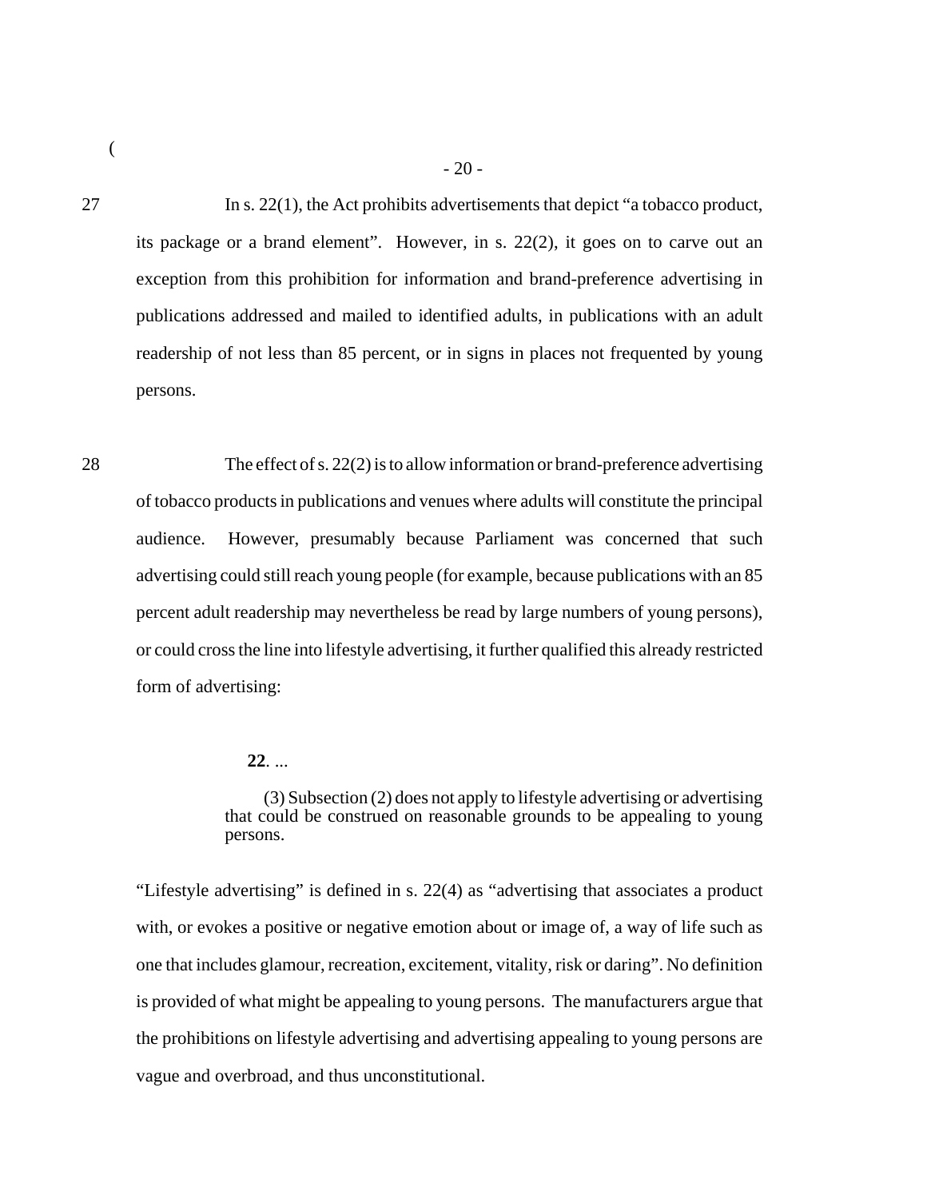27 In s. 22(1), the Act prohibits advertisements that depict "a tobacco product, its package or a brand element". However, in s. 22(2), it goes on to carve out an exception from this prohibition for information and brand-preference advertising in publications addressed and mailed to identified adults, in publications with an adult readership of not less than 85 percent, or in signs in places not frequented by young persons.

28 The effect of s. 22(2) is to allow information or brand-preference advertising of tobacco products in publications and venues where adults will constitute the principal audience. However, presumably because Parliament was concerned that such advertising could still reach young people (for example, because publications with an 85 percent adult readership may nevertheless be read by large numbers of young persons), or could cross the line into lifestyle advertising, it further qualified this already restricted form of advertising:

> **22**. ...
>
> (3) Subsection (2) does not apply to lifestyle advertising or advertising that could be construed on reasonable grounds to be appealing to young persons.

"Lifestyle advertising" is defined in s. 22(4) as "advertising that associates a product with, or evokes a positive or negative emotion about or image of, a way of life such as one that includes glamour, recreation, excitement, vitality, risk or daring". No definition is provided of what might be appealing to young persons. The manufacturers argue that the prohibitions on lifestyle advertising and advertising appealing to young persons are vague and overbroad, and thus unconstitutional.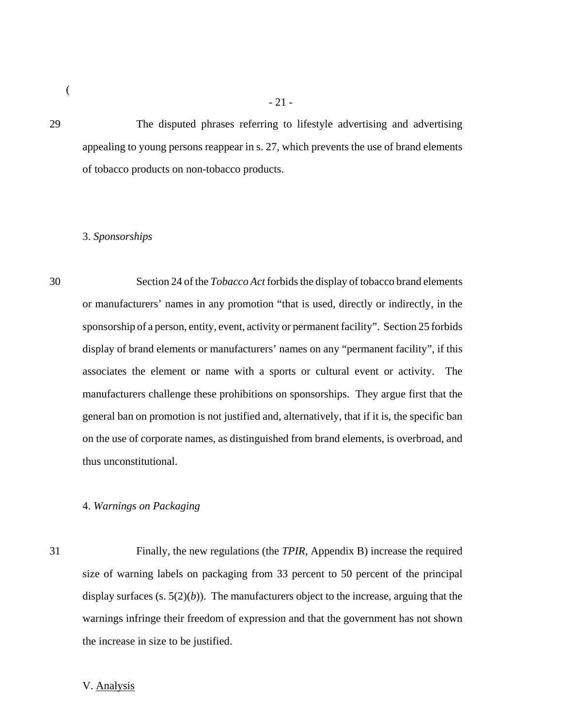29 The disputed phrases referring to lifestyle advertising and advertising appealing to young persons reappear in s. 27, which prevents the use of brand elements of tobacco products on non-tobacco products.

3. *Sponsorships*

30 Section 24 of the *Tobacco Act* forbids the display of tobacco brand elements or manufacturers' names in any promotion "that is used, directly or indirectly, in the sponsorship of a person, entity, event, activity or permanent facility". Section 25 forbids display of brand elements or manufacturers' names on any "permanent facility", if this associates the element or name with a sports or cultural event or activity. The manufacturers challenge these prohibitions on sponsorships. They argue first that the general ban on promotion is not justified and, alternatively, that if it is, the specific ban on the use of corporate names, as distinguished from brand elements, is overbroad, and thus unconstitutional.

4. *Warnings on Packaging*

31 Finally, the new regulations (the *TPIR*, Appendix B) increase the required size of warning labels on packaging from 33 percent to 50 percent of the principal display surfaces (s. 5(2)(*b*)). The manufacturers object to the increase, arguing that the warnings infringe their freedom of expression and that the government has not shown the increase in size to be justified.

V. Analysis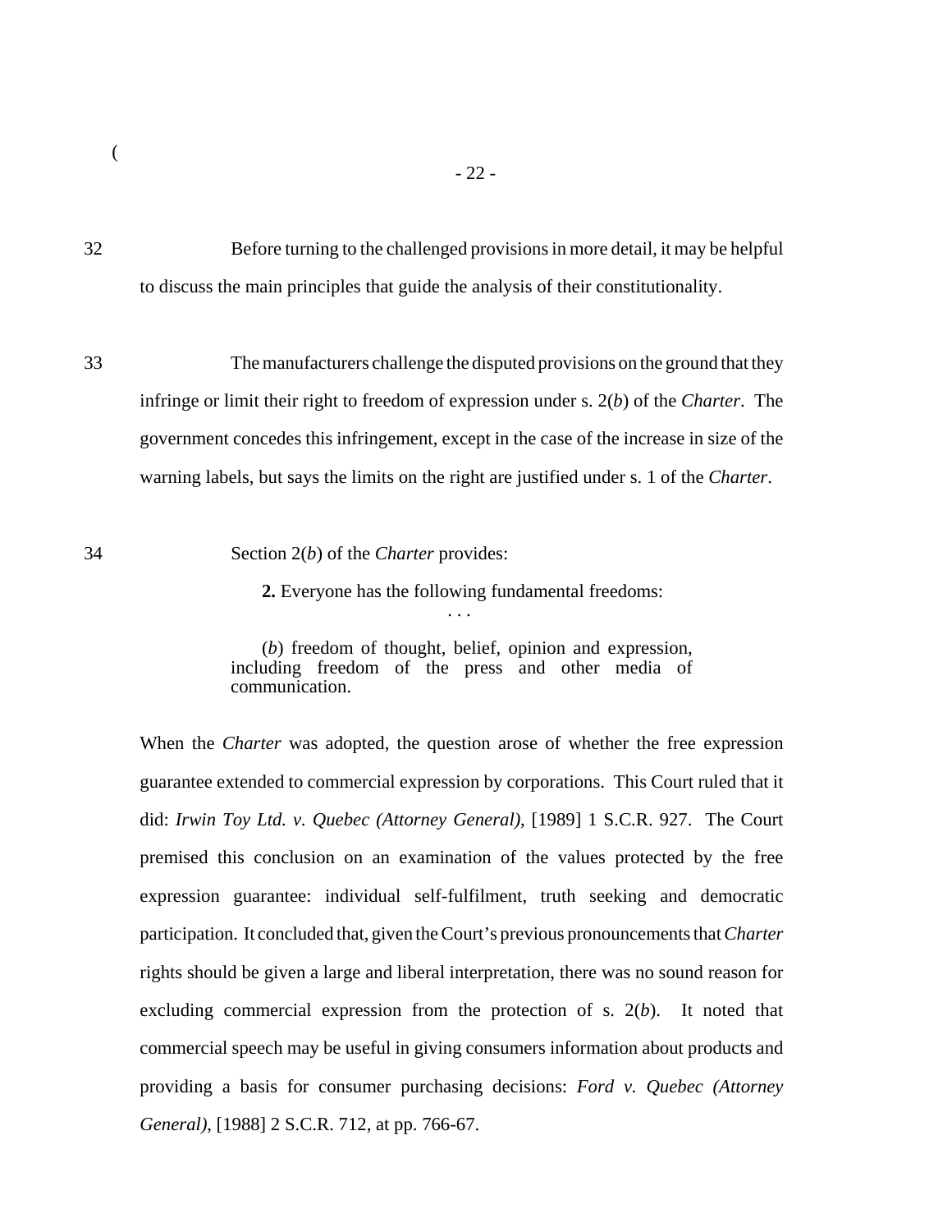32 Before turning to the challenged provisions in more detail, it may be helpful to discuss the main principles that guide the analysis of their constitutionality.

33 The manufacturers challenge the disputed provisions on the ground that they infringe or limit their right to freedom of expression under s. 2(*b*) of the *Charter*. The government concedes this infringement, except in the case of the increase in size of the warning labels, but says the limits on the right are justified under s. 1 of the *Charter*.

34 Section 2(*b*) of the *Charter* provides:

> **2.** Everyone has the following fundamental freedoms:
>
> . . .
>
> (*b*) freedom of thought, belief, opinion and expression, including freedom of the press and other media of communication.

When the *Charter* was adopted, the question arose of whether the free expression guarantee extended to commercial expression by corporations. This Court ruled that it did: *Irwin Toy Ltd. v. Quebec (Attorney General)*, [1989] 1 S.C.R. 927. The Court premised this conclusion on an examination of the values protected by the free expression guarantee: individual self-fulfilment, truth seeking and democratic participation. It concluded that, given the Court's previous pronouncements that *Charter* rights should be given a large and liberal interpretation, there was no sound reason for excluding commercial expression from the protection of s. 2(*b*). It noted that commercial speech may be useful in giving consumers information about products and providing a basis for consumer purchasing decisions: *Ford v. Quebec (Attorney General)*, [1988] 2 S.C.R. 712, at pp. 766-67.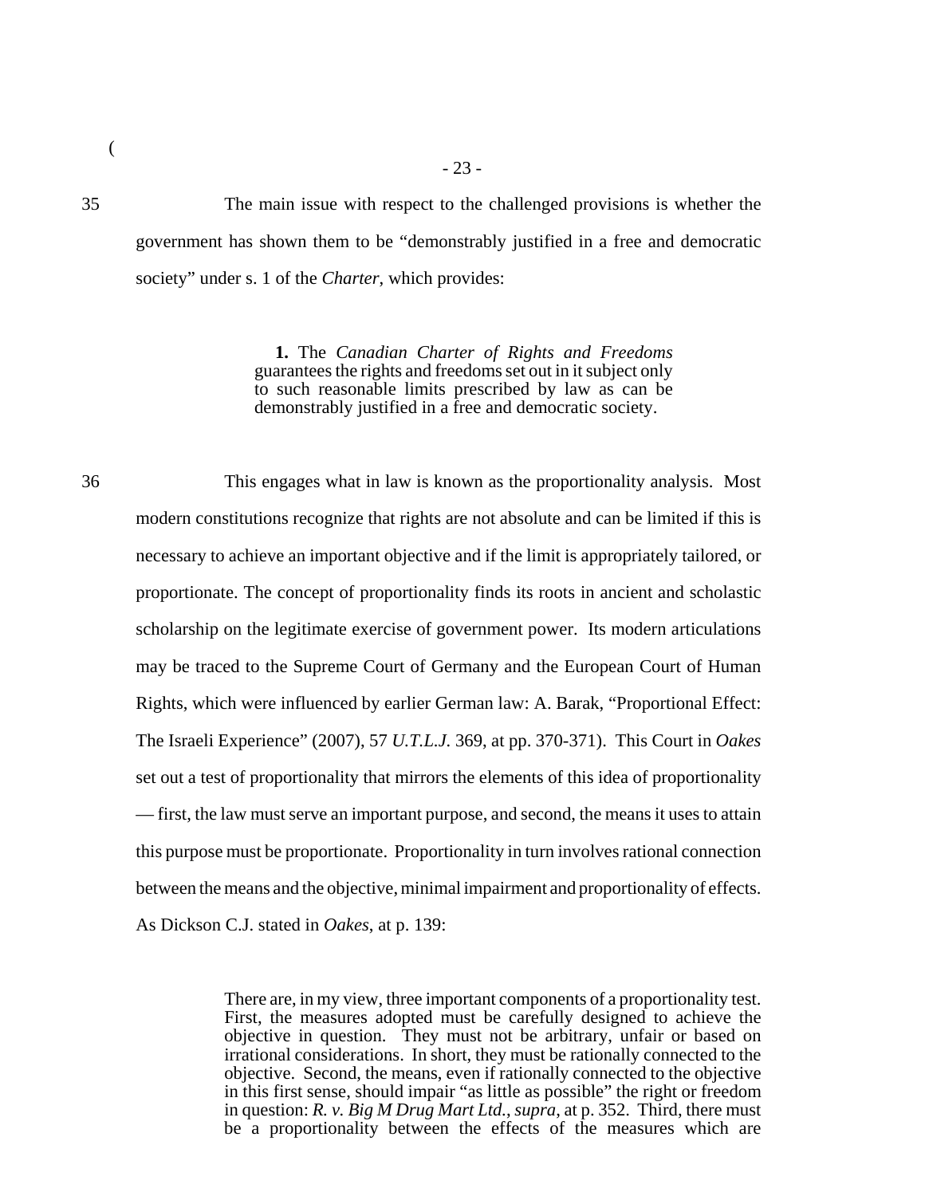35 The main issue with respect to the challenged provisions is whether the government has shown them to be "demonstrably justified in a free and democratic society" under s. 1 of the *Charter*, which provides:

> **1.** The *Canadian Charter of Rights and Freedoms* guarantees the rights and freedoms set out in it subject only to such reasonable limits prescribed by law as can be demonstrably justified in a free and democratic society.

36 This engages what in law is known as the proportionality analysis. Most modern constitutions recognize that rights are not absolute and can be limited if this is necessary to achieve an important objective and if the limit is appropriately tailored, or proportionate. The concept of proportionality finds its roots in ancient and scholastic scholarship on the legitimate exercise of government power. Its modern articulations may be traced to the Supreme Court of Germany and the European Court of Human Rights, which were influenced by earlier German law: A. Barak, "Proportional Effect: The Israeli Experience" (2007), 57 *U.T.L.J.* 369, at pp. 370-371). This Court in *Oakes* set out a test of proportionality that mirrors the elements of this idea of proportionality — first, the law must serve an important purpose, and second, the means it uses to attain this purpose must be proportionate. Proportionality in turn involves rational connection between the means and the objective, minimal impairment and proportionality of effects. As Dickson C.J. stated in *Oakes*, at p. 139:

> There are, in my view, three important components of a proportionality test. First, the measures adopted must be carefully designed to achieve the objective in question. They must not be arbitrary, unfair or based on irrational considerations. In short, they must be rationally connected to the objective. Second, the means, even if rationally connected to the objective in this first sense, should impair "as little as possible" the right or freedom in question: *R. v. Big M Drug Mart Ltd.*, *supra*, at p. 352. Third, there must be a proportionality between the effects of the measures which are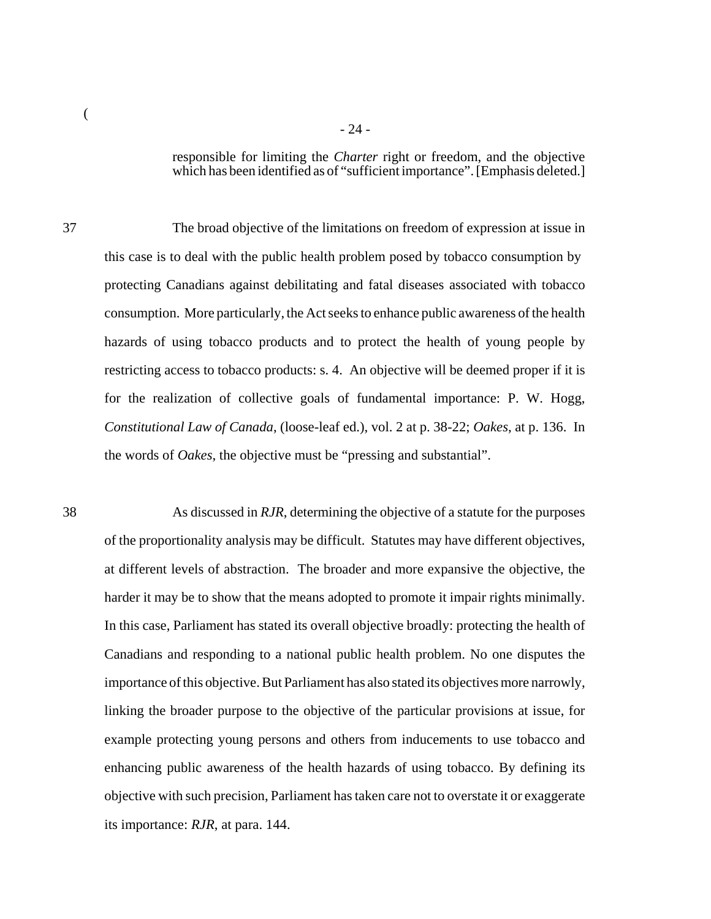> responsible for limiting the *Charter* right or freedom, and the objective which has been identified as of "sufficient importance". [Emphasis deleted.]

37 The broad objective of the limitations on freedom of expression at issue in this case is to deal with the public health problem posed by tobacco consumption by protecting Canadians against debilitating and fatal diseases associated with tobacco consumption. More particularly, the Act seeks to enhance public awareness of the health hazards of using tobacco products and to protect the health of young people by restricting access to tobacco products: s. 4. An objective will be deemed proper if it is for the realization of collective goals of fundamental importance: P. W. Hogg, *Constitutional Law of Canada*, (loose-leaf ed.), vol. 2 at p. 38-22; *Oakes*, at p. 136. In the words of *Oakes*, the objective must be "pressing and substantial".

38 As discussed in *RJR*, determining the objective of a statute for the purposes of the proportionality analysis may be difficult. Statutes may have different objectives, at different levels of abstraction. The broader and more expansive the objective, the harder it may be to show that the means adopted to promote it impair rights minimally. In this case, Parliament has stated its overall objective broadly: protecting the health of Canadians and responding to a national public health problem. No one disputes the importance of this objective. But Parliament has also stated its objectives more narrowly, linking the broader purpose to the objective of the particular provisions at issue, for example protecting young persons and others from inducements to use tobacco and enhancing public awareness of the health hazards of using tobacco. By defining its objective with such precision, Parliament has taken care not to overstate it or exaggerate its importance: *RJR*, at para. 144.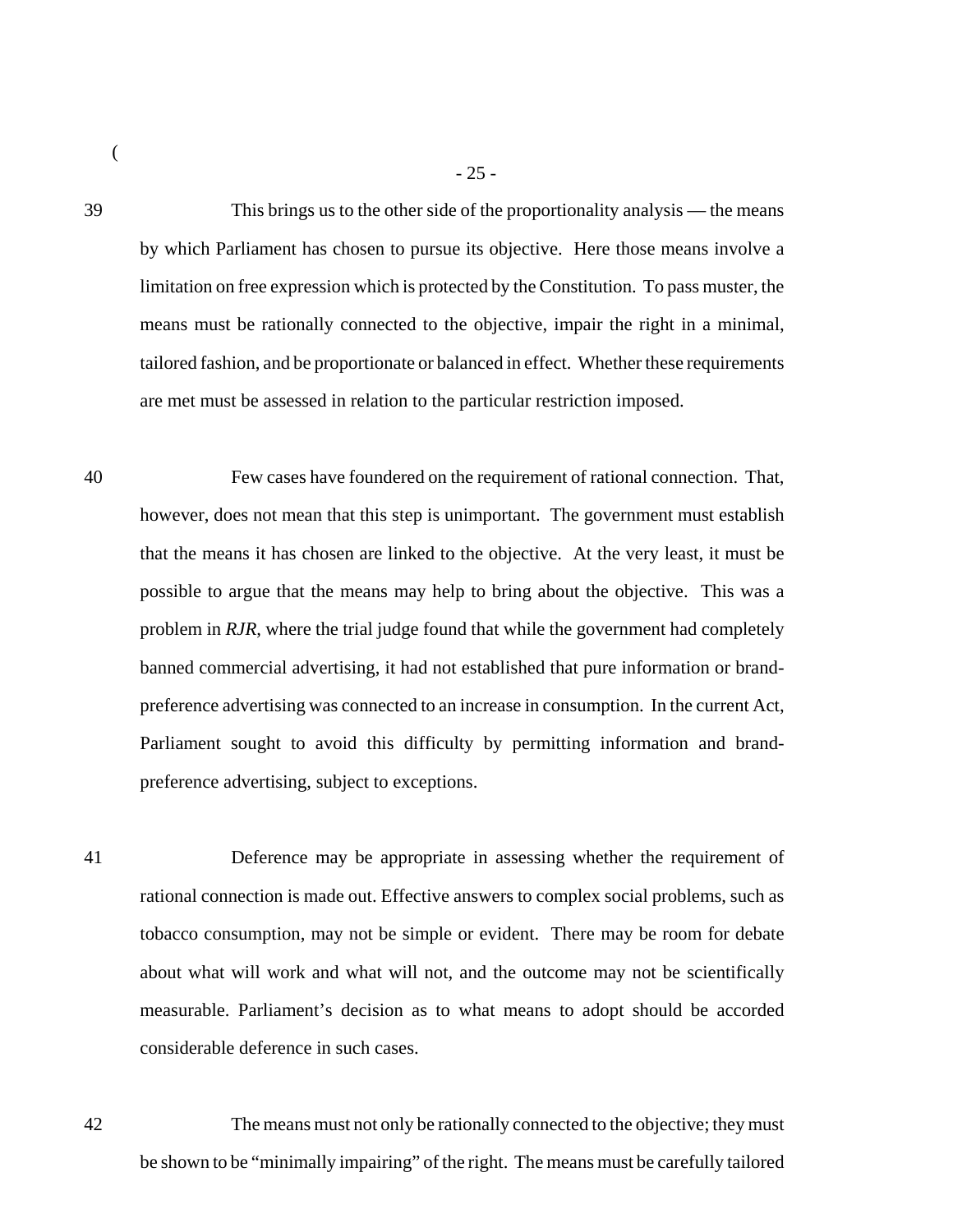39 This brings us to the other side of the proportionality analysis — the means by which Parliament has chosen to pursue its objective. Here those means involve a limitation on free expression which is protected by the Constitution. To pass muster, the means must be rationally connected to the objective, impair the right in a minimal, tailored fashion, and be proportionate or balanced in effect. Whether these requirements are met must be assessed in relation to the particular restriction imposed.

40 Few cases have foundered on the requirement of rational connection. That, however, does not mean that this step is unimportant. The government must establish that the means it has chosen are linked to the objective. At the very least, it must be possible to argue that the means may help to bring about the objective. This was a problem in *RJR*, where the trial judge found that while the government had completely banned commercial advertising, it had not established that pure information or brand-preference advertising was connected to an increase in consumption. In the current Act, Parliament sought to avoid this difficulty by permitting information and brand-preference advertising, subject to exceptions.

41 Deference may be appropriate in assessing whether the requirement of rational connection is made out. Effective answers to complex social problems, such as tobacco consumption, may not be simple or evident. There may be room for debate about what will work and what will not, and the outcome may not be scientifically measurable. Parliament's decision as to what means to adopt should be accorded considerable deference in such cases.

42 The means must not only be rationally connected to the objective; they must be shown to be "minimally impairing" of the right. The means must be carefully tailored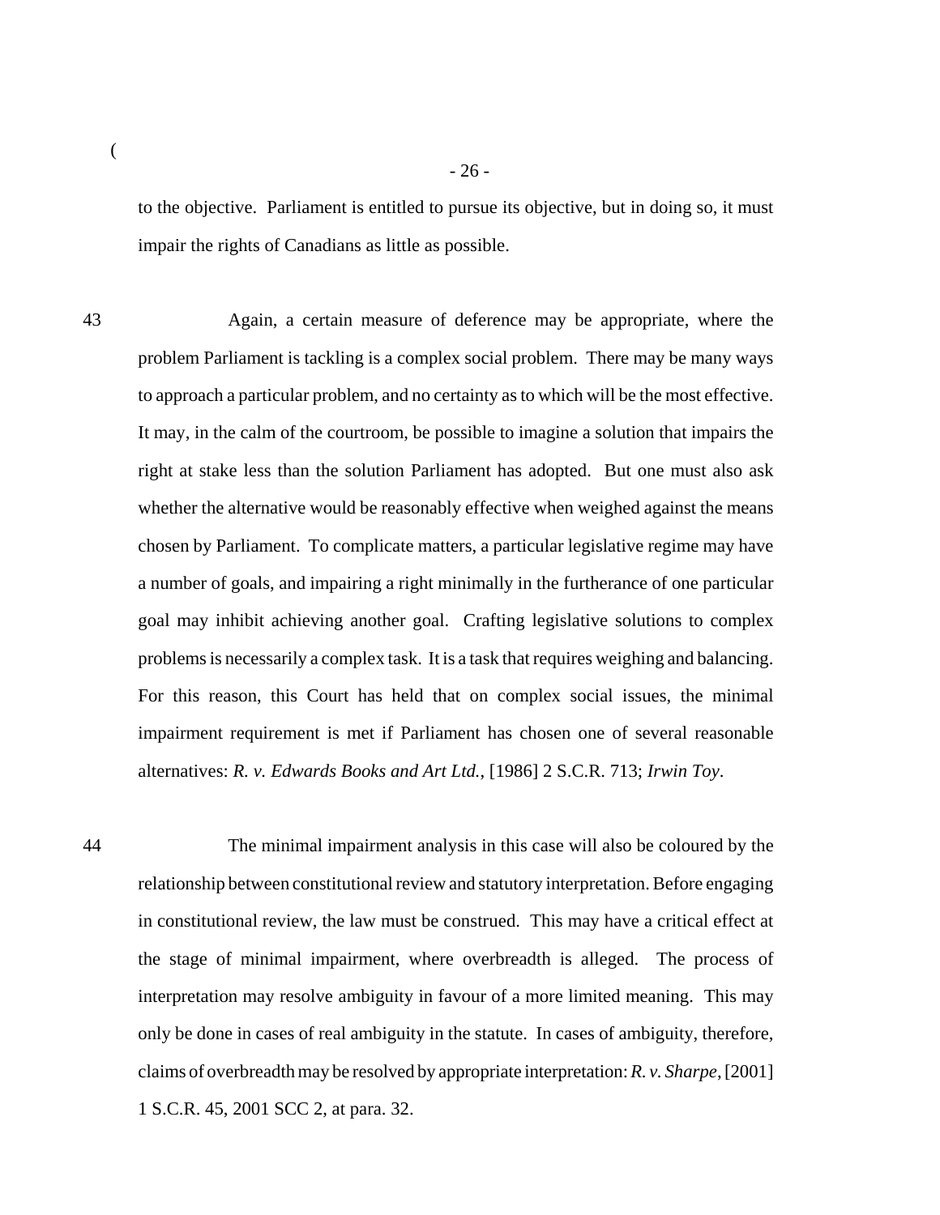to the objective. Parliament is entitled to pursue its objective, but in doing so, it must impair the rights of Canadians as little as possible.

43 Again, a certain measure of deference may be appropriate, where the problem Parliament is tackling is a complex social problem. There may be many ways to approach a particular problem, and no certainty as to which will be the most effective. It may, in the calm of the courtroom, be possible to imagine a solution that impairs the right at stake less than the solution Parliament has adopted. But one must also ask whether the alternative would be reasonably effective when weighed against the means chosen by Parliament. To complicate matters, a particular legislative regime may have a number of goals, and impairing a right minimally in the furtherance of one particular goal may inhibit achieving another goal. Crafting legislative solutions to complex problems is necessarily a complex task. It is a task that requires weighing and balancing. For this reason, this Court has held that on complex social issues, the minimal impairment requirement is met if Parliament has chosen one of several reasonable alternatives: *R. v. Edwards Books and Art Ltd.*, [1986] 2 S.C.R. 713; *Irwin Toy*.

44 The minimal impairment analysis in this case will also be coloured by the relationship between constitutional review and statutory interpretation. Before engaging in constitutional review, the law must be construed. This may have a critical effect at the stage of minimal impairment, where overbreadth is alleged. The process of interpretation may resolve ambiguity in favour of a more limited meaning. This may only be done in cases of real ambiguity in the statute. In cases of ambiguity, therefore, claims of overbreadth may be resolved by appropriate interpretation: *R. v. Sharpe*, [2001] 1 S.C.R. 45, 2001 SCC 2, at para. 32.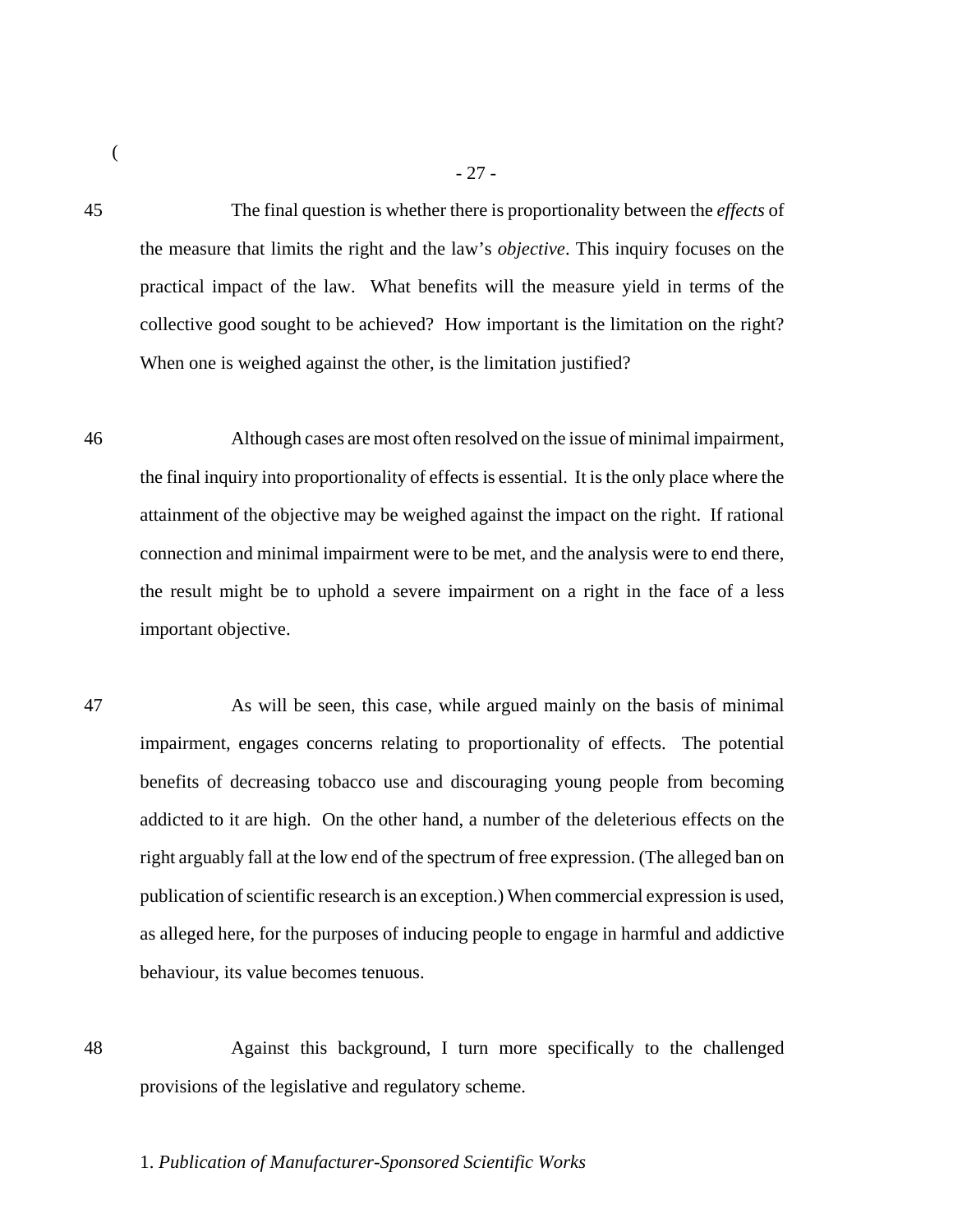45 The final question is whether there is proportionality between the *effects* of the measure that limits the right and the law's *objective*. This inquiry focuses on the practical impact of the law. What benefits will the measure yield in terms of the collective good sought to be achieved? How important is the limitation on the right? When one is weighed against the other, is the limitation justified?

46 Although cases are most often resolved on the issue of minimal impairment, the final inquiry into proportionality of effects is essential. It is the only place where the attainment of the objective may be weighed against the impact on the right. If rational connection and minimal impairment were to be met, and the analysis were to end there, the result might be to uphold a severe impairment on a right in the face of a less important objective.

47 As will be seen, this case, while argued mainly on the basis of minimal impairment, engages concerns relating to proportionality of effects. The potential benefits of decreasing tobacco use and discouraging young people from becoming addicted to it are high. On the other hand, a number of the deleterious effects on the right arguably fall at the low end of the spectrum of free expression. (The alleged ban on publication of scientific research is an exception.) When commercial expression is used, as alleged here, for the purposes of inducing people to engage in harmful and addictive behaviour, its value becomes tenuous.

48 Against this background, I turn more specifically to the challenged provisions of the legislative and regulatory scheme.

1. *Publication of Manufacturer-Sponsored Scientific Works*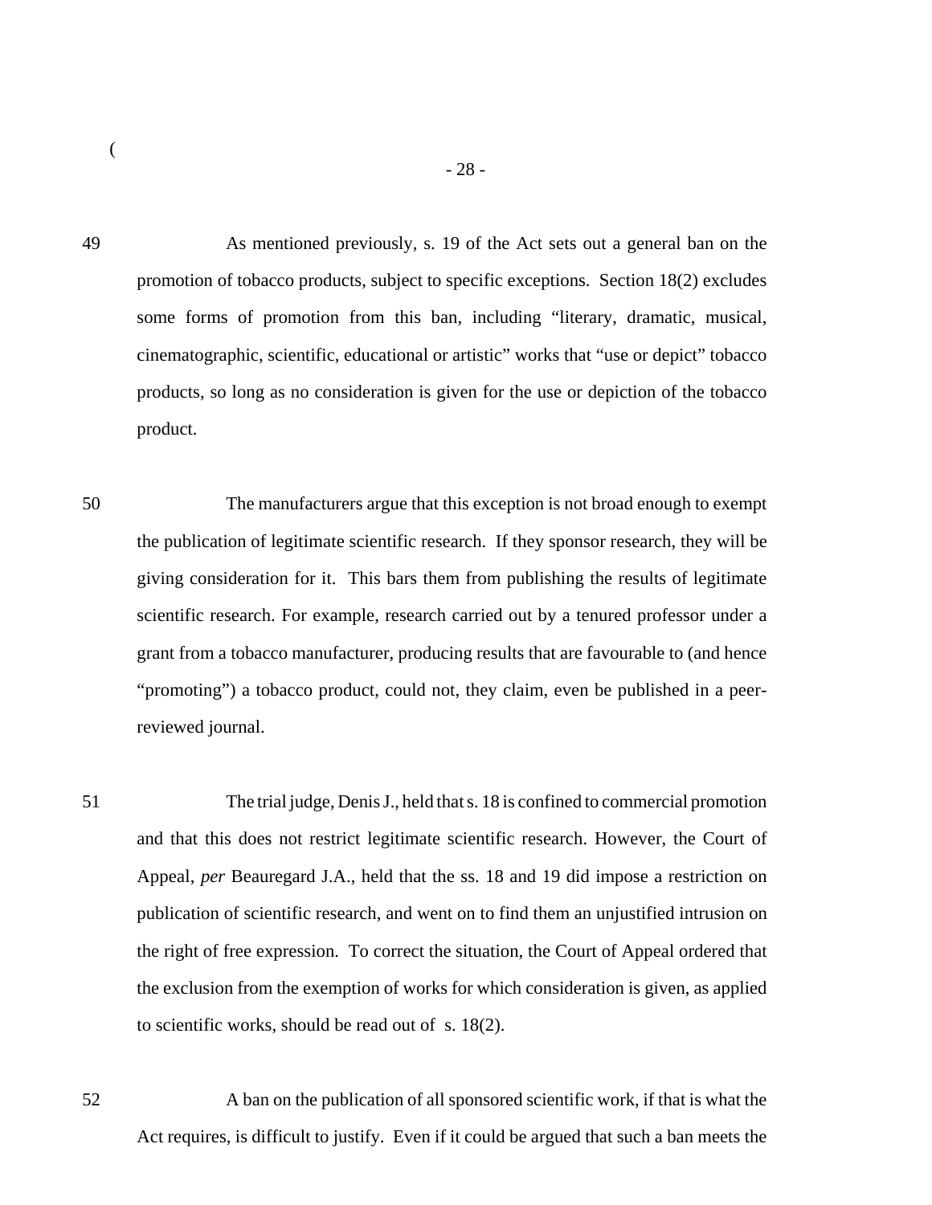49 As mentioned previously, s. 19 of the Act sets out a general ban on the promotion of tobacco products, subject to specific exceptions. Section 18(2) excludes some forms of promotion from this ban, including “literary, dramatic, musical, cinematographic, scientific, educational or artistic” works that “use or depict” tobacco products, so long as no consideration is given for the use or depiction of the tobacco product.

50 The manufacturers argue that this exception is not broad enough to exempt the publication of legitimate scientific research. If they sponsor research, they will be giving consideration for it. This bars them from publishing the results of legitimate scientific research. For example, research carried out by a tenured professor under a grant from a tobacco manufacturer, producing results that are favourable to (and hence “promoting”) a tobacco product, could not, they claim, even be published in a peer-reviewed journal.

51 The trial judge, Denis J., held that s. 18 is confined to commercial promotion and that this does not restrict legitimate scientific research. However, the Court of Appeal, *per* Beauregard J.A., held that the ss. 18 and 19 did impose a restriction on publication of scientific research, and went on to find them an unjustified intrusion on the right of free expression. To correct the situation, the Court of Appeal ordered that the exclusion from the exemption of works for which consideration is given, as applied to scientific works, should be read out of s. 18(2).

52 A ban on the publication of all sponsored scientific work, if that is what the Act requires, is difficult to justify. Even if it could be argued that such a ban meets the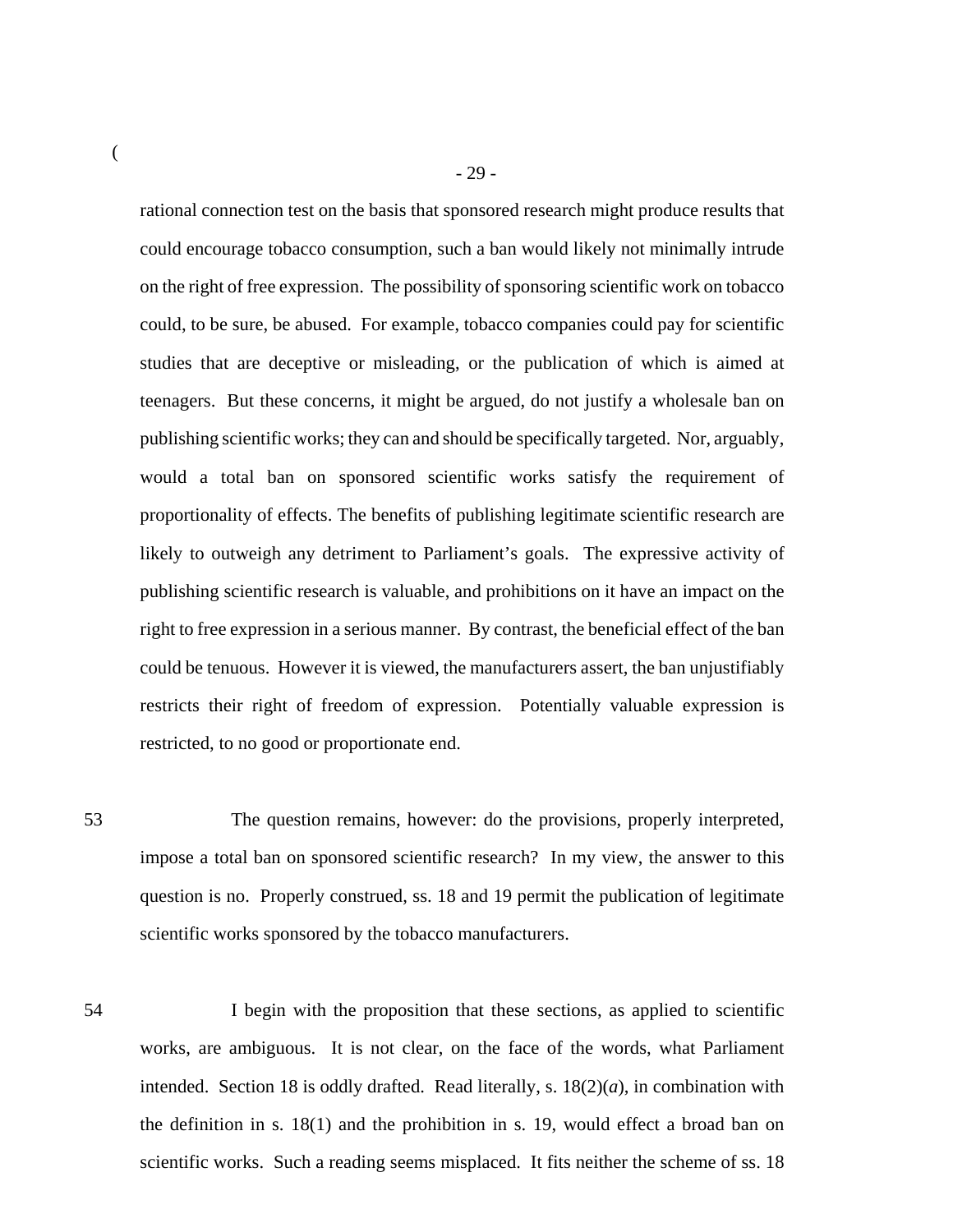rational connection test on the basis that sponsored research might produce results that could encourage tobacco consumption, such a ban would likely not minimally intrude on the right of free expression. The possibility of sponsoring scientific work on tobacco could, to be sure, be abused. For example, tobacco companies could pay for scientific studies that are deceptive or misleading, or the publication of which is aimed at teenagers. But these concerns, it might be argued, do not justify a wholesale ban on publishing scientific works; they can and should be specifically targeted. Nor, arguably, would a total ban on sponsored scientific works satisfy the requirement of proportionality of effects. The benefits of publishing legitimate scientific research are likely to outweigh any detriment to Parliament's goals. The expressive activity of publishing scientific research is valuable, and prohibitions on it have an impact on the right to free expression in a serious manner. By contrast, the beneficial effect of the ban could be tenuous. However it is viewed, the manufacturers assert, the ban unjustifiably restricts their right of freedom of expression. Potentially valuable expression is restricted, to no good or proportionate end.

53 The question remains, however: do the provisions, properly interpreted, impose a total ban on sponsored scientific research? In my view, the answer to this question is no. Properly construed, ss. 18 and 19 permit the publication of legitimate scientific works sponsored by the tobacco manufacturers.

54 I begin with the proposition that these sections, as applied to scientific works, are ambiguous. It is not clear, on the face of the words, what Parliament intended. Section 18 is oddly drafted. Read literally, s. 18(2)(*a*), in combination with the definition in s. 18(1) and the prohibition in s. 19, would effect a broad ban on scientific works. Such a reading seems misplaced. It fits neither the scheme of ss. 18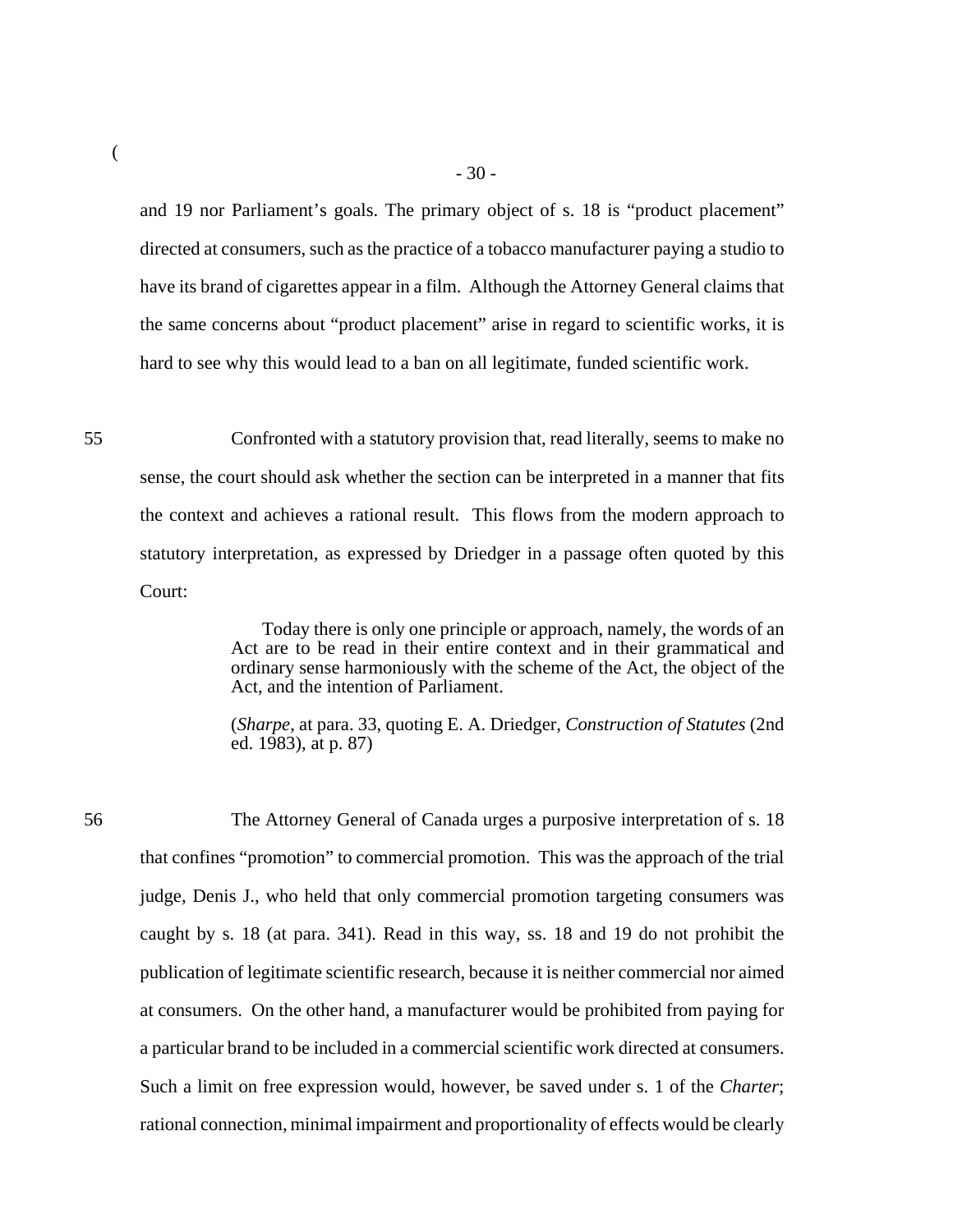and 19 nor Parliament's goals. The primary object of s. 18 is "product placement" directed at consumers, such as the practice of a tobacco manufacturer paying a studio to have its brand of cigarettes appear in a film. Although the Attorney General claims that the same concerns about "product placement" arise in regard to scientific works, it is hard to see why this would lead to a ban on all legitimate, funded scientific work.

55 Confronted with a statutory provision that, read literally, seems to make no sense, the court should ask whether the section can be interpreted in a manner that fits the context and achieves a rational result. This flows from the modern approach to statutory interpretation, as expressed by Driedger in a passage often quoted by this Court:

> Today there is only one principle or approach, namely, the words of an Act are to be read in their entire context and in their grammatical and ordinary sense harmoniously with the scheme of the Act, the object of the Act, and the intention of Parliament.
>
> (*Sharpe*, at para. 33, quoting E. A. Driedger, *Construction of Statutes* (2nd ed. 1983), at p. 87)

56 The Attorney General of Canada urges a purposive interpretation of s. 18 that confines "promotion" to commercial promotion. This was the approach of the trial judge, Denis J., who held that only commercial promotion targeting consumers was caught by s. 18 (at para. 341). Read in this way, ss. 18 and 19 do not prohibit the publication of legitimate scientific research, because it is neither commercial nor aimed at consumers. On the other hand, a manufacturer would be prohibited from paying for a particular brand to be included in a commercial scientific work directed at consumers. Such a limit on free expression would, however, be saved under s. 1 of the *Charter*; rational connection, minimal impairment and proportionality of effects would be clearly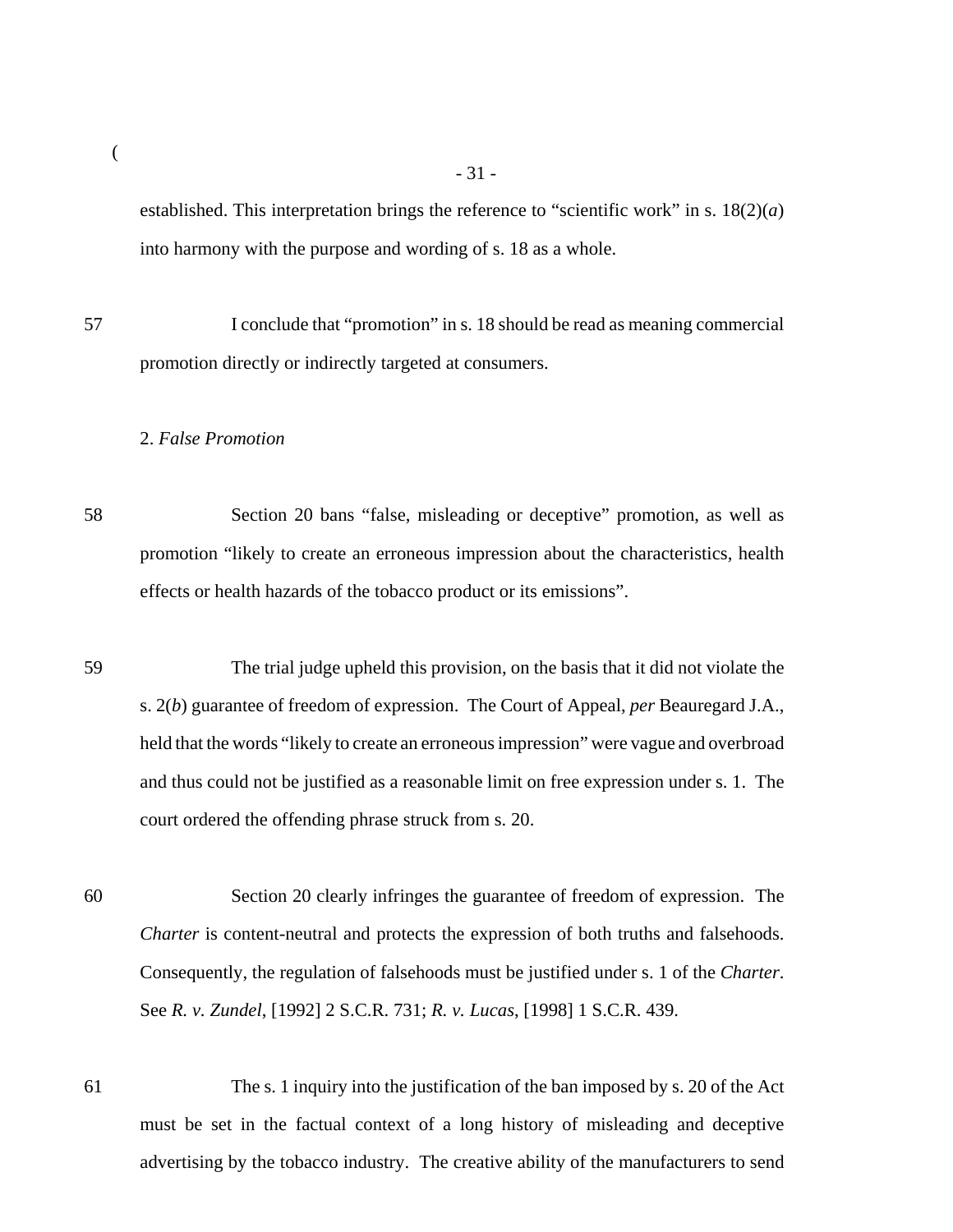established. This interpretation brings the reference to “scientific work” in s. 18(2)(*a*) into harmony with the purpose and wording of s. 18 as a whole.

57 I conclude that “promotion” in s. 18 should be read as meaning commercial promotion directly or indirectly targeted at consumers.

2. *False Promotion*

58 Section 20 bans “false, misleading or deceptive” promotion, as well as promotion “likely to create an erroneous impression about the characteristics, health effects or health hazards of the tobacco product or its emissions”.

59 The trial judge upheld this provision, on the basis that it did not violate the s. 2(*b*) guarantee of freedom of expression. The Court of Appeal, *per* Beauregard J.A., held that the words “likely to create an erroneous impression” were vague and overbroad and thus could not be justified as a reasonable limit on free expression under s. 1. The court ordered the offending phrase struck from s. 20.

60 Section 20 clearly infringes the guarantee of freedom of expression. The *Charter* is content-neutral and protects the expression of both truths and falsehoods. Consequently, the regulation of falsehoods must be justified under s. 1 of the *Charter*. See *R. v. Zundel*, [1992] 2 S.C.R. 731; *R. v. Lucas*, [1998] 1 S.C.R. 439.

61 The s. 1 inquiry into the justification of the ban imposed by s. 20 of the Act must be set in the factual context of a long history of misleading and deceptive advertising by the tobacco industry. The creative ability of the manufacturers to send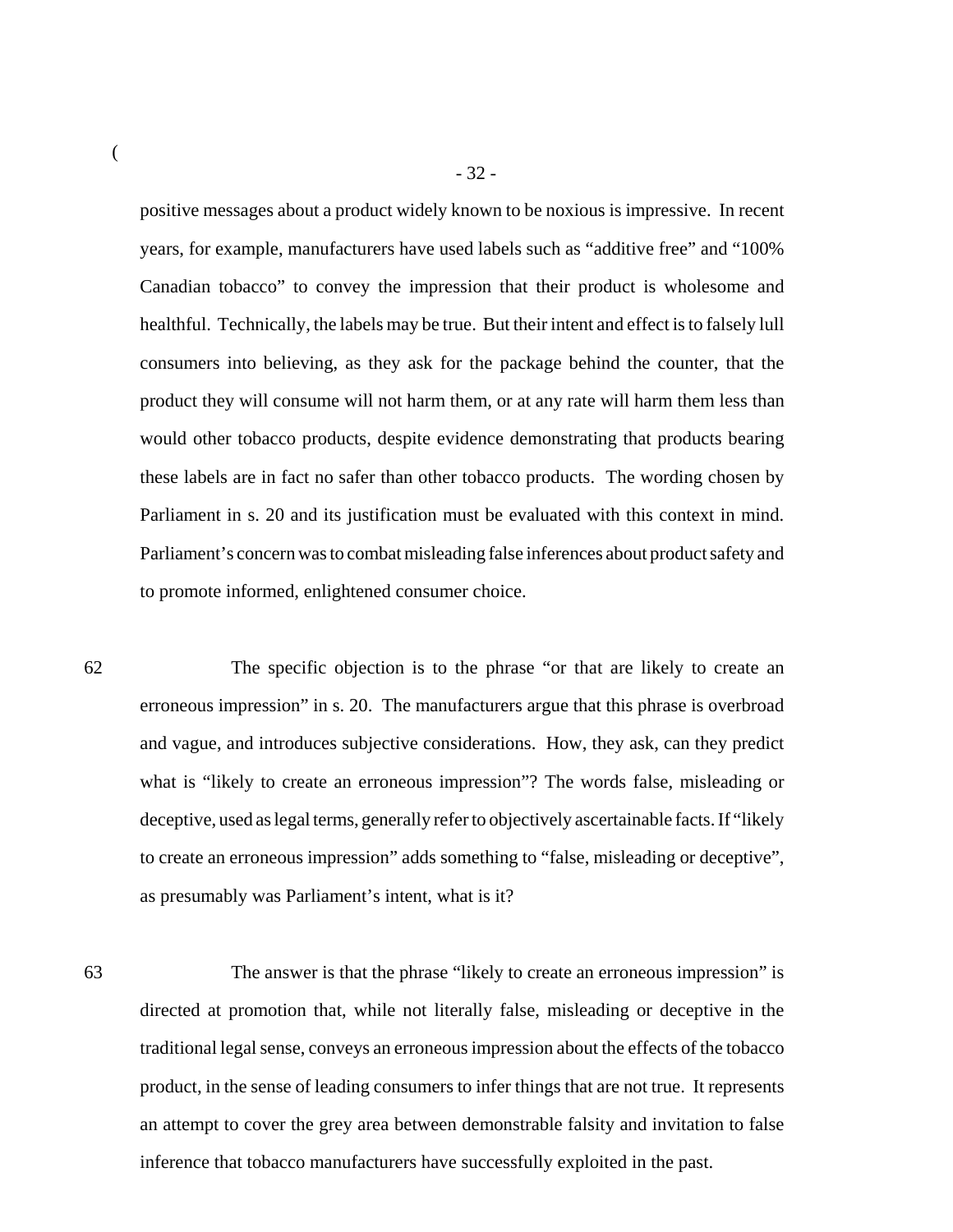positive messages about a product widely known to be noxious is impressive. In recent years, for example, manufacturers have used labels such as “additive free” and “100% Canadian tobacco” to convey the impression that their product is wholesome and healthful. Technically, the labels may be true. But their intent and effect is to falsely lull consumers into believing, as they ask for the package behind the counter, that the product they will consume will not harm them, or at any rate will harm them less than would other tobacco products, despite evidence demonstrating that products bearing these labels are in fact no safer than other tobacco products. The wording chosen by Parliament in s. 20 and its justification must be evaluated with this context in mind. Parliament’s concern was to combat misleading false inferences about product safety and to promote informed, enlightened consumer choice.

62 The specific objection is to the phrase “or that are likely to create an erroneous impression” in s. 20. The manufacturers argue that this phrase is overbroad and vague, and introduces subjective considerations. How, they ask, can they predict what is “likely to create an erroneous impression”? The words false, misleading or deceptive, used as legal terms, generally refer to objectively ascertainable facts. If “likely to create an erroneous impression” adds something to “false, misleading or deceptive”, as presumably was Parliament’s intent, what is it?

63 The answer is that the phrase “likely to create an erroneous impression” is directed at promotion that, while not literally false, misleading or deceptive in the traditional legal sense, conveys an erroneous impression about the effects of the tobacco product, in the sense of leading consumers to infer things that are not true. It represents an attempt to cover the grey area between demonstrable falsity and invitation to false inference that tobacco manufacturers have successfully exploited in the past.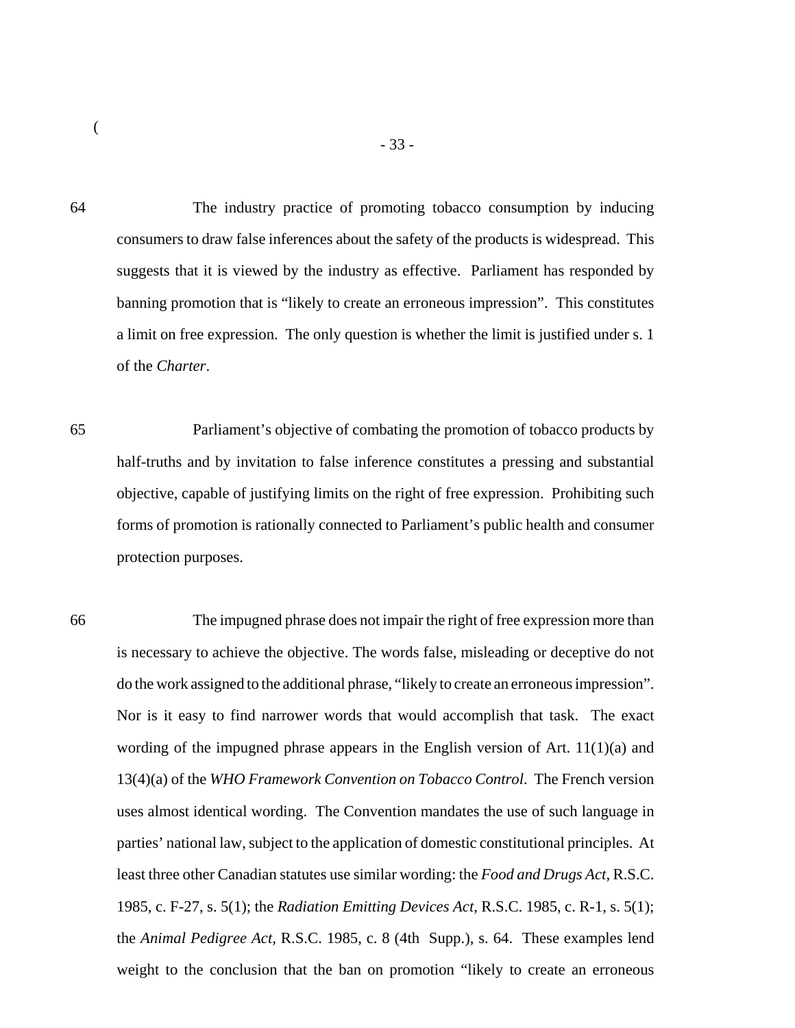64 The industry practice of promoting tobacco consumption by inducing consumers to draw false inferences about the safety of the products is widespread. This suggests that it is viewed by the industry as effective. Parliament has responded by banning promotion that is "likely to create an erroneous impression". This constitutes a limit on free expression. The only question is whether the limit is justified under s. 1 of the *Charter*.

65 Parliament's objective of combating the promotion of tobacco products by half-truths and by invitation to false inference constitutes a pressing and substantial objective, capable of justifying limits on the right of free expression. Prohibiting such forms of promotion is rationally connected to Parliament's public health and consumer protection purposes.

66 The impugned phrase does not impair the right of free expression more than is necessary to achieve the objective. The words false, misleading or deceptive do not do the work assigned to the additional phrase, "likely to create an erroneous impression". Nor is it easy to find narrower words that would accomplish that task. The exact wording of the impugned phrase appears in the English version of Art. 11(1)(a) and 13(4)(a) of the *WHO Framework Convention on Tobacco Control*. The French version uses almost identical wording. The Convention mandates the use of such language in parties' national law, subject to the application of domestic constitutional principles. At least three other Canadian statutes use similar wording: the *Food and Drugs Act*, R.S.C. 1985, c. F-27, s. 5(1); the *Radiation Emitting Devices Act*, R.S.C. 1985, c. R-1, s. 5(1); the *Animal Pedigree Act*, R.S.C. 1985, c. 8 (4th Supp.), s. 64. These examples lend weight to the conclusion that the ban on promotion "likely to create an erroneous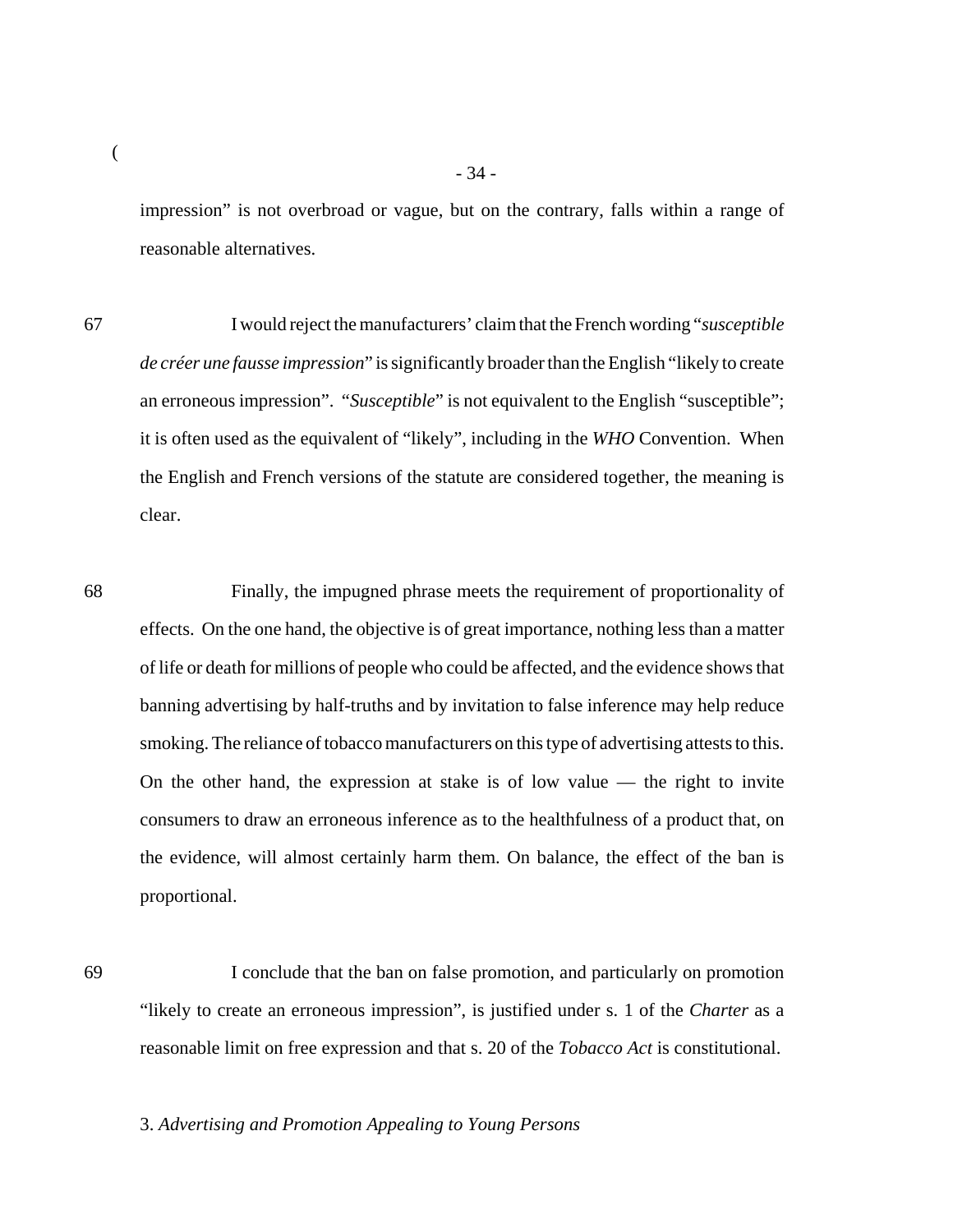impression" is not overbroad or vague, but on the contrary, falls within a range of reasonable alternatives.

67 I would reject the manufacturers' claim that the French wording "*susceptible de créer une fausse impression*" is significantly broader than the English "likely to create an erroneous impression". "*Susceptible*" is not equivalent to the English "susceptible"; it is often used as the equivalent of "likely", including in the *WHO* Convention. When the English and French versions of the statute are considered together, the meaning is clear.

68 Finally, the impugned phrase meets the requirement of proportionality of effects. On the one hand, the objective is of great importance, nothing less than a matter of life or death for millions of people who could be affected, and the evidence shows that banning advertising by half-truths and by invitation to false inference may help reduce smoking. The reliance of tobacco manufacturers on this type of advertising attests to this. On the other hand, the expression at stake is of low value — the right to invite consumers to draw an erroneous inference as to the healthfulness of a product that, on the evidence, will almost certainly harm them. On balance, the effect of the ban is proportional.

69 I conclude that the ban on false promotion, and particularly on promotion "likely to create an erroneous impression", is justified under s. 1 of the *Charter* as a reasonable limit on free expression and that s. 20 of the *Tobacco Act* is constitutional.

3. *Advertising and Promotion Appealing to Young Persons*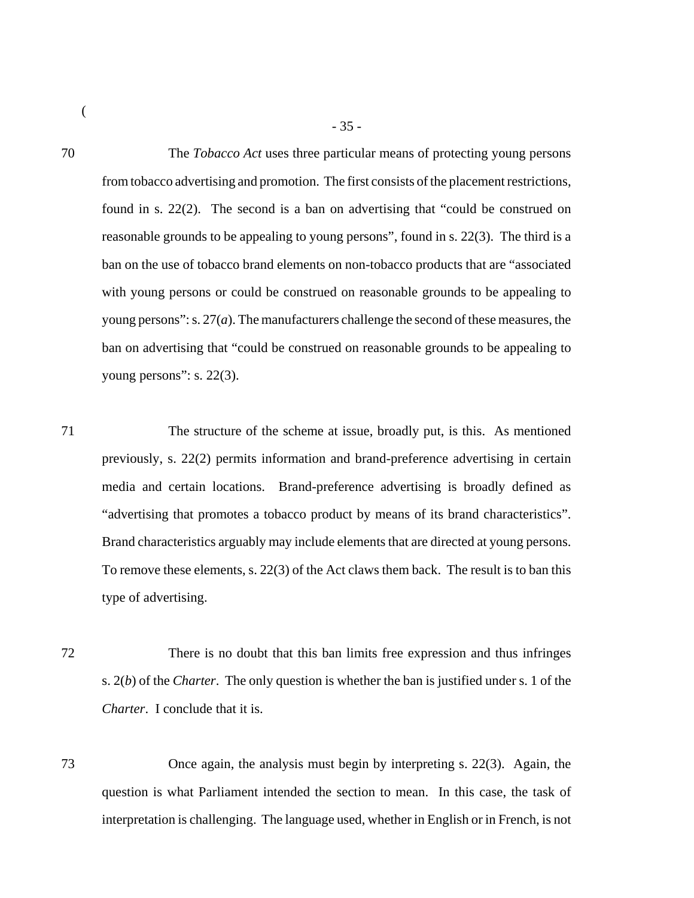70 The *Tobacco Act* uses three particular means of protecting young persons from tobacco advertising and promotion. The first consists of the placement restrictions, found in s. 22(2). The second is a ban on advertising that "could be construed on reasonable grounds to be appealing to young persons", found in s. 22(3). The third is a ban on the use of tobacco brand elements on non-tobacco products that are "associated with young persons or could be construed on reasonable grounds to be appealing to young persons": s. 27(*a*). The manufacturers challenge the second of these measures, the ban on advertising that "could be construed on reasonable grounds to be appealing to young persons": s. 22(3).

71 The structure of the scheme at issue, broadly put, is this. As mentioned previously, s. 22(2) permits information and brand-preference advertising in certain media and certain locations. Brand-preference advertising is broadly defined as "advertising that promotes a tobacco product by means of its brand characteristics". Brand characteristics arguably may include elements that are directed at young persons. To remove these elements, s. 22(3) of the Act claws them back. The result is to ban this type of advertising.

72 There is no doubt that this ban limits free expression and thus infringes s. 2(*b*) of the *Charter*. The only question is whether the ban is justified under s. 1 of the *Charter*. I conclude that it is.

73 Once again, the analysis must begin by interpreting s. 22(3). Again, the question is what Parliament intended the section to mean. In this case, the task of interpretation is challenging. The language used, whether in English or in French, is not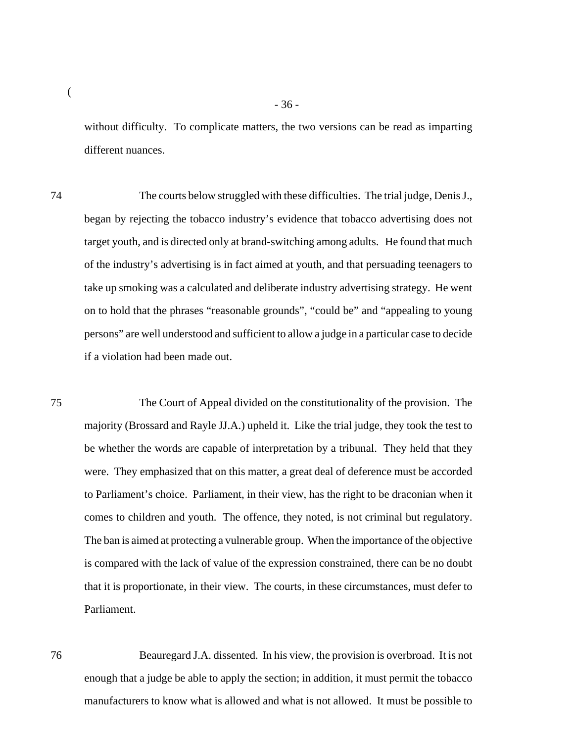without difficulty. To complicate matters, the two versions can be read as imparting different nuances.

74 The courts below struggled with these difficulties. The trial judge, Denis J., began by rejecting the tobacco industry's evidence that tobacco advertising does not target youth, and is directed only at brand-switching among adults. He found that much of the industry's advertising is in fact aimed at youth, and that persuading teenagers to take up smoking was a calculated and deliberate industry advertising strategy. He went on to hold that the phrases "reasonable grounds", "could be" and "appealing to young persons" are well understood and sufficient to allow a judge in a particular case to decide if a violation had been made out.

75 The Court of Appeal divided on the constitutionality of the provision. The majority (Brossard and Rayle JJ.A.) upheld it. Like the trial judge, they took the test to be whether the words are capable of interpretation by a tribunal. They held that they were. They emphasized that on this matter, a great deal of deference must be accorded to Parliament's choice. Parliament, in their view, has the right to be draconian when it comes to children and youth. The offence, they noted, is not criminal but regulatory. The ban is aimed at protecting a vulnerable group. When the importance of the objective is compared with the lack of value of the expression constrained, there can be no doubt that it is proportionate, in their view. The courts, in these circumstances, must defer to Parliament.

76 Beauregard J.A. dissented. In his view, the provision is overbroad. It is not enough that a judge be able to apply the section; in addition, it must permit the tobacco manufacturers to know what is allowed and what is not allowed. It must be possible to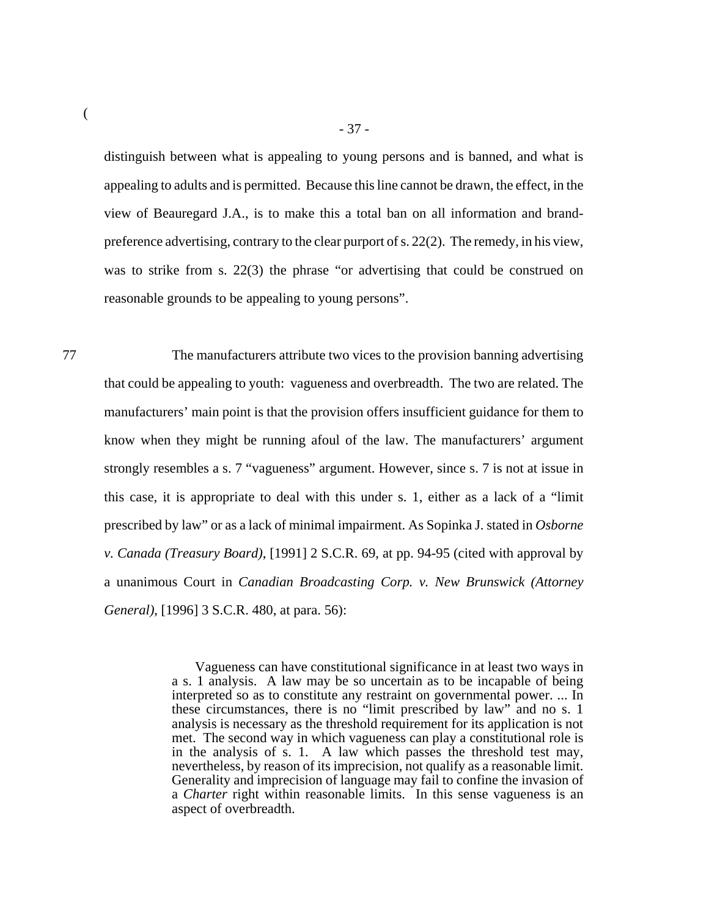distinguish between what is appealing to young persons and is banned, and what is appealing to adults and is permitted. Because this line cannot be drawn, the effect, in the view of Beauregard J.A., is to make this a total ban on all information and brand-preference advertising, contrary to the clear purport of s. 22(2). The remedy, in his view, was to strike from s. 22(3) the phrase "or advertising that could be construed on reasonable grounds to be appealing to young persons".

77 The manufacturers attribute two vices to the provision banning advertising that could be appealing to youth: vagueness and overbreadth. The two are related. The manufacturers' main point is that the provision offers insufficient guidance for them to know when they might be running afoul of the law. The manufacturers' argument strongly resembles a s. 7 "vagueness" argument. However, since s. 7 is not at issue in this case, it is appropriate to deal with this under s. 1, either as a lack of a "limit prescribed by law" or as a lack of minimal impairment. As Sopinka J. stated in *Osborne v. Canada (Treasury Board)*, [1991] 2 S.C.R. 69, at pp. 94-95 (cited with approval by a unanimous Court in *Canadian Broadcasting Corp. v. New Brunswick (Attorney General)*, [1996] 3 S.C.R. 480, at para. 56):

> Vagueness can have constitutional significance in at least two ways in a s. 1 analysis. A law may be so uncertain as to be incapable of being interpreted so as to constitute any restraint on governmental power. ... In these circumstances, there is no "limit prescribed by law" and no s. 1 analysis is necessary as the threshold requirement for its application is not met. The second way in which vagueness can play a constitutional role is in the analysis of s. 1. A law which passes the threshold test may, nevertheless, by reason of its imprecision, not qualify as a reasonable limit. Generality and imprecision of language may fail to confine the invasion of a *Charter* right within reasonable limits. In this sense vagueness is an aspect of overbreadth.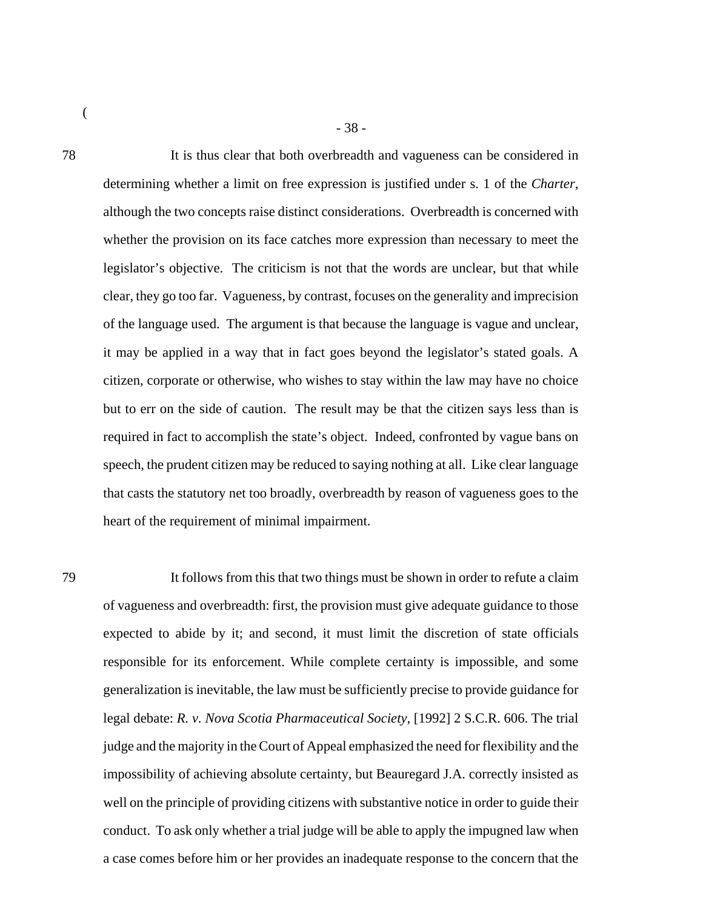78 It is thus clear that both overbreadth and vagueness can be considered in determining whether a limit on free expression is justified under s. 1 of the *Charter*, although the two concepts raise distinct considerations. Overbreadth is concerned with whether the provision on its face catches more expression than necessary to meet the legislator's objective. The criticism is not that the words are unclear, but that while clear, they go too far. Vagueness, by contrast, focuses on the generality and imprecision of the language used. The argument is that because the language is vague and unclear, it may be applied in a way that in fact goes beyond the legislator's stated goals. A citizen, corporate or otherwise, who wishes to stay within the law may have no choice but to err on the side of caution. The result may be that the citizen says less than is required in fact to accomplish the state's object. Indeed, confronted by vague bans on speech, the prudent citizen may be reduced to saying nothing at all. Like clear language that casts the statutory net too broadly, overbreadth by reason of vagueness goes to the heart of the requirement of minimal impairment.

79 It follows from this that two things must be shown in order to refute a claim of vagueness and overbreadth: first, the provision must give adequate guidance to those expected to abide by it; and second, it must limit the discretion of state officials responsible for its enforcement. While complete certainty is impossible, and some generalization is inevitable, the law must be sufficiently precise to provide guidance for legal debate: *R. v. Nova Scotia Pharmaceutical Society*, [1992] 2 S.C.R. 606. The trial judge and the majority in the Court of Appeal emphasized the need for flexibility and the impossibility of achieving absolute certainty, but Beauregard J.A. correctly insisted as well on the principle of providing citizens with substantive notice in order to guide their conduct. To ask only whether a trial judge will be able to apply the impugned law when a case comes before him or her provides an inadequate response to the concern that the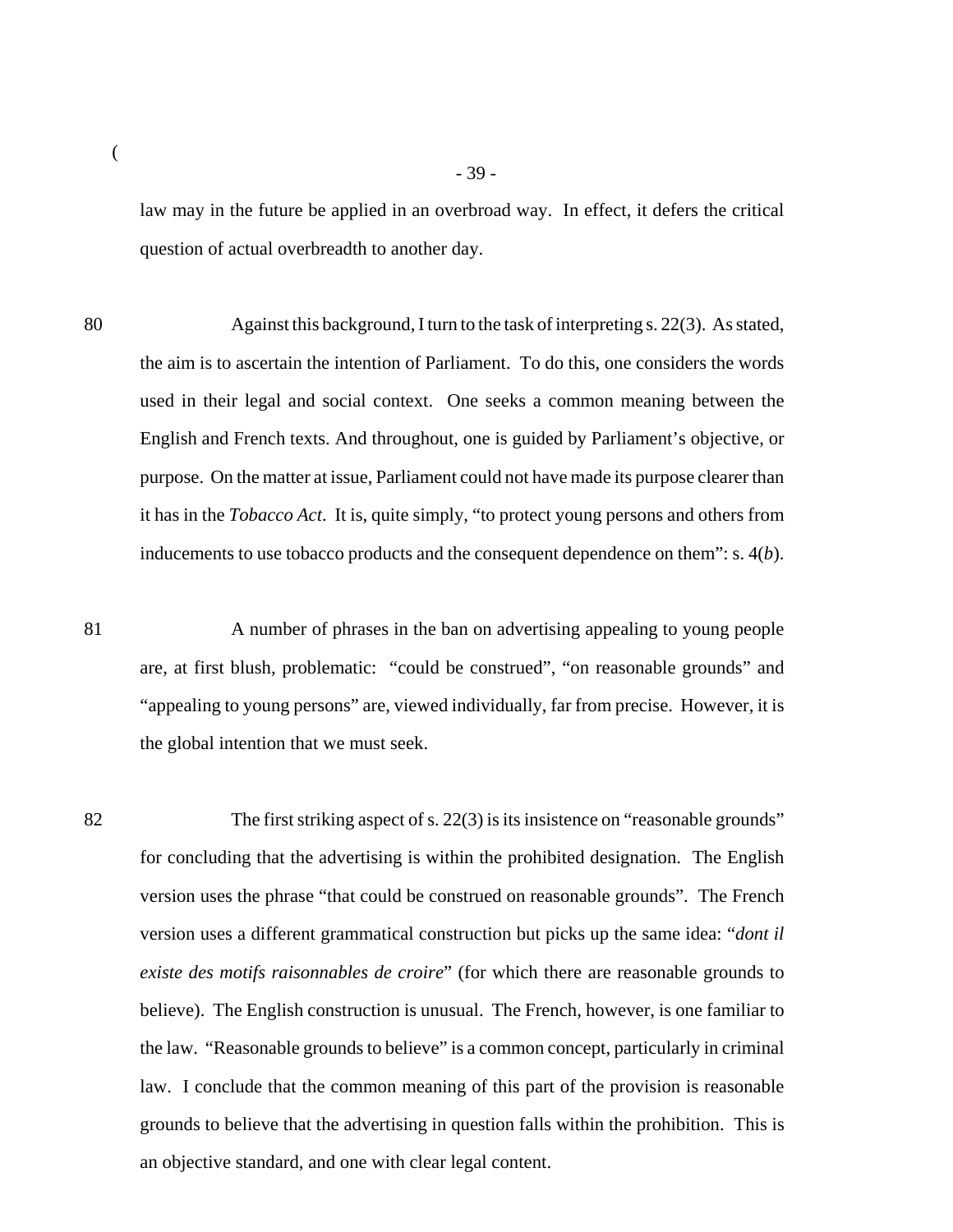law may in the future be applied in an overbroad way. In effect, it defers the critical question of actual overbreadth to another day.

80 Against this background, I turn to the task of interpreting s. 22(3). As stated, the aim is to ascertain the intention of Parliament. To do this, one considers the words used in their legal and social context. One seeks a common meaning between the English and French texts. And throughout, one is guided by Parliament's objective, or purpose. On the matter at issue, Parliament could not have made its purpose clearer than it has in the *Tobacco Act*. It is, quite simply, "to protect young persons and others from inducements to use tobacco products and the consequent dependence on them": s. 4(*b*).

81 A number of phrases in the ban on advertising appealing to young people are, at first blush, problematic: "could be construed", "on reasonable grounds" and "appealing to young persons" are, viewed individually, far from precise. However, it is the global intention that we must seek.

82 The first striking aspect of s. 22(3) is its insistence on "reasonable grounds" for concluding that the advertising is within the prohibited designation. The English version uses the phrase "that could be construed on reasonable grounds". The French version uses a different grammatical construction but picks up the same idea: "*dont il existe des motifs raisonnables de croire*" (for which there are reasonable grounds to believe). The English construction is unusual. The French, however, is one familiar to the law. "Reasonable grounds to believe" is a common concept, particularly in criminal law. I conclude that the common meaning of this part of the provision is reasonable grounds to believe that the advertising in question falls within the prohibition. This is an objective standard, and one with clear legal content.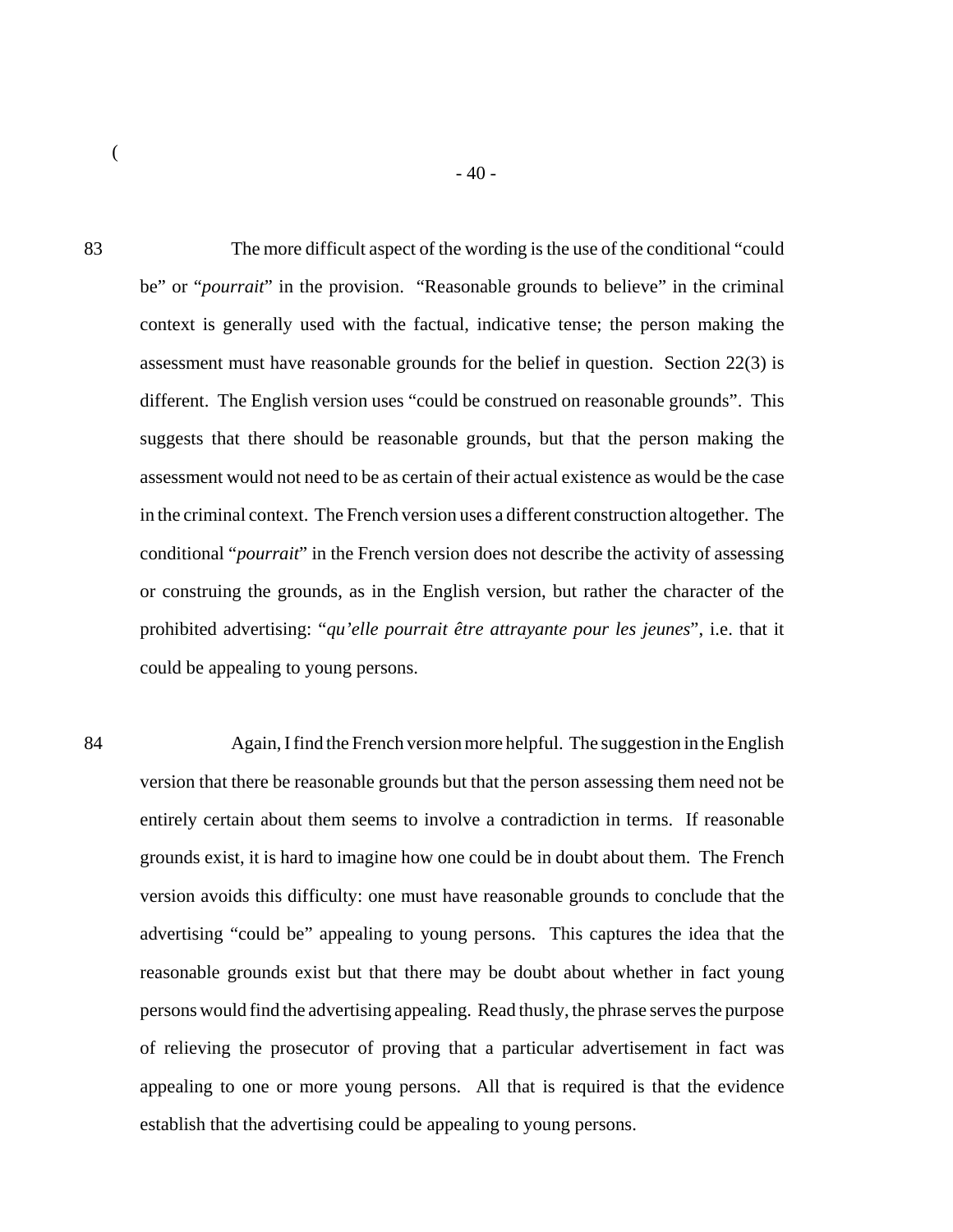83 The more difficult aspect of the wording is the use of the conditional "could be" or "*pourrait*" in the provision. "Reasonable grounds to believe" in the criminal context is generally used with the factual, indicative tense; the person making the assessment must have reasonable grounds for the belief in question. Section 22(3) is different. The English version uses "could be construed on reasonable grounds". This suggests that there should be reasonable grounds, but that the person making the assessment would not need to be as certain of their actual existence as would be the case in the criminal context. The French version uses a different construction altogether. The conditional "*pourrait*" in the French version does not describe the activity of assessing or construing the grounds, as in the English version, but rather the character of the prohibited advertising: "*qu'elle pourrait être attrayante pour les jeunes*", i.e. that it could be appealing to young persons.

84 Again, I find the French version more helpful. The suggestion in the English version that there be reasonable grounds but that the person assessing them need not be entirely certain about them seems to involve a contradiction in terms. If reasonable grounds exist, it is hard to imagine how one could be in doubt about them. The French version avoids this difficulty: one must have reasonable grounds to conclude that the advertising "could be" appealing to young persons. This captures the idea that the reasonable grounds exist but that there may be doubt about whether in fact young persons would find the advertising appealing. Read thusly, the phrase serves the purpose of relieving the prosecutor of proving that a particular advertisement in fact was appealing to one or more young persons. All that is required is that the evidence establish that the advertising could be appealing to young persons.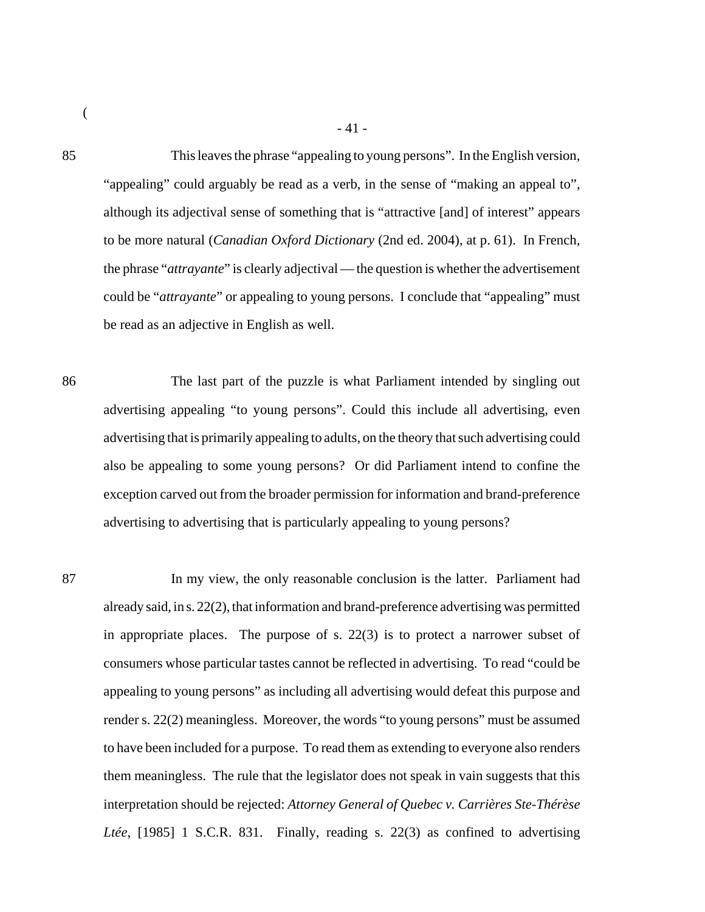85 This leaves the phrase "appealing to young persons". In the English version, "appealing" could arguably be read as a verb, in the sense of "making an appeal to", although its adjectival sense of something that is "attractive [and] of interest" appears to be more natural (*Canadian Oxford Dictionary* (2nd ed. 2004), at p. 61). In French, the phrase "*attrayante*" is clearly adjectival — the question is whether the advertisement could be "*attrayante*" or appealing to young persons. I conclude that "appealing" must be read as an adjective in English as well.

86 The last part of the puzzle is what Parliament intended by singling out advertising appealing "to young persons". Could this include all advertising, even advertising that is primarily appealing to adults, on the theory that such advertising could also be appealing to some young persons? Or did Parliament intend to confine the exception carved out from the broader permission for information and brand-preference advertising to advertising that is particularly appealing to young persons?

87 In my view, the only reasonable conclusion is the latter. Parliament had already said, in s. 22(2), that information and brand-preference advertising was permitted in appropriate places. The purpose of s. 22(3) is to protect a narrower subset of consumers whose particular tastes cannot be reflected in advertising. To read "could be appealing to young persons" as including all advertising would defeat this purpose and render s. 22(2) meaningless. Moreover, the words "to young persons" must be assumed to have been included for a purpose. To read them as extending to everyone also renders them meaningless. The rule that the legislator does not speak in vain suggests that this interpretation should be rejected: *Attorney General of Quebec v. Carrières Ste-Thérèse Ltée*, [1985] 1 S.C.R. 831. Finally, reading s. 22(3) as confined to advertising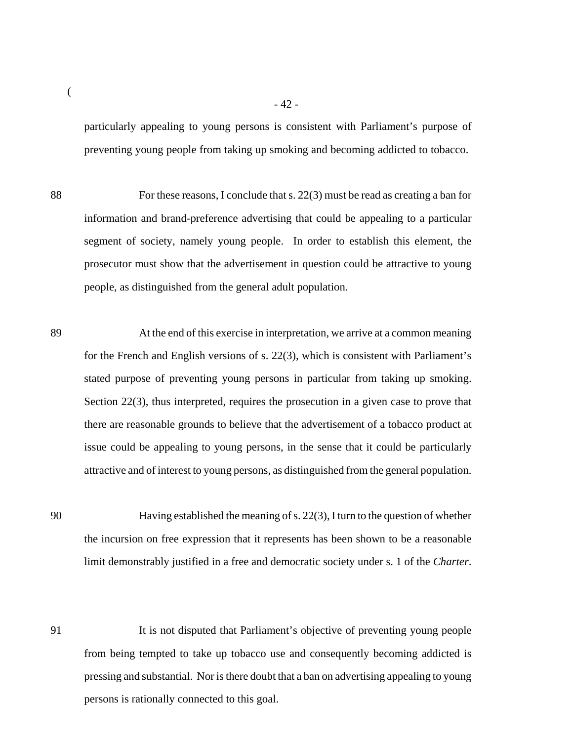particularly appealing to young persons is consistent with Parliament's purpose of preventing young people from taking up smoking and becoming addicted to tobacco.

88 For these reasons, I conclude that s. 22(3) must be read as creating a ban for information and brand-preference advertising that could be appealing to a particular segment of society, namely young people. In order to establish this element, the prosecutor must show that the advertisement in question could be attractive to young people, as distinguished from the general adult population.

89 At the end of this exercise in interpretation, we arrive at a common meaning for the French and English versions of s. 22(3), which is consistent with Parliament's stated purpose of preventing young persons in particular from taking up smoking. Section 22(3), thus interpreted, requires the prosecution in a given case to prove that there are reasonable grounds to believe that the advertisement of a tobacco product at issue could be appealing to young persons, in the sense that it could be particularly attractive and of interest to young persons, as distinguished from the general population.

90 Having established the meaning of s. 22(3), I turn to the question of whether the incursion on free expression that it represents has been shown to be a reasonable limit demonstrably justified in a free and democratic society under s. 1 of the *Charter*.

91 It is not disputed that Parliament's objective of preventing young people from being tempted to take up tobacco use and consequently becoming addicted is pressing and substantial. Nor is there doubt that a ban on advertising appealing to young persons is rationally connected to this goal.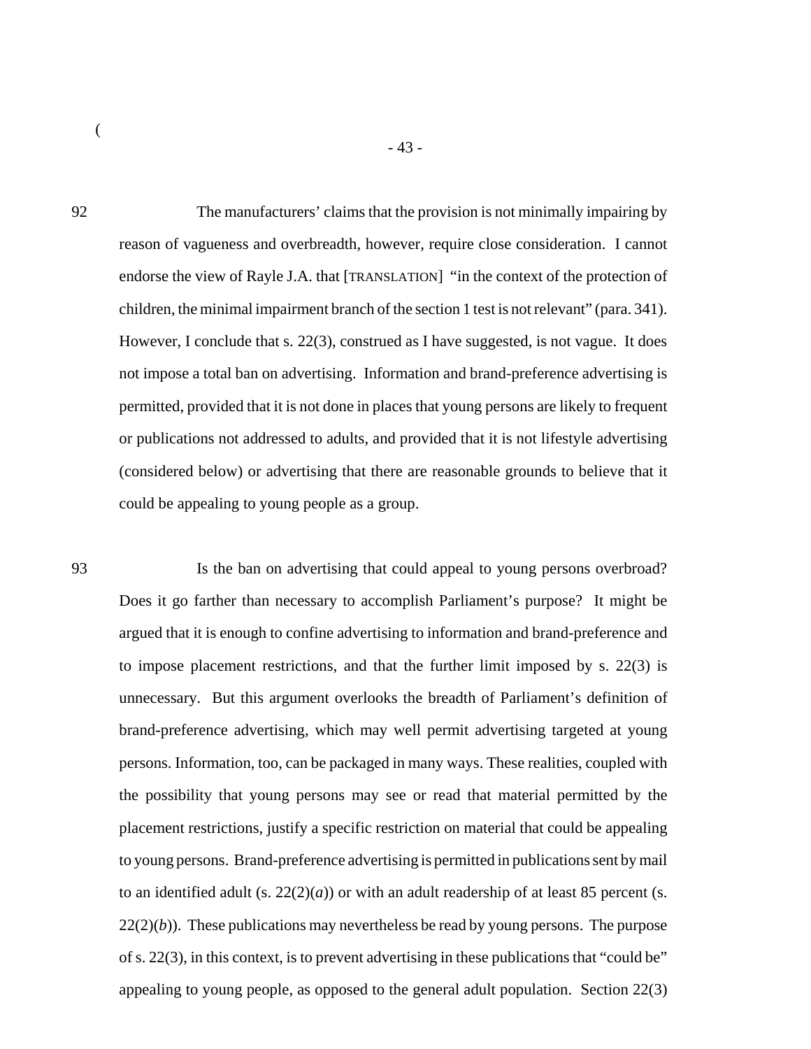92 The manufacturers' claims that the provision is not minimally impairing by reason of vagueness and overbreadth, however, require close consideration. I cannot endorse the view of Rayle J.A. that [TRANSLATION] "in the context of the protection of children, the minimal impairment branch of the section 1 test is not relevant" (para. 341). However, I conclude that s. 22(3), construed as I have suggested, is not vague. It does not impose a total ban on advertising. Information and brand-preference advertising is permitted, provided that it is not done in places that young persons are likely to frequent or publications not addressed to adults, and provided that it is not lifestyle advertising (considered below) or advertising that there are reasonable grounds to believe that it could be appealing to young people as a group.

93 Is the ban on advertising that could appeal to young persons overbroad? Does it go farther than necessary to accomplish Parliament's purpose? It might be argued that it is enough to confine advertising to information and brand-preference and to impose placement restrictions, and that the further limit imposed by s. 22(3) is unnecessary. But this argument overlooks the breadth of Parliament's definition of brand-preference advertising, which may well permit advertising targeted at young persons. Information, too, can be packaged in many ways. These realities, coupled with the possibility that young persons may see or read that material permitted by the placement restrictions, justify a specific restriction on material that could be appealing to young persons. Brand-preference advertising is permitted in publications sent by mail to an identified adult (s. 22(2)(*a*)) or with an adult readership of at least 85 percent (s. 22(2)(*b*)). These publications may nevertheless be read by young persons. The purpose of s. 22(3), in this context, is to prevent advertising in these publications that "could be" appealing to young people, as opposed to the general adult population. Section 22(3)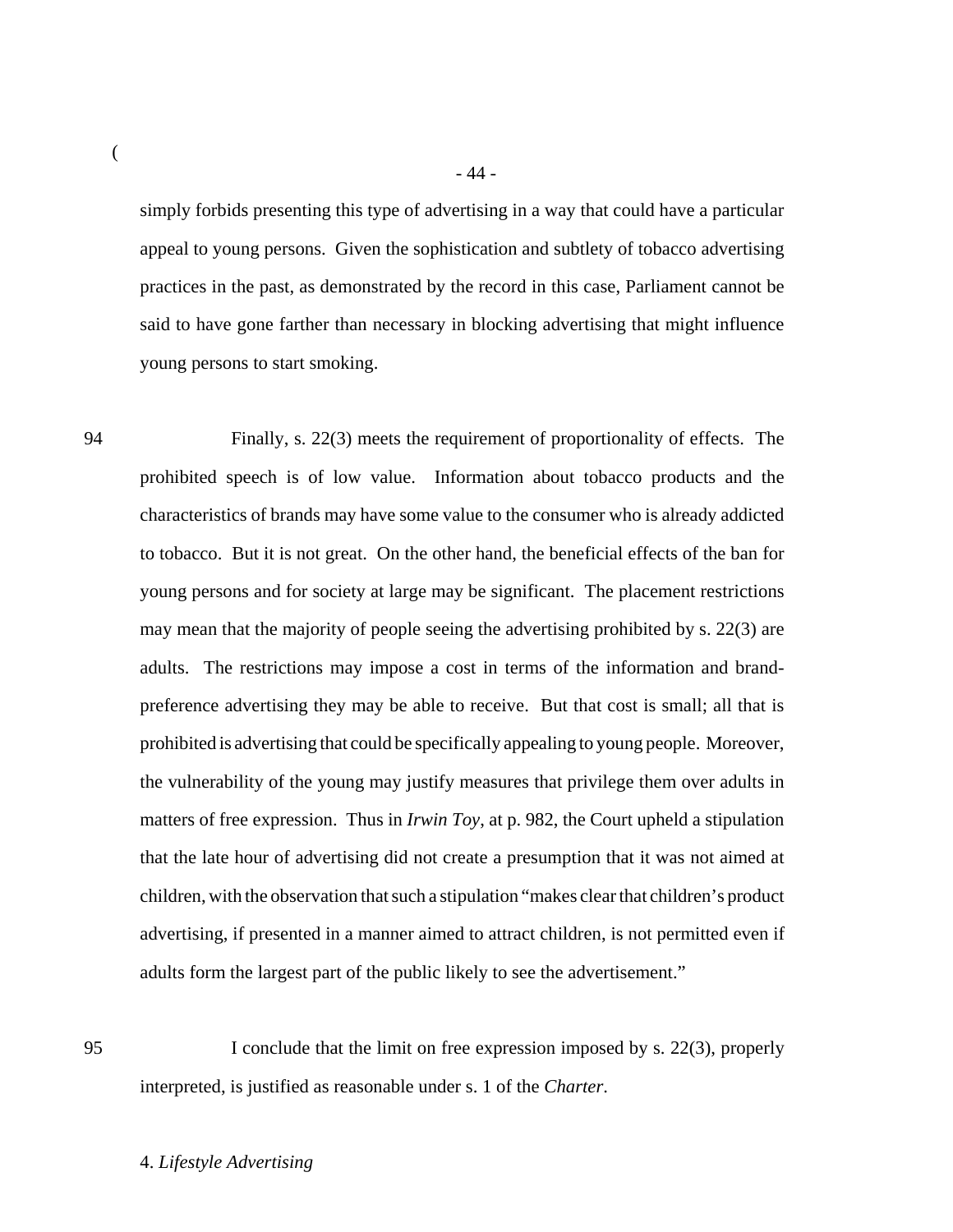simply forbids presenting this type of advertising in a way that could have a particular appeal to young persons. Given the sophistication and subtlety of tobacco advertising practices in the past, as demonstrated by the record in this case, Parliament cannot be said to have gone farther than necessary in blocking advertising that might influence young persons to start smoking.

94 Finally, s. 22(3) meets the requirement of proportionality of effects. The prohibited speech is of low value. Information about tobacco products and the characteristics of brands may have some value to the consumer who is already addicted to tobacco. But it is not great. On the other hand, the beneficial effects of the ban for young persons and for society at large may be significant. The placement restrictions may mean that the majority of people seeing the advertising prohibited by s. 22(3) are adults. The restrictions may impose a cost in terms of the information and brand-preference advertising they may be able to receive. But that cost is small; all that is prohibited is advertising that could be specifically appealing to young people. Moreover, the vulnerability of the young may justify measures that privilege them over adults in matters of free expression. Thus in *Irwin Toy*, at p. 982, the Court upheld a stipulation that the late hour of advertising did not create a presumption that it was not aimed at children, with the observation that such a stipulation "makes clear that children's product advertising, if presented in a manner aimed to attract children, is not permitted even if adults form the largest part of the public likely to see the advertisement."

95 I conclude that the limit on free expression imposed by s. 22(3), properly interpreted, is justified as reasonable under s. 1 of the *Charter*.

4. *Lifestyle Advertising*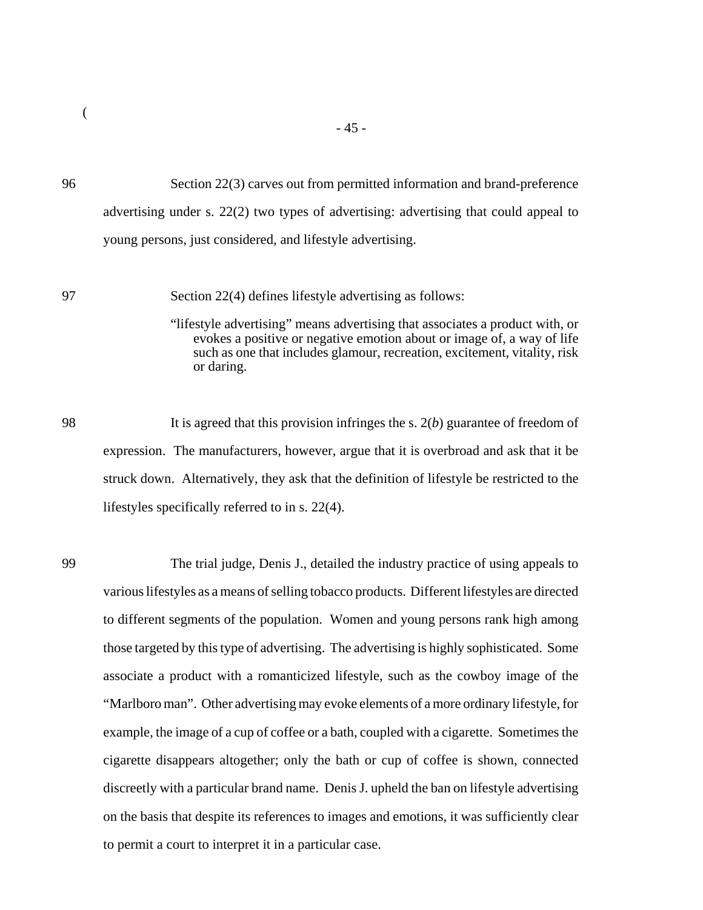96 Section 22(3) carves out from permitted information and brand-preference advertising under s. 22(2) two types of advertising: advertising that could appeal to young persons, just considered, and lifestyle advertising.

97 Section 22(4) defines lifestyle advertising as follows:

> "lifestyle advertising" means advertising that associates a product with, or evokes a positive or negative emotion about or image of, a way of life such as one that includes glamour, recreation, excitement, vitality, risk or daring.

98 It is agreed that this provision infringes the s. 2(*b*) guarantee of freedom of expression. The manufacturers, however, argue that it is overbroad and ask that it be struck down. Alternatively, they ask that the definition of lifestyle be restricted to the lifestyles specifically referred to in s. 22(4).

99 The trial judge, Denis J., detailed the industry practice of using appeals to various lifestyles as a means of selling tobacco products. Different lifestyles are directed to different segments of the population. Women and young persons rank high among those targeted by this type of advertising. The advertising is highly sophisticated. Some associate a product with a romanticized lifestyle, such as the cowboy image of the "Marlboro man". Other advertising may evoke elements of a more ordinary lifestyle, for example, the image of a cup of coffee or a bath, coupled with a cigarette. Sometimes the cigarette disappears altogether; only the bath or cup of coffee is shown, connected discreetly with a particular brand name. Denis J. upheld the ban on lifestyle advertising on the basis that despite its references to images and emotions, it was sufficiently clear to permit a court to interpret it in a particular case.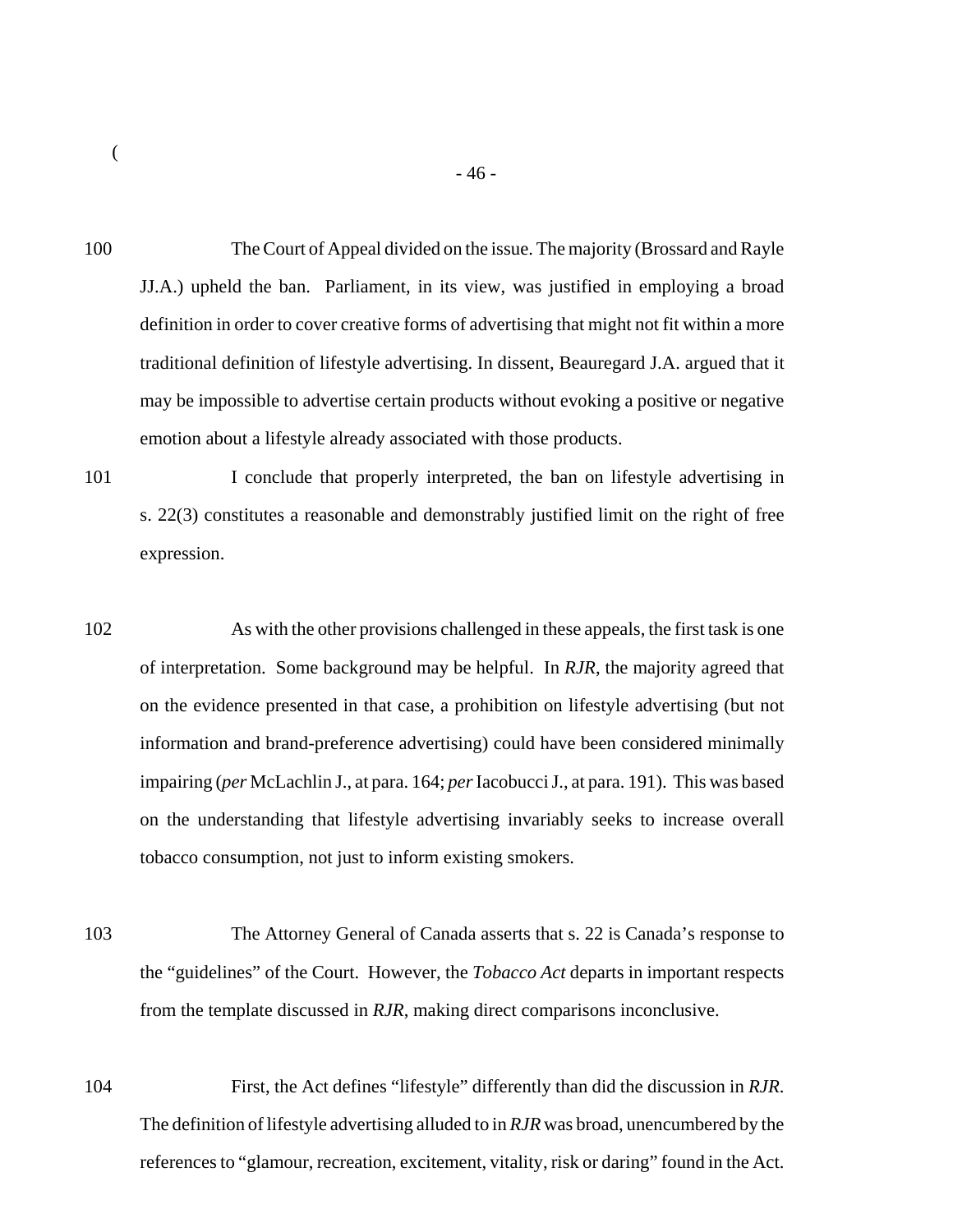100 The Court of Appeal divided on the issue. The majority (Brossard and Rayle JJ.A.) upheld the ban. Parliament, in its view, was justified in employing a broad definition in order to cover creative forms of advertising that might not fit within a more traditional definition of lifestyle advertising. In dissent, Beauregard J.A. argued that it may be impossible to advertise certain products without evoking a positive or negative emotion about a lifestyle already associated with those products.

101 I conclude that properly interpreted, the ban on lifestyle advertising in s. 22(3) constitutes a reasonable and demonstrably justified limit on the right of free expression.

102 As with the other provisions challenged in these appeals, the first task is one of interpretation. Some background may be helpful. In *RJR*, the majority agreed that on the evidence presented in that case, a prohibition on lifestyle advertising (but not information and brand-preference advertising) could have been considered minimally impairing (*per* McLachlin J., at para. 164; *per* Iacobucci J., at para. 191). This was based on the understanding that lifestyle advertising invariably seeks to increase overall tobacco consumption, not just to inform existing smokers.

103 The Attorney General of Canada asserts that s. 22 is Canada's response to the "guidelines" of the Court. However, the *Tobacco Act* departs in important respects from the template discussed in *RJR*, making direct comparisons inconclusive.

104 First, the Act defines "lifestyle" differently than did the discussion in *RJR*. The definition of lifestyle advertising alluded to in *RJR* was broad, unencumbered by the references to "glamour, recreation, excitement, vitality, risk or daring" found in the Act.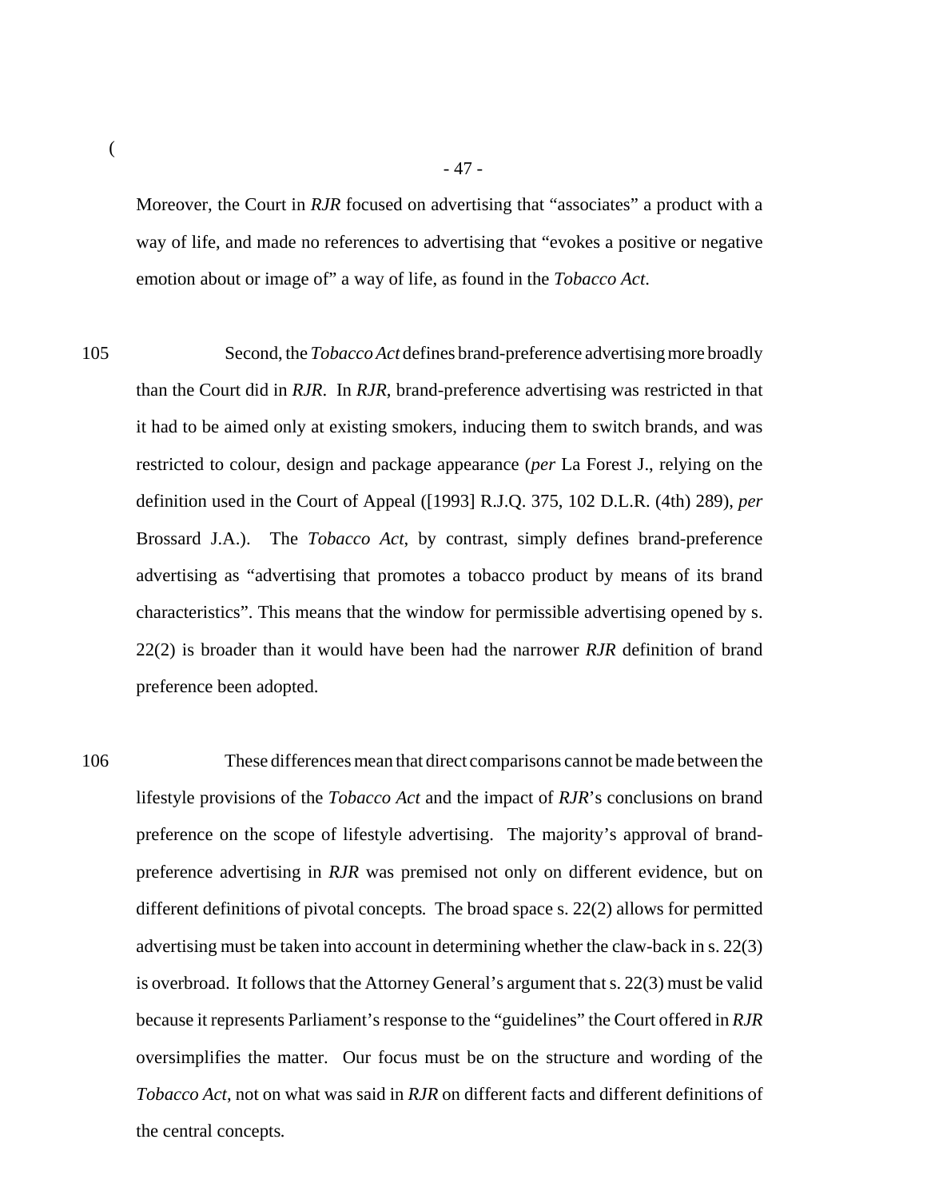Moreover, the Court in *RJR* focused on advertising that "associates" a product with a way of life, and made no references to advertising that "evokes a positive or negative emotion about or image of" a way of life, as found in the *Tobacco Act*.

105 Second, the *Tobacco Act* defines brand-preference advertising more broadly than the Court did in *RJR*. In *RJR*, brand-preference advertising was restricted in that it had to be aimed only at existing smokers, inducing them to switch brands, and was restricted to colour, design and package appearance (*per* La Forest J., relying on the definition used in the Court of Appeal ([1993] R.J.Q. 375, 102 D.L.R. (4th) 289), *per* Brossard J.A.). The *Tobacco Act*, by contrast, simply defines brand-preference advertising as "advertising that promotes a tobacco product by means of its brand characteristics". This means that the window for permissible advertising opened by s. 22(2) is broader than it would have been had the narrower *RJR* definition of brand preference been adopted.

106 These differences mean that direct comparisons cannot be made between the lifestyle provisions of the *Tobacco Act* and the impact of *RJR*'s conclusions on brand preference on the scope of lifestyle advertising. The majority's approval of brand-preference advertising in *RJR* was premised not only on different evidence, but on different definitions of pivotal concepts. The broad space s. 22(2) allows for permitted advertising must be taken into account in determining whether the claw-back in s. 22(3) is overbroad. It follows that the Attorney General's argument that s. 22(3) must be valid because it represents Parliament's response to the "guidelines" the Court offered in *RJR* oversimplifies the matter. Our focus must be on the structure and wording of the *Tobacco Act*, not on what was said in *RJR* on different facts and different definitions of the central concepts.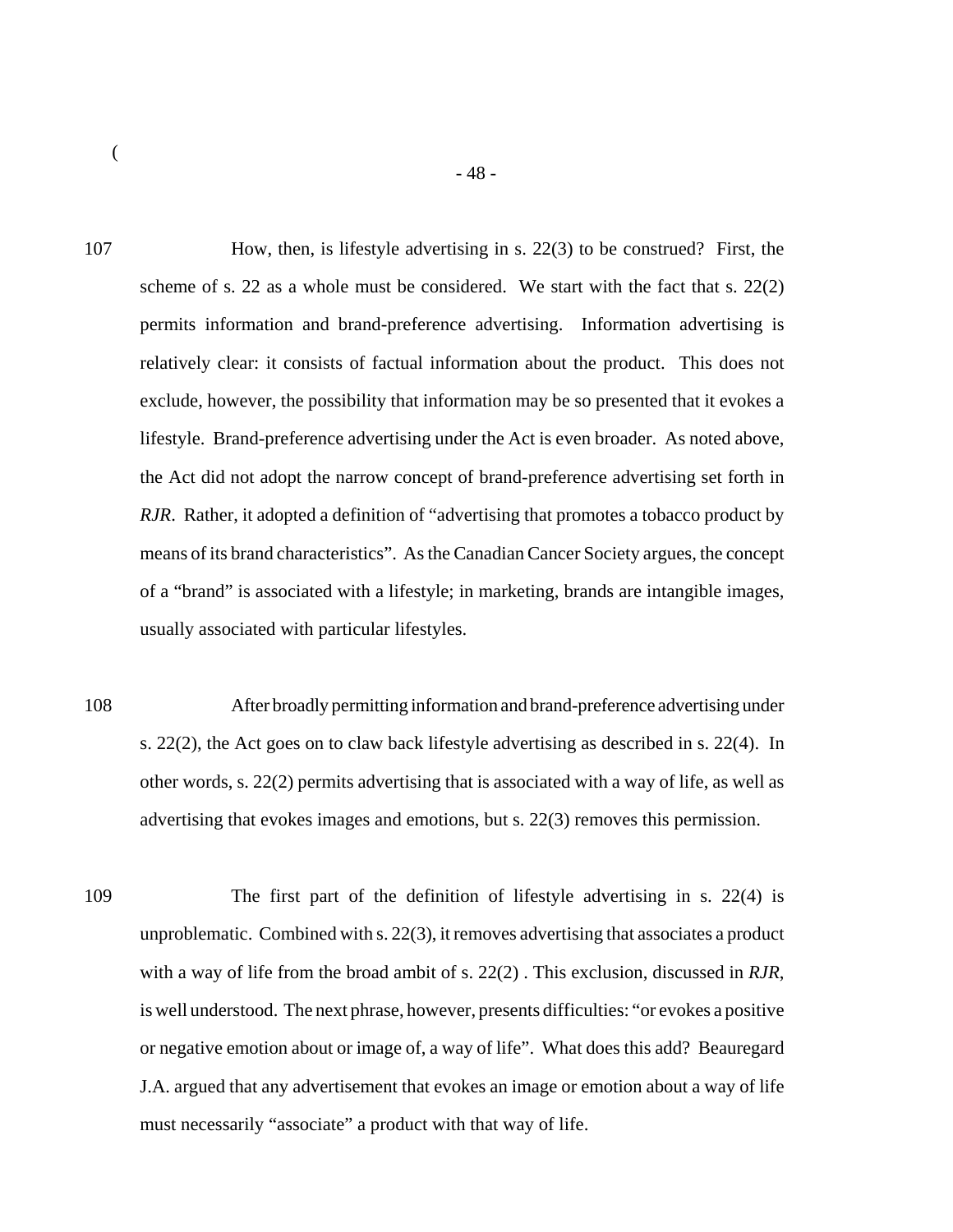107 How, then, is lifestyle advertising in s. 22(3) to be construed? First, the scheme of s. 22 as a whole must be considered. We start with the fact that s. 22(2) permits information and brand-preference advertising. Information advertising is relatively clear: it consists of factual information about the product. This does not exclude, however, the possibility that information may be so presented that it evokes a lifestyle. Brand-preference advertising under the Act is even broader. As noted above, the Act did not adopt the narrow concept of brand-preference advertising set forth in *RJR*. Rather, it adopted a definition of "advertising that promotes a tobacco product by means of its brand characteristics". As the Canadian Cancer Society argues, the concept of a "brand" is associated with a lifestyle; in marketing, brands are intangible images, usually associated with particular lifestyles.

108 After broadly permitting information and brand-preference advertising under s. 22(2), the Act goes on to claw back lifestyle advertising as described in s. 22(4). In other words, s. 22(2) permits advertising that is associated with a way of life, as well as advertising that evokes images and emotions, but s. 22(3) removes this permission.

109 The first part of the definition of lifestyle advertising in s. 22(4) is unproblematic. Combined with s. 22(3), it removes advertising that associates a product with a way of life from the broad ambit of s. 22(2) . This exclusion, discussed in *RJR*, is well understood. The next phrase, however, presents difficulties: "or evokes a positive or negative emotion about or image of, a way of life". What does this add? Beauregard J.A. argued that any advertisement that evokes an image or emotion about a way of life must necessarily "associate" a product with that way of life.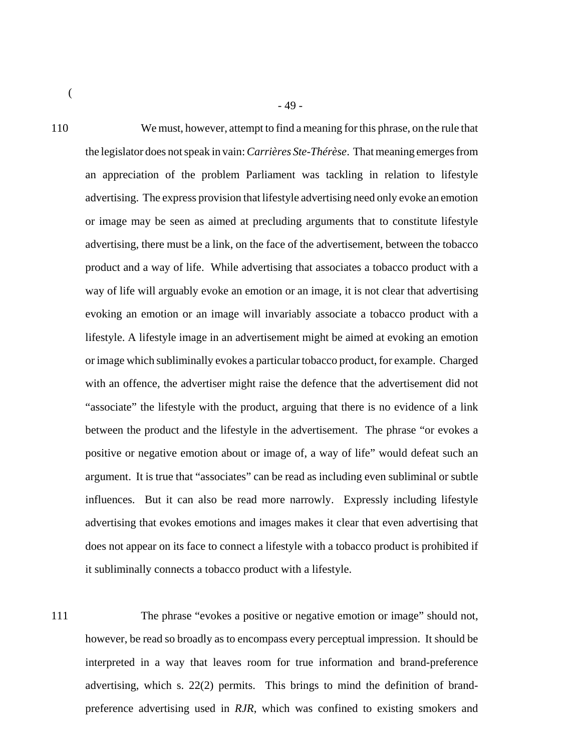110 We must, however, attempt to find a meaning for this phrase, on the rule that the legislator does not speak in vain: *Carrières Ste-Thérèse*. That meaning emerges from an appreciation of the problem Parliament was tackling in relation to lifestyle advertising. The express provision that lifestyle advertising need only evoke an emotion or image may be seen as aimed at precluding arguments that to constitute lifestyle advertising, there must be a link, on the face of the advertisement, between the tobacco product and a way of life. While advertising that associates a tobacco product with a way of life will arguably evoke an emotion or an image, it is not clear that advertising evoking an emotion or an image will invariably associate a tobacco product with a lifestyle. A lifestyle image in an advertisement might be aimed at evoking an emotion or image which subliminally evokes a particular tobacco product, for example. Charged with an offence, the advertiser might raise the defence that the advertisement did not "associate" the lifestyle with the product, arguing that there is no evidence of a link between the product and the lifestyle in the advertisement. The phrase "or evokes a positive or negative emotion about or image of, a way of life" would defeat such an argument. It is true that "associates" can be read as including even subliminal or subtle influences. But it can also be read more narrowly. Expressly including lifestyle advertising that evokes emotions and images makes it clear that even advertising that does not appear on its face to connect a lifestyle with a tobacco product is prohibited if it subliminally connects a tobacco product with a lifestyle.

111 The phrase "evokes a positive or negative emotion or image" should not, however, be read so broadly as to encompass every perceptual impression. It should be interpreted in a way that leaves room for true information and brand-preference advertising, which s. 22(2) permits. This brings to mind the definition of brand-preference advertising used in *RJR*, which was confined to existing smokers and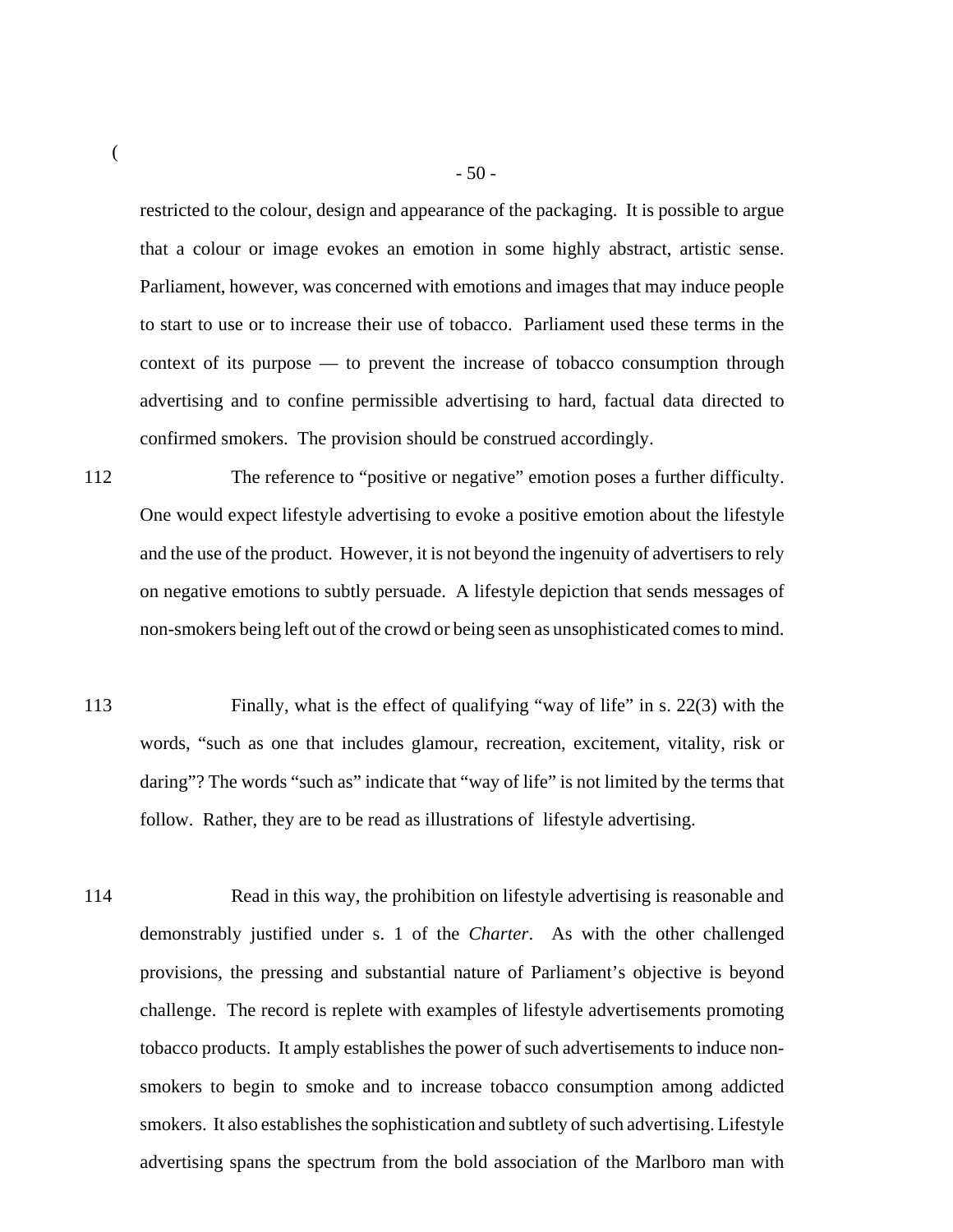restricted to the colour, design and appearance of the packaging. It is possible to argue that a colour or image evokes an emotion in some highly abstract, artistic sense. Parliament, however, was concerned with emotions and images that may induce people to start to use or to increase their use of tobacco. Parliament used these terms in the context of its purpose — to prevent the increase of tobacco consumption through advertising and to confine permissible advertising to hard, factual data directed to confirmed smokers. The provision should be construed accordingly.

112 The reference to "positive or negative" emotion poses a further difficulty. One would expect lifestyle advertising to evoke a positive emotion about the lifestyle and the use of the product. However, it is not beyond the ingenuity of advertisers to rely on negative emotions to subtly persuade. A lifestyle depiction that sends messages of non-smokers being left out of the crowd or being seen as unsophisticated comes to mind.

113 Finally, what is the effect of qualifying "way of life" in s. 22(3) with the words, "such as one that includes glamour, recreation, excitement, vitality, risk or daring"? The words "such as" indicate that "way of life" is not limited by the terms that follow. Rather, they are to be read as illustrations of lifestyle advertising.

114 Read in this way, the prohibition on lifestyle advertising is reasonable and demonstrably justified under s. 1 of the *Charter*. As with the other challenged provisions, the pressing and substantial nature of Parliament's objective is beyond challenge. The record is replete with examples of lifestyle advertisements promoting tobacco products. It amply establishes the power of such advertisements to induce non-smokers to begin to smoke and to increase tobacco consumption among addicted smokers. It also establishes the sophistication and subtlety of such advertising. Lifestyle advertising spans the spectrum from the bold association of the Marlboro man with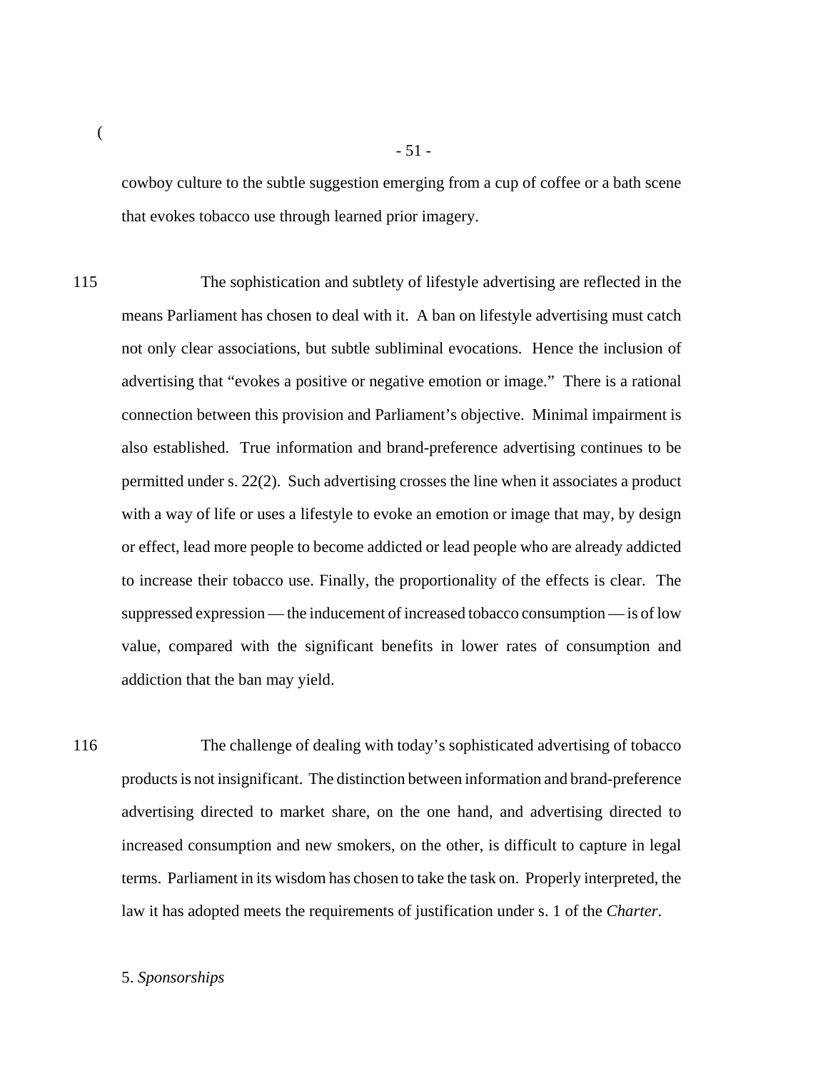cowboy culture to the subtle suggestion emerging from a cup of coffee or a bath scene that evokes tobacco use through learned prior imagery.

115 The sophistication and subtlety of lifestyle advertising are reflected in the means Parliament has chosen to deal with it. A ban on lifestyle advertising must catch not only clear associations, but subtle subliminal evocations. Hence the inclusion of advertising that "evokes a positive or negative emotion or image." There is a rational connection between this provision and Parliament's objective. Minimal impairment is also established. True information and brand-preference advertising continues to be permitted under s. 22(2). Such advertising crosses the line when it associates a product with a way of life or uses a lifestyle to evoke an emotion or image that may, by design or effect, lead more people to become addicted or lead people who are already addicted to increase their tobacco use. Finally, the proportionality of the effects is clear. The suppressed expression — the inducement of increased tobacco consumption — is of low value, compared with the significant benefits in lower rates of consumption and addiction that the ban may yield.

116 The challenge of dealing with today's sophisticated advertising of tobacco products is not insignificant. The distinction between information and brand-preference advertising directed to market share, on the one hand, and advertising directed to increased consumption and new smokers, on the other, is difficult to capture in legal terms. Parliament in its wisdom has chosen to take the task on. Properly interpreted, the law it has adopted meets the requirements of justification under s. 1 of the *Charter*.

5. *Sponsorships*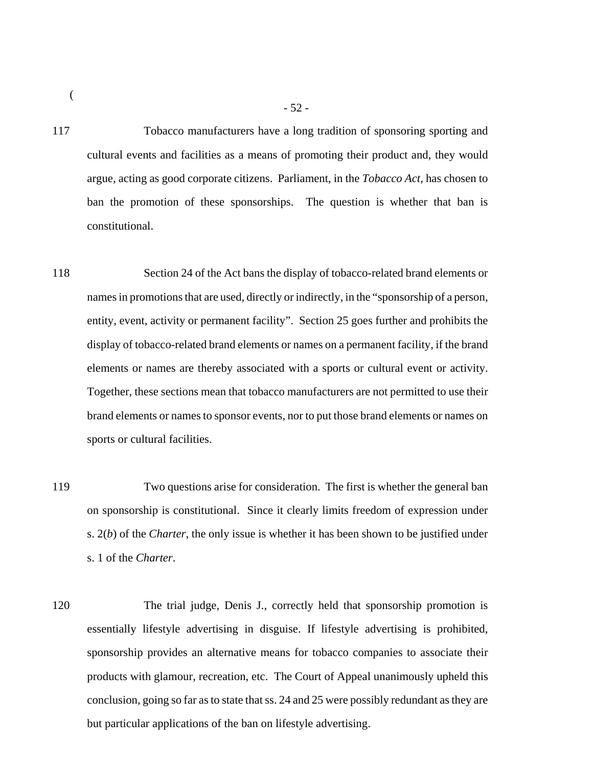117 Tobacco manufacturers have a long tradition of sponsoring sporting and cultural events and facilities as a means of promoting their product and, they would argue, acting as good corporate citizens. Parliament, in the *Tobacco Act*, has chosen to ban the promotion of these sponsorships. The question is whether that ban is constitutional.

118 Section 24 of the Act bans the display of tobacco-related brand elements or names in promotions that are used, directly or indirectly, in the "sponsorship of a person, entity, event, activity or permanent facility". Section 25 goes further and prohibits the display of tobacco-related brand elements or names on a permanent facility, if the brand elements or names are thereby associated with a sports or cultural event or activity. Together, these sections mean that tobacco manufacturers are not permitted to use their brand elements or names to sponsor events, nor to put those brand elements or names on sports or cultural facilities.

119 Two questions arise for consideration. The first is whether the general ban on sponsorship is constitutional. Since it clearly limits freedom of expression under s. 2(*b*) of the *Charter*, the only issue is whether it has been shown to be justified under s. 1 of the *Charter*.

120 The trial judge, Denis J., correctly held that sponsorship promotion is essentially lifestyle advertising in disguise. If lifestyle advertising is prohibited, sponsorship provides an alternative means for tobacco companies to associate their products with glamour, recreation, etc. The Court of Appeal unanimously upheld this conclusion, going so far as to state that ss. 24 and 25 were possibly redundant as they are but particular applications of the ban on lifestyle advertising.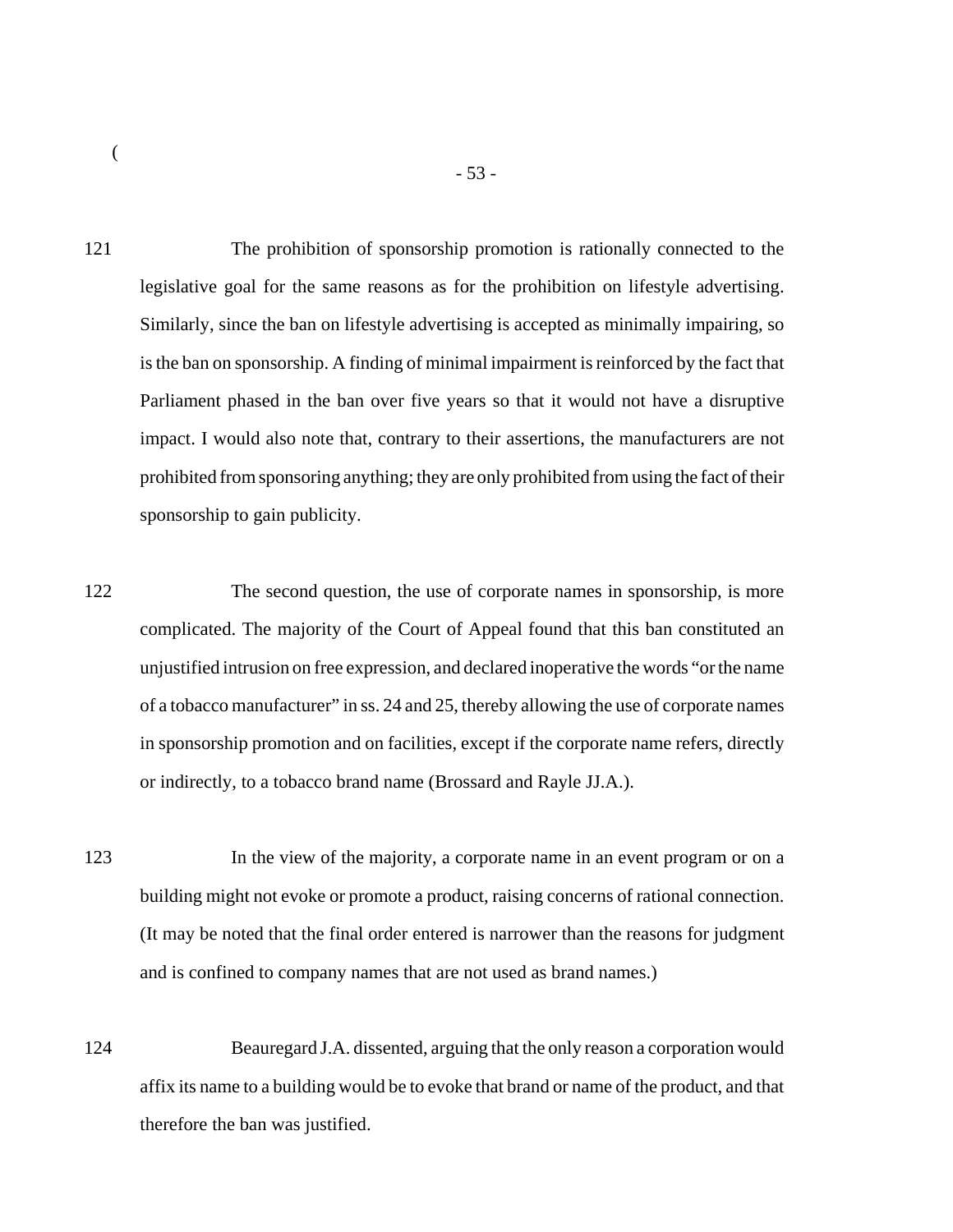121 The prohibition of sponsorship promotion is rationally connected to the legislative goal for the same reasons as for the prohibition on lifestyle advertising. Similarly, since the ban on lifestyle advertising is accepted as minimally impairing, so is the ban on sponsorship. A finding of minimal impairment is reinforced by the fact that Parliament phased in the ban over five years so that it would not have a disruptive impact. I would also note that, contrary to their assertions, the manufacturers are not prohibited from sponsoring anything; they are only prohibited from using the fact of their sponsorship to gain publicity.

122 The second question, the use of corporate names in sponsorship, is more complicated. The majority of the Court of Appeal found that this ban constituted an unjustified intrusion on free expression, and declared inoperative the words "or the name of a tobacco manufacturer" in ss. 24 and 25, thereby allowing the use of corporate names in sponsorship promotion and on facilities, except if the corporate name refers, directly or indirectly, to a tobacco brand name (Brossard and Rayle JJ.A.).

123 In the view of the majority, a corporate name in an event program or on a building might not evoke or promote a product, raising concerns of rational connection. (It may be noted that the final order entered is narrower than the reasons for judgment and is confined to company names that are not used as brand names.)

124 Beauregard J.A. dissented, arguing that the only reason a corporation would affix its name to a building would be to evoke that brand or name of the product, and that therefore the ban was justified.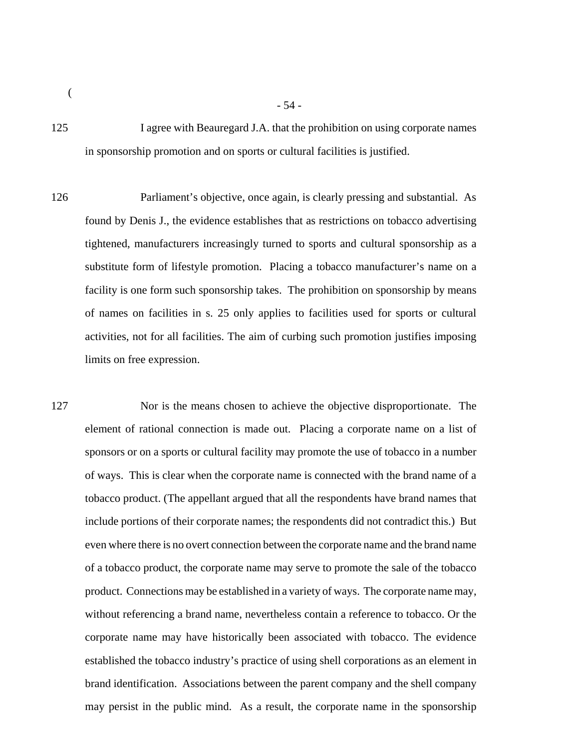125 I agree with Beauregard J.A. that the prohibition on using corporate names in sponsorship promotion and on sports or cultural facilities is justified.

126 Parliament's objective, once again, is clearly pressing and substantial. As found by Denis J., the evidence establishes that as restrictions on tobacco advertising tightened, manufacturers increasingly turned to sports and cultural sponsorship as a substitute form of lifestyle promotion. Placing a tobacco manufacturer's name on a facility is one form such sponsorship takes. The prohibition on sponsorship by means of names on facilities in s. 25 only applies to facilities used for sports or cultural activities, not for all facilities. The aim of curbing such promotion justifies imposing limits on free expression.

127 Nor is the means chosen to achieve the objective disproportionate. The element of rational connection is made out. Placing a corporate name on a list of sponsors or on a sports or cultural facility may promote the use of tobacco in a number of ways. This is clear when the corporate name is connected with the brand name of a tobacco product. (The appellant argued that all the respondents have brand names that include portions of their corporate names; the respondents did not contradict this.) But even where there is no overt connection between the corporate name and the brand name of a tobacco product, the corporate name may serve to promote the sale of the tobacco product. Connections may be established in a variety of ways. The corporate name may, without referencing a brand name, nevertheless contain a reference to tobacco. Or the corporate name may have historically been associated with tobacco. The evidence established the tobacco industry's practice of using shell corporations as an element in brand identification. Associations between the parent company and the shell company may persist in the public mind. As a result, the corporate name in the sponsorship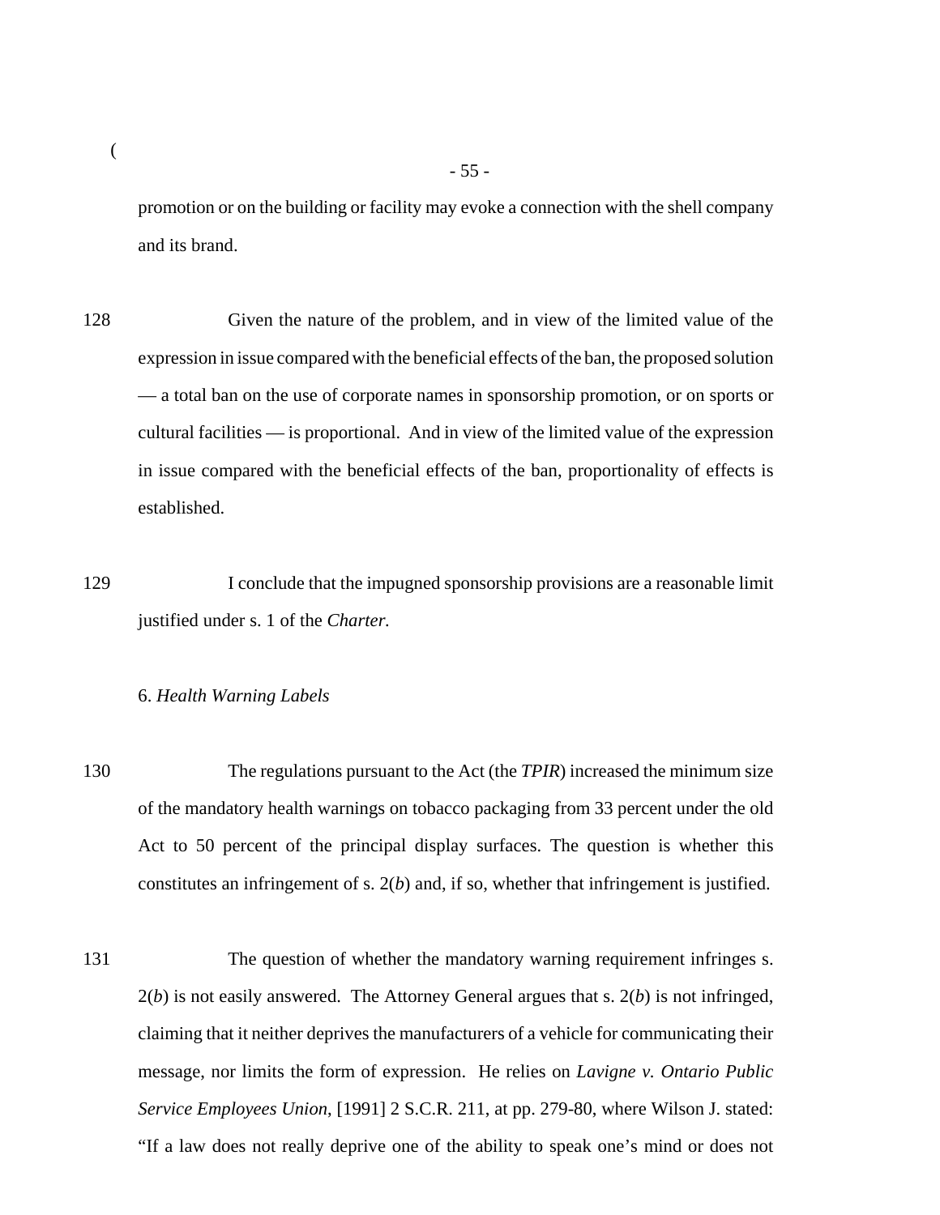promotion or on the building or facility may evoke a connection with the shell company and its brand.

128 Given the nature of the problem, and in view of the limited value of the expression in issue compared with the beneficial effects of the ban, the proposed solution — a total ban on the use of corporate names in sponsorship promotion, or on sports or cultural facilities — is proportional. And in view of the limited value of the expression in issue compared with the beneficial effects of the ban, proportionality of effects is established.

129 I conclude that the impugned sponsorship provisions are a reasonable limit justified under s. 1 of the *Charter.*

6. *Health Warning Labels*

130 The regulations pursuant to the Act (the *TPIR*) increased the minimum size of the mandatory health warnings on tobacco packaging from 33 percent under the old Act to 50 percent of the principal display surfaces. The question is whether this constitutes an infringement of s. 2(*b*) and, if so, whether that infringement is justified.

131 The question of whether the mandatory warning requirement infringes s. 2(*b*) is not easily answered. The Attorney General argues that s. 2(*b*) is not infringed, claiming that it neither deprives the manufacturers of a vehicle for communicating their message, nor limits the form of expression. He relies on *Lavigne v. Ontario Public Service Employees Union*, [1991] 2 S.C.R. 211, at pp. 279-80, where Wilson J. stated: "If a law does not really deprive one of the ability to speak one's mind or does not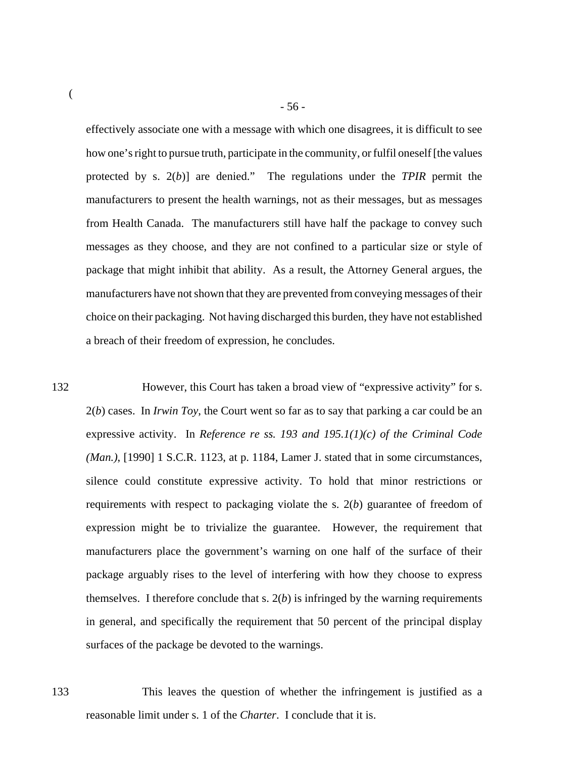effectively associate one with a message with which one disagrees, it is difficult to see how one's right to pursue truth, participate in the community, or fulfil oneself [the values protected by s. 2(*b*)] are denied." The regulations under the *TPIR* permit the manufacturers to present the health warnings, not as their messages, but as messages from Health Canada. The manufacturers still have half the package to convey such messages as they choose, and they are not confined to a particular size or style of package that might inhibit that ability. As a result, the Attorney General argues, the manufacturers have not shown that they are prevented from conveying messages of their choice on their packaging. Not having discharged this burden, they have not established a breach of their freedom of expression, he concludes.

132 However, this Court has taken a broad view of "expressive activity" for s. 2(*b*) cases. In *Irwin Toy*, the Court went so far as to say that parking a car could be an expressive activity. In *Reference re ss. 193 and 195.1(1)(c) of the Criminal Code (Man.)*, [1990] 1 S.C.R. 1123, at p. 1184, Lamer J. stated that in some circumstances, silence could constitute expressive activity. To hold that minor restrictions or requirements with respect to packaging violate the s. 2(*b*) guarantee of freedom of expression might be to trivialize the guarantee. However, the requirement that manufacturers place the government's warning on one half of the surface of their package arguably rises to the level of interfering with how they choose to express themselves. I therefore conclude that s. 2(*b*) is infringed by the warning requirements in general, and specifically the requirement that 50 percent of the principal display surfaces of the package be devoted to the warnings.

133 This leaves the question of whether the infringement is justified as a reasonable limit under s. 1 of the *Charter*. I conclude that it is.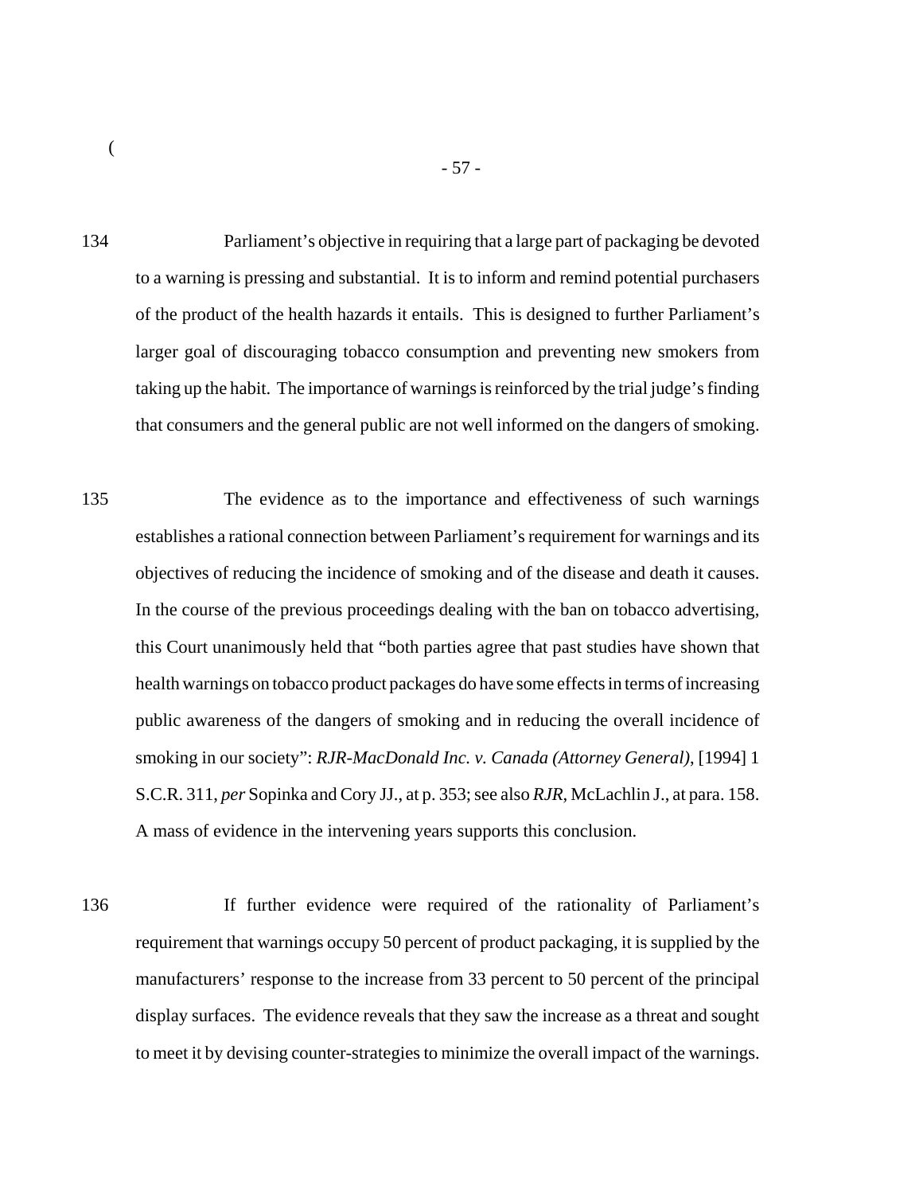134 Parliament's objective in requiring that a large part of packaging be devoted to a warning is pressing and substantial. It is to inform and remind potential purchasers of the product of the health hazards it entails. This is designed to further Parliament's larger goal of discouraging tobacco consumption and preventing new smokers from taking up the habit. The importance of warnings is reinforced by the trial judge's finding that consumers and the general public are not well informed on the dangers of smoking.

135 The evidence as to the importance and effectiveness of such warnings establishes a rational connection between Parliament's requirement for warnings and its objectives of reducing the incidence of smoking and of the disease and death it causes. In the course of the previous proceedings dealing with the ban on tobacco advertising, this Court unanimously held that "both parties agree that past studies have shown that health warnings on tobacco product packages do have some effects in terms of increasing public awareness of the dangers of smoking and in reducing the overall incidence of smoking in our society": *RJR-MacDonald Inc. v. Canada (Attorney General)*, [1994] 1 S.C.R. 311, *per* Sopinka and Cory JJ., at p. 353; see also *RJR*, McLachlin J., at para. 158. A mass of evidence in the intervening years supports this conclusion.

136 If further evidence were required of the rationality of Parliament's requirement that warnings occupy 50 percent of product packaging, it is supplied by the manufacturers' response to the increase from 33 percent to 50 percent of the principal display surfaces. The evidence reveals that they saw the increase as a threat and sought to meet it by devising counter-strategies to minimize the overall impact of the warnings.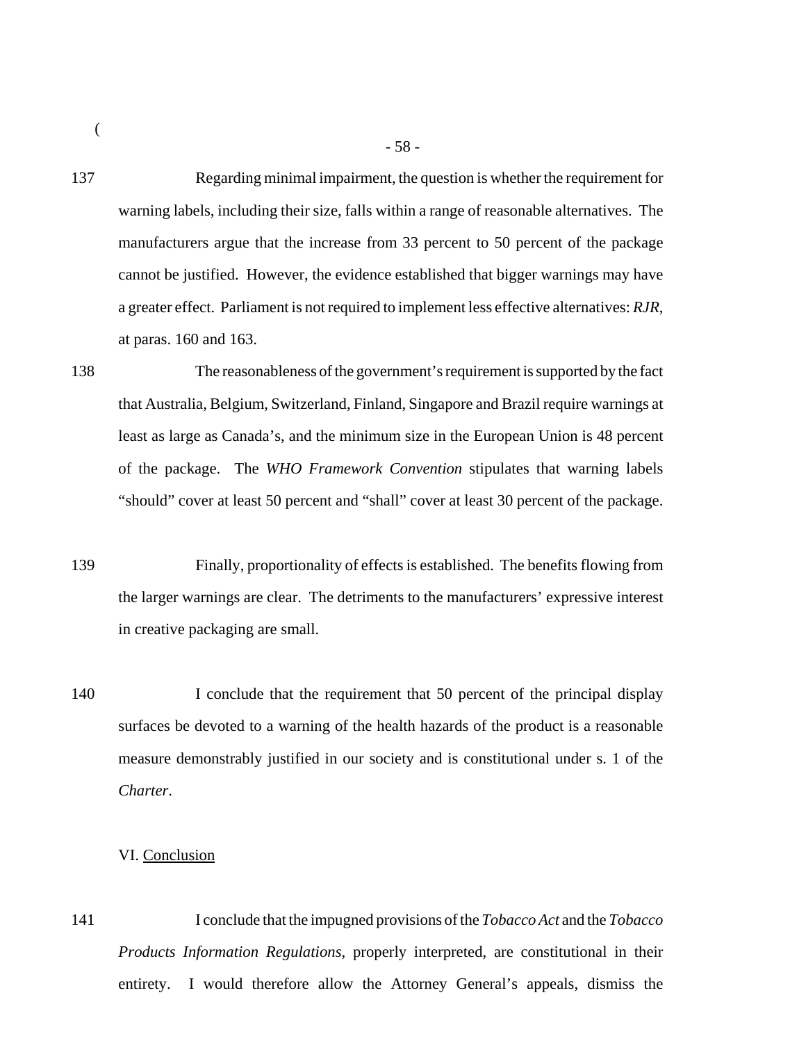137 Regarding minimal impairment, the question is whether the requirement for warning labels, including their size, falls within a range of reasonable alternatives. The manufacturers argue that the increase from 33 percent to 50 percent of the package cannot be justified. However, the evidence established that bigger warnings may have a greater effect. Parliament is not required to implement less effective alternatives: *RJR*, at paras. 160 and 163.

138 The reasonableness of the government's requirement is supported by the fact that Australia, Belgium, Switzerland, Finland, Singapore and Brazil require warnings at least as large as Canada's, and the minimum size in the European Union is 48 percent of the package. The *WHO Framework Convention* stipulates that warning labels "should" cover at least 50 percent and "shall" cover at least 30 percent of the package.

139 Finally, proportionality of effects is established. The benefits flowing from the larger warnings are clear. The detriments to the manufacturers' expressive interest in creative packaging are small.

140 I conclude that the requirement that 50 percent of the principal display surfaces be devoted to a warning of the health hazards of the product is a reasonable measure demonstrably justified in our society and is constitutional under s. 1 of the *Charter*.

## VI. Conclusion

141 I conclude that the impugned provisions of the *Tobacco Act* and the *Tobacco Products Information Regulations*, properly interpreted, are constitutional in their entirety. I would therefore allow the Attorney General's appeals, dismiss the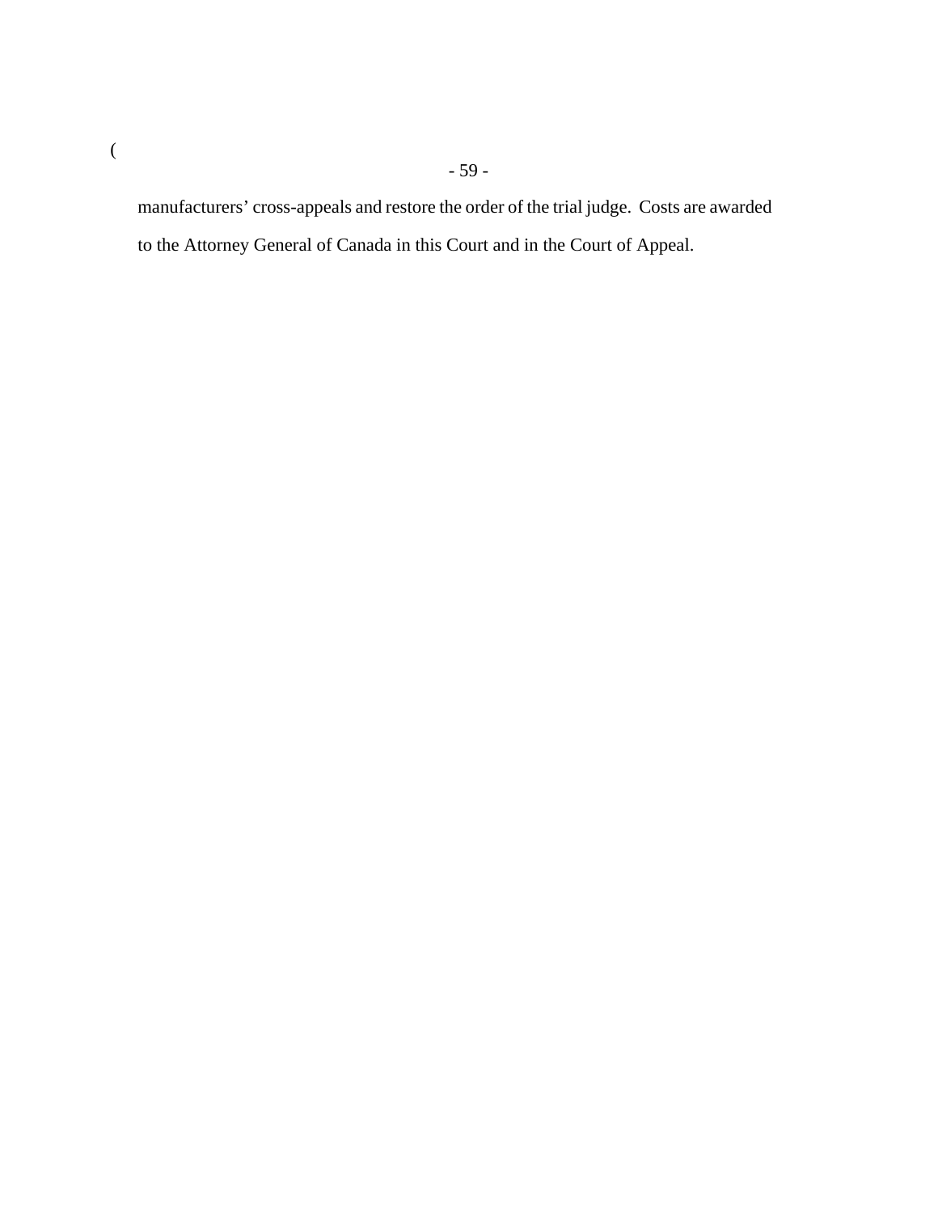manufacturers' cross-appeals and restore the order of the trial judge. Costs are awarded to the Attorney General of Canada in this Court and in the Court of Appeal.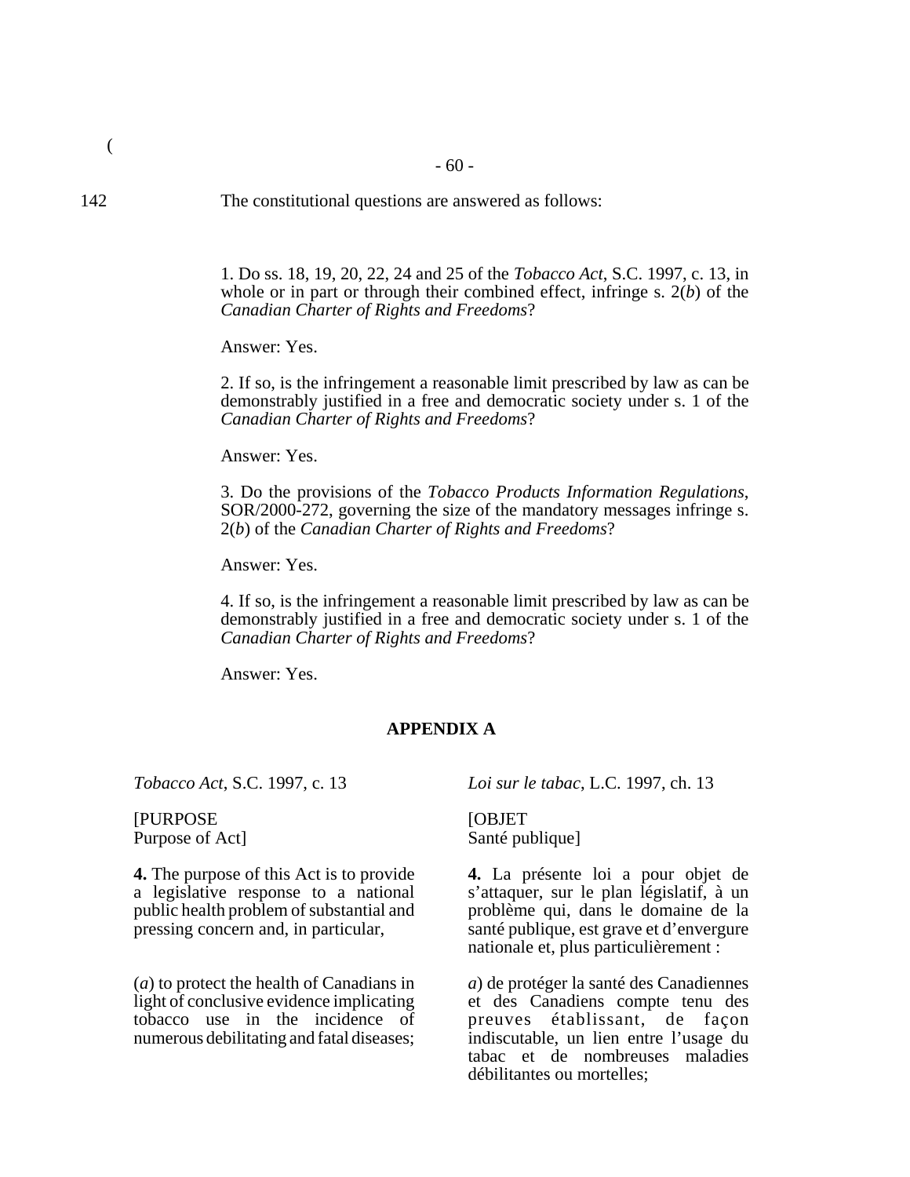142 The constitutional questions are answered as follows:

1. Do ss. 18, 19, 20, 22, 24 and 25 of the *Tobacco Act*, S.C. 1997, c. 13, in whole or in part or through their combined effect, infringe s. 2(*b*) of the *Canadian Charter of Rights and Freedoms*?

Answer: Yes.

2. If so, is the infringement a reasonable limit prescribed by law as can be demonstrably justified in a free and democratic society under s. 1 of the *Canadian Charter of Rights and Freedoms*?

Answer: Yes.

3. Do the provisions of the *Tobacco Products Information Regulations*, SOR/2000-272, governing the size of the mandatory messages infringe s. 2(*b*) of the *Canadian Charter of Rights and Freedoms*?

Answer: Yes.

4. If so, is the infringement a reasonable limit prescribed by law as can be demonstrably justified in a free and democratic society under s. 1 of the *Canadian Charter of Rights and Freedoms*?

Answer: Yes.

## APPENDIX A

*Tobacco Act*, S.C. 1997, c. 13

[PURPOSE
Purpose of Act]

**4.** The purpose of this Act is to provide a legislative response to a national public health problem of substantial and pressing concern and, in particular,

(*a*) to protect the health of Canadians in light of conclusive evidence implicating tobacco use in the incidence of numerous debilitating and fatal diseases;

*Loi sur le tabac*, L.C. 1997, ch. 13

[OBJET
Santé publique]

**4.** La présente loi a pour objet de s'attaquer, sur le plan législatif, à un problème qui, dans le domaine de la santé publique, est grave et d'envergure nationale et, plus particulièrement :

*a*) de protéger la santé des Canadiennes et des Canadiens compte tenu des preuves établissant, de façon indiscutable, un lien entre l'usage du tabac et de nombreuses maladies débilitantes ou mortelles;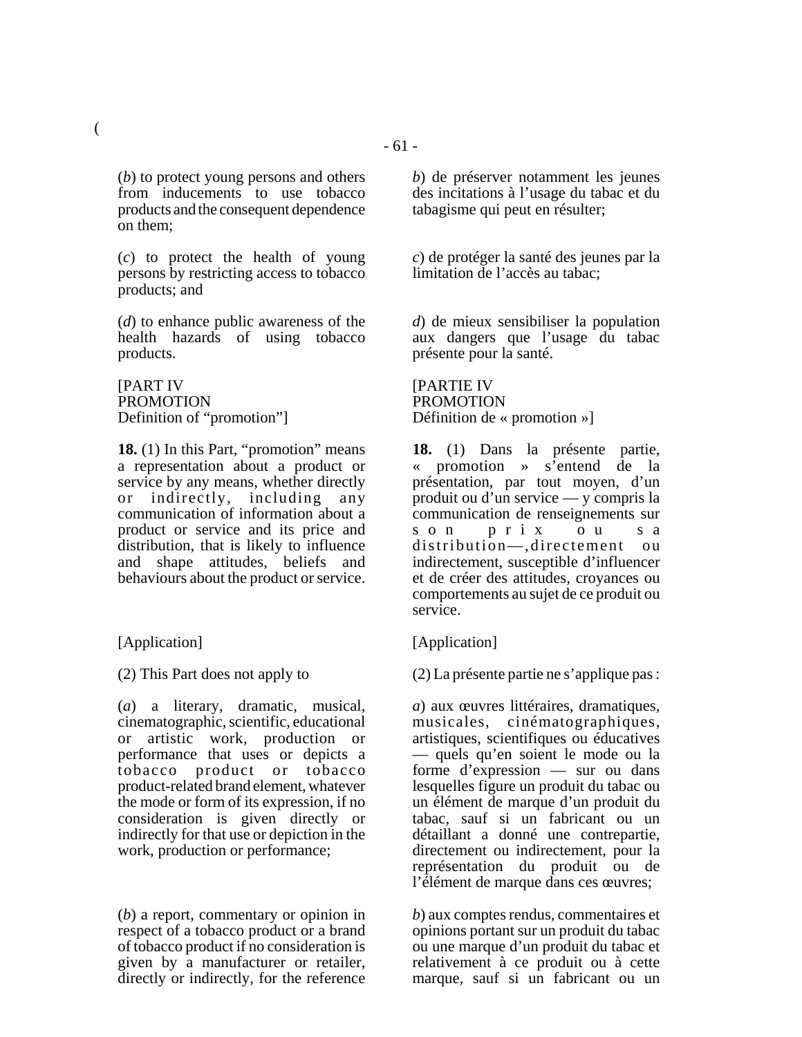(*b*) to protect young persons and others from inducements to use tobacco products and the consequent dependence on them;

(*c*) to protect the health of young persons by restricting access to tobacco products; and

(*d*) to enhance public awareness of the health hazards of using tobacco products.

[PART IV
PROMOTION
Definition of "promotion"]

**18.** (1) In this Part, "promotion" means a representation about a product or service by any means, whether directly or indirectly, including any communication of information about a product or service and its price and distribution, that is likely to influence and shape attitudes, beliefs and behaviours about the product or service.

[Application]

(2) This Part does not apply to

(*a*) a literary, dramatic, musical, cinematographic, scientific, educational or artistic work, production or performance that uses or depicts a tobacco product or tobacco product-related brand element, whatever the mode or form of its expression, if no consideration is given directly or indirectly for that use or depiction in the work, production or performance;

(*b*) a report, commentary or opinion in respect of a tobacco product or a brand of tobacco product if no consideration is given by a manufacturer or retailer, directly or indirectly, for the reference

*b*) de préserver notamment les jeunes des incitations à l'usage du tabac et du tabagisme qui peut en résulter;

*c*) de protéger la santé des jeunes par la limitation de l'accès au tabac;

*d*) de mieux sensibiliser la population aux dangers que l'usage du tabac présente pour la santé.

[PARTIE IV
PROMOTION
Définition de « promotion »]

**18.** (1) Dans la présente partie, « promotion » s'entend de la présentation, par tout moyen, d'un produit ou d'un service — y compris la communication de renseignements sur son prix ou sa distribution —, directement ou indirectement, susceptible d'influencer et de créer des attitudes, croyances ou comportements au sujet de ce produit ou service.

[Application]

(2) La présente partie ne s'applique pas :

*a*) aux œuvres littéraires, dramatiques, musicales, cinématographiques, artistiques, scientifiques ou éducatives — quels qu'en soient le mode ou la forme d'expression — sur ou dans lesquelles figure un produit du tabac ou un élément de marque d'un produit du tabac, sauf si un fabricant ou un détaillant a donné une contrepartie, directement ou indirectement, pour la représentation du produit ou de l'élément de marque dans ces œuvres;

*b*) aux comptes rendus, commentaires et opinions portant sur un produit du tabac ou une marque d'un produit du tabac et relativement à ce produit ou à cette marque, sauf si un fabricant ou un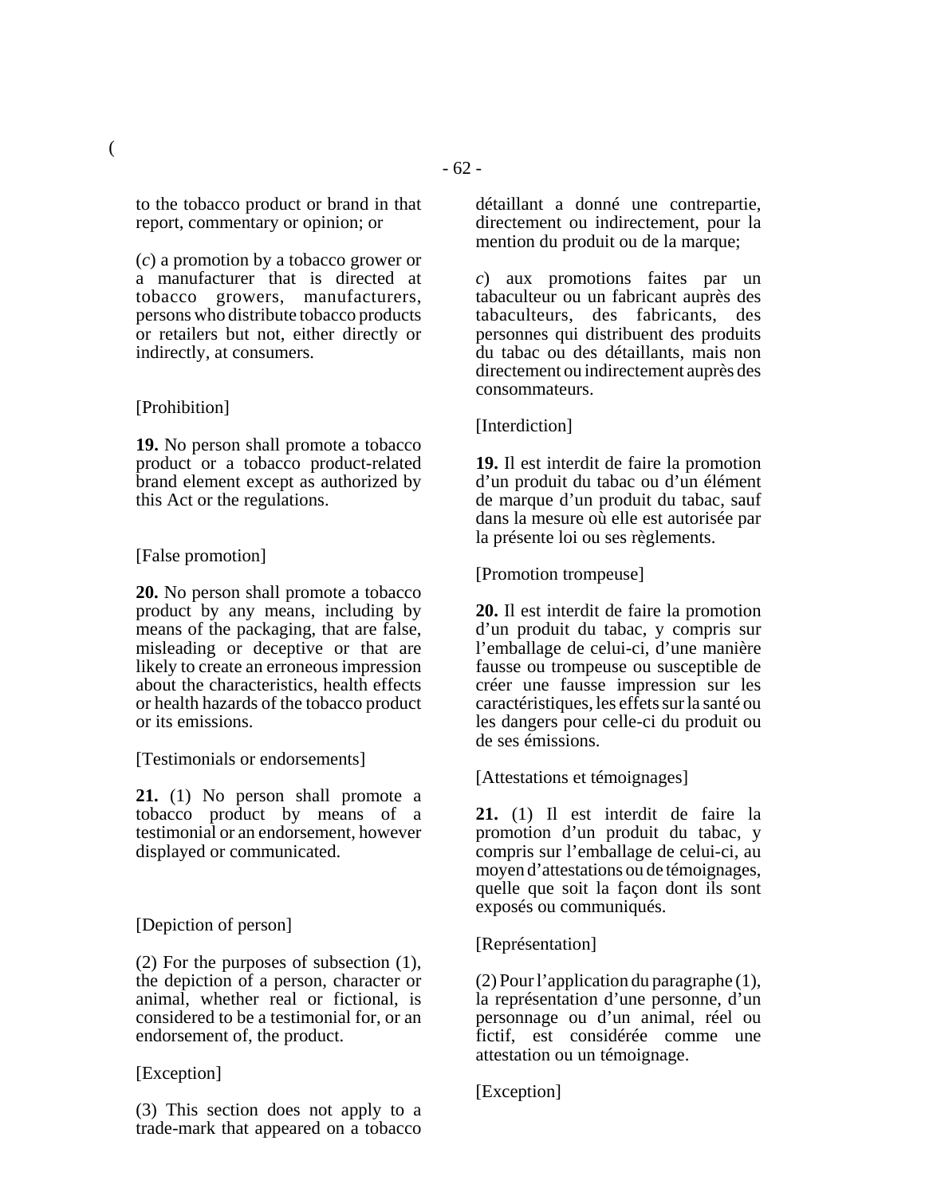to the tobacco product or brand in that report, commentary or opinion; or

(*c*) a promotion by a tobacco grower or a manufacturer that is directed at tobacco growers, manufacturers, persons who distribute tobacco products or retailers but not, either directly or indirectly, at consumers.

[Prohibition]

**19.** No person shall promote a tobacco product or a tobacco product-related brand element except as authorized by this Act or the regulations.

[False promotion]

**20.** No person shall promote a tobacco product by any means, including by means of the packaging, that are false, misleading or deceptive or that are likely to create an erroneous impression about the characteristics, health effects or health hazards of the tobacco product or its emissions.

[Testimonials or endorsements]

**21.** (1) No person shall promote a tobacco product by means of a testimonial or an endorsement, however displayed or communicated.

[Depiction of person]

(2) For the purposes of subsection (1), the depiction of a person, character or animal, whether real or fictional, is considered to be a testimonial for, or an endorsement of, the product.

[Exception]

(3) This section does not apply to a trade-mark that appeared on a tobacco

détaillant a donné une contrepartie, directement ou indirectement, pour la mention du produit ou de la marque;

*c*) aux promotions faites par un tabaculteur ou un fabricant auprès des tabaculteurs, des fabricants, des personnes qui distribuent des produits du tabac ou des détaillants, mais non directement ou indirectement auprès des consommateurs.

[Interdiction]

**19.** Il est interdit de faire la promotion d'un produit du tabac ou d'un élément de marque d'un produit du tabac, sauf dans la mesure où elle est autorisée par la présente loi ou ses règlements.

[Promotion trompeuse]

**20.** Il est interdit de faire la promotion d'un produit du tabac, y compris sur l'emballage de celui-ci, d'une manière fausse ou trompeuse ou susceptible de créer une fausse impression sur les caractéristiques, les effets sur la santé ou les dangers pour celle-ci du produit ou de ses émissions.

[Attestations et témoignages]

**21.** (1) Il est interdit de faire la promotion d'un produit du tabac, y compris sur l'emballage de celui-ci, au moyen d'attestations ou de témoignages, quelle que soit la façon dont ils sont exposés ou communiqués.

[Représentation]

(2) Pour l'application du paragraphe (1), la représentation d'une personne, d'un personnage ou d'un animal, réel ou fictif, est considérée comme une attestation ou un témoignage.

[Exception]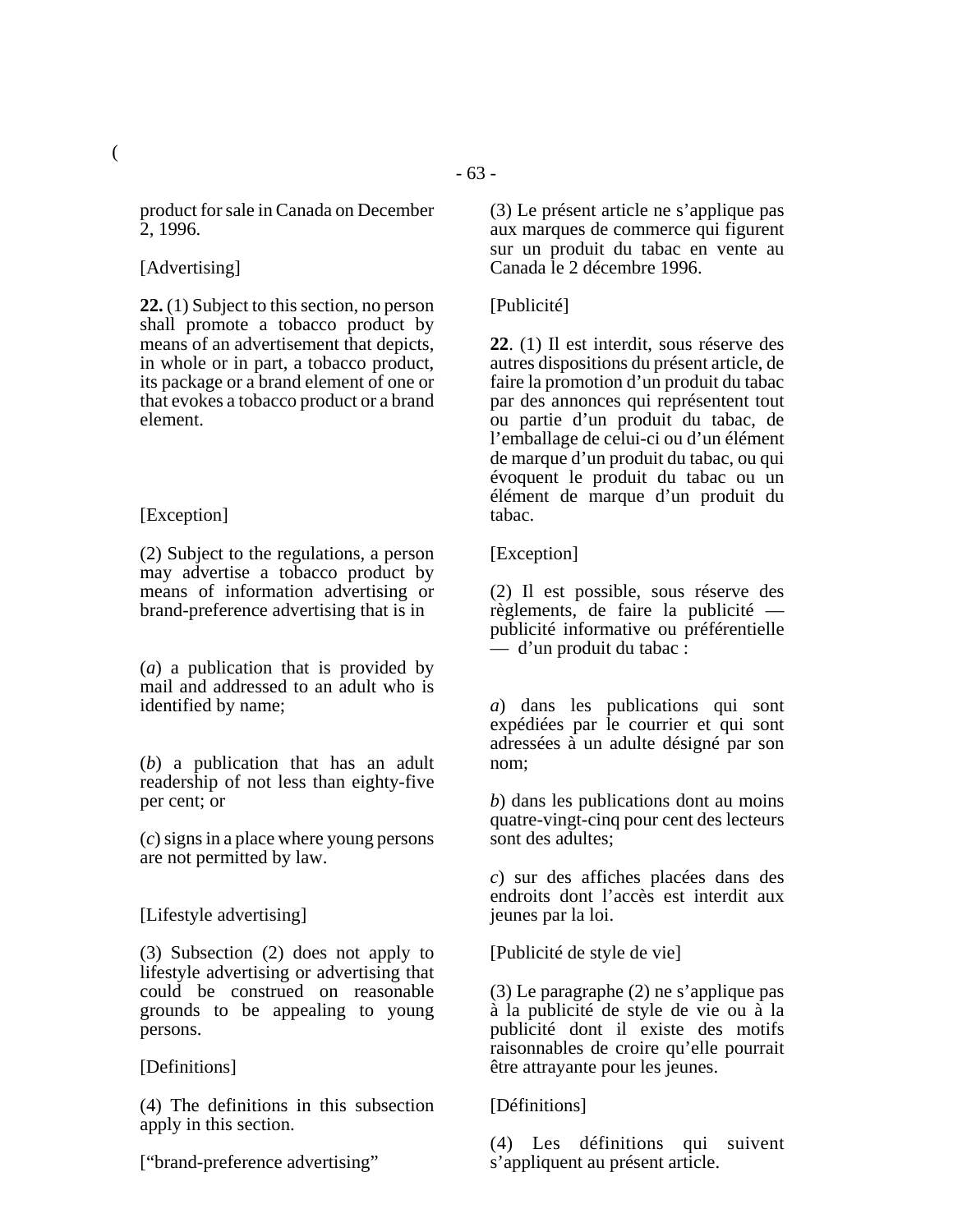(

product for sale in Canada on December 2, 1996.

[Advertising]

**22.** (1) Subject to this section, no person shall promote a tobacco product by means of an advertisement that depicts, in whole or in part, a tobacco product, its package or a brand element of one or that evokes a tobacco product or a brand element.

[Exception]

(2) Subject to the regulations, a person may advertise a tobacco product by means of information advertising or brand-preference advertising that is in

(*a*) a publication that is provided by mail and addressed to an adult who is identified by name;

(*b*) a publication that has an adult readership of not less than eighty-five per cent; or

(*c*) signs in a place where young persons are not permitted by law.

[Lifestyle advertising]

(3) Subsection (2) does not apply to lifestyle advertising or advertising that could be construed on reasonable grounds to be appealing to young persons.

[Definitions]

(4) The definitions in this subsection apply in this section.

["brand-preference advertising"

(3) Le présent article ne s'applique pas aux marques de commerce qui figurent sur un produit du tabac en vente au Canada le 2 décembre 1996.

[Publicité]

**22**. (1) Il est interdit, sous réserve des autres dispositions du présent article, de faire la promotion d'un produit du tabac par des annonces qui représentent tout ou partie d'un produit du tabac, de l'emballage de celui-ci ou d'un élément de marque d'un produit du tabac, ou qui évoquent le produit du tabac ou un élément de marque d'un produit du tabac.

[Exception]

(2) Il est possible, sous réserve des règlements, de faire la publicité — publicité informative ou préférentielle — d'un produit du tabac :

*a*) dans les publications qui sont expédiées par le courrier et qui sont adressées à un adulte désigné par son nom;

*b*) dans les publications dont au moins quatre-vingt-cinq pour cent des lecteurs sont des adultes;

*c*) sur des affiches placées dans des endroits dont l'accès est interdit aux jeunes par la loi.

[Publicité de style de vie]

(3) Le paragraphe (2) ne s'applique pas à la publicité de style de vie ou à la publicité dont il existe des motifs raisonnables de croire qu'elle pourrait être attrayante pour les jeunes.

[Définitions]

(4) Les définitions qui suivent s'appliquent au présent article.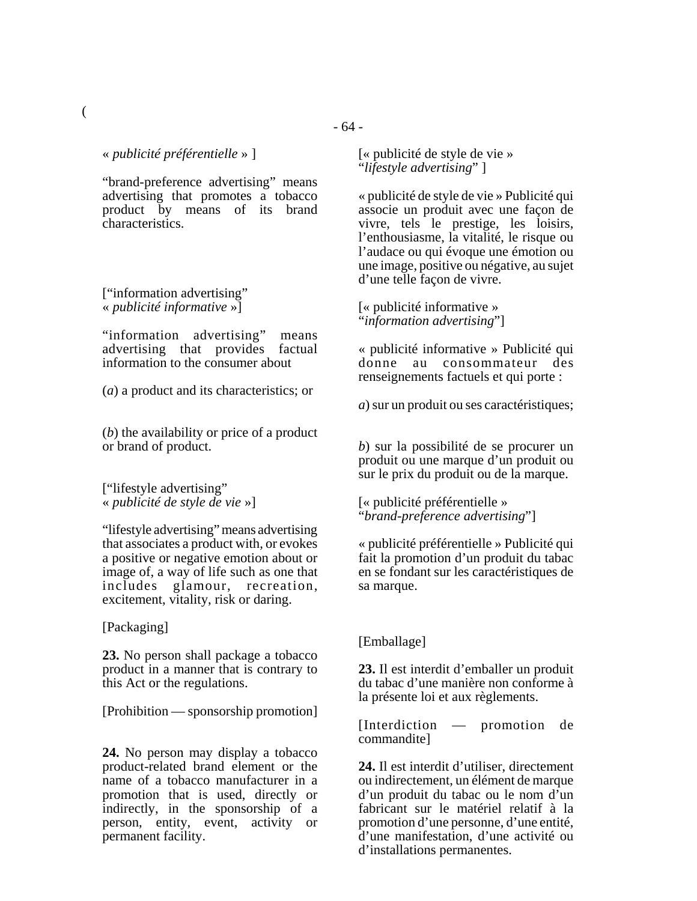« *publicité préférentielle* » ]

“brand-preference advertising” means advertising that promotes a tobacco product by means of its brand characteristics.

[“information advertising”
« *publicité informative* »]

“information advertising” means advertising that provides factual information to the consumer about

(*a*) a product and its characteristics; or

(*b*) the availability or price of a product or brand of product.

[“lifestyle advertising”
« *publicité de style de vie* »]

“lifestyle advertising” means advertising that associates a product with, or evokes a positive or negative emotion about or image of, a way of life such as one that includes glamour, recreation, excitement, vitality, risk or daring.

[Packaging]

**23.** No person shall package a tobacco product in a manner that is contrary to this Act or the regulations.

[Prohibition — sponsorship promotion]

**24.** No person may display a tobacco product-related brand element or the name of a tobacco manufacturer in a promotion that is used, directly or indirectly, in the sponsorship of a person, entity, event, activity or permanent facility.

[« publicité de style de vie »
“*lifestyle advertising*” ]

« publicité de style de vie » Publicité qui associe un produit avec une façon de vivre, tels le prestige, les loisirs, l’enthousiasme, la vitalité, le risque ou l’audace ou qui évoque une émotion ou une image, positive ou négative, au sujet d’une telle façon de vivre.

[« publicité informative »
“*information advertising*”]

« publicité informative » Publicité qui donne au consommateur des renseignements factuels et qui porte :

*a*) sur un produit ou ses caractéristiques;

*b*) sur la possibilité de se procurer un produit ou une marque d’un produit ou sur le prix du produit ou de la marque.

[« publicité préférentielle »
“*brand-preference advertising*”]

« publicité préférentielle » Publicité qui fait la promotion d’un produit du tabac en se fondant sur les caractéristiques de sa marque.

[Emballage]

**23.** Il est interdit d’emballer un produit du tabac d’une manière non conforme à la présente loi et aux règlements.

[Interdiction — promotion de commandite]

**24.** Il est interdit d’utiliser, directement ou indirectement, un élément de marque d’un produit du tabac ou le nom d’un fabricant sur le matériel relatif à la promotion d’une personne, d’une entité, d’une manifestation, d’une activité ou d’installations permanentes.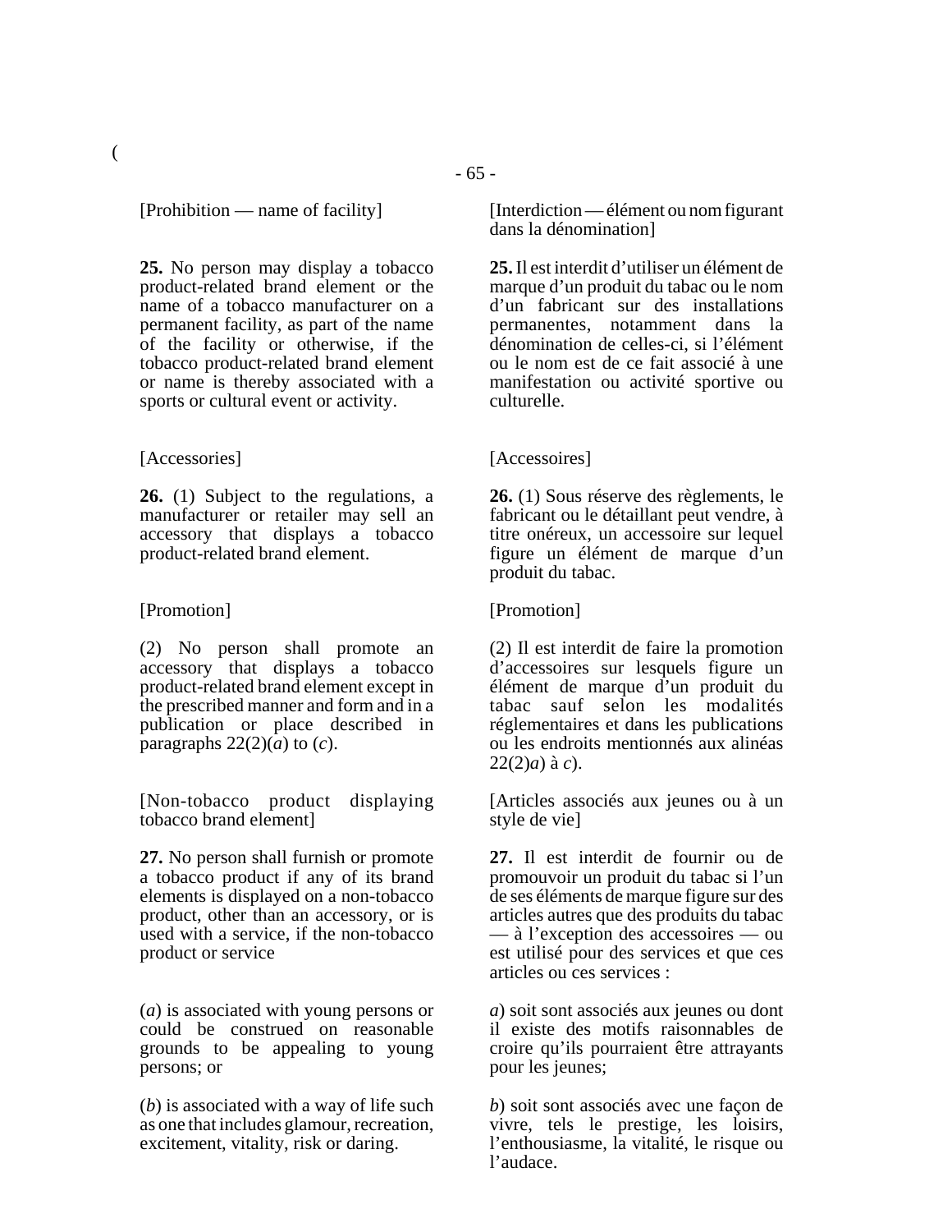[Prohibition — name of facility]

**25.** No person may display a tobacco product-related brand element or the name of a tobacco manufacturer on a permanent facility, as part of the name of the facility or otherwise, if the tobacco product-related brand element or name is thereby associated with a sports or cultural event or activity.

[Interdiction — élément ou nom figurant dans la dénomination]

**25.** Il est interdit d'utiliser un élément de marque d'un produit du tabac ou le nom d'un fabricant sur des installations permanentes, notamment dans la dénomination de celles-ci, si l'élément ou le nom est de ce fait associé à une manifestation ou activité sportive ou culturelle.

[Accessories]

**26.** (1) Subject to the regulations, a manufacturer or retailer may sell an accessory that displays a tobacco product-related brand element.

[Accessoires]

**26.** (1) Sous réserve des règlements, le fabricant ou le détaillant peut vendre, à titre onéreux, un accessoire sur lequel figure un élément de marque d'un produit du tabac.

[Promotion]

(2) No person shall promote an accessory that displays a tobacco product-related brand element except in the prescribed manner and form and in a publication or place described in paragraphs 22(2)(*a*) to (*c*).

[Promotion]

(2) Il est interdit de faire la promotion d'accessoires sur lesquels figure un élément de marque d'un produit du tabac sauf selon les modalités réglementaires et dans les publications ou les endroits mentionnés aux alinéas 22(2)*a*) à *c*).

[Non-tobacco product displaying tobacco brand element]

**27.** No person shall furnish or promote a tobacco product if any of its brand elements is displayed on a non-tobacco product, other than an accessory, or is used with a service, if the non-tobacco product or service

(*a*) is associated with young persons or could be construed on reasonable grounds to be appealing to young persons; or

(*b*) is associated with a way of life such as one that includes glamour, recreation, excitement, vitality, risk or daring.

[Articles associés aux jeunes ou à un style de vie]

**27.** Il est interdit de fournir ou de promouvoir un produit du tabac si l'un de ses éléments de marque figure sur des articles autres que des produits du tabac — à l'exception des accessoires — ou est utilisé pour des services et que ces articles ou ces services :

*a*) soit sont associés aux jeunes ou dont il existe des motifs raisonnables de croire qu'ils pourraient être attrayants pour les jeunes;

*b*) soit sont associés avec une façon de vivre, tels le prestige, les loisirs, l'enthousiasme, la vitalité, le risque ou l'audace.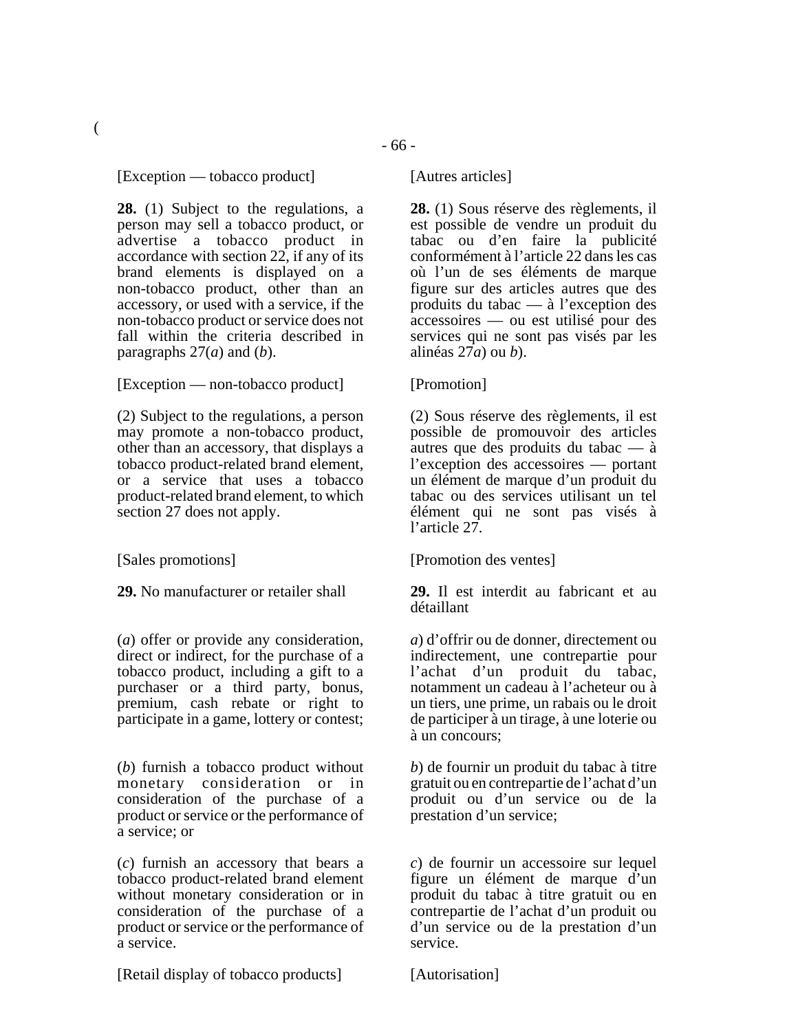[Exception — tobacco product]

**28.** (1) Subject to the regulations, a person may sell a tobacco product, or advertise a tobacco product in accordance with section 22, if any of its brand elements is displayed on a non-tobacco product, other than an accessory, or used with a service, if the non-tobacco product or service does not fall within the criteria described in paragraphs 27(*a*) and (*b*).

[Exception — non-tobacco product]

(2) Subject to the regulations, a person may promote a non-tobacco product, other than an accessory, that displays a tobacco product-related brand element, or a service that uses a tobacco product-related brand element, to which section 27 does not apply.

[Sales promotions]

**29.** No manufacturer or retailer shall

(*a*) offer or provide any consideration, direct or indirect, for the purchase of a tobacco product, including a gift to a purchaser or a third party, bonus, premium, cash rebate or right to participate in a game, lottery or contest;

(*b*) furnish a tobacco product without monetary consideration or in consideration of the purchase of a product or service or the performance of a service; or

(*c*) furnish an accessory that bears a tobacco product-related brand element without monetary consideration or in consideration of the purchase of a product or service or the performance of a service.

[Retail display of tobacco products]

[Autres articles]

**28.** (1) Sous réserve des règlements, il est possible de vendre un produit du tabac ou d'en faire la publicité conformément à l'article 22 dans les cas où l'un de ses éléments de marque figure sur des articles autres que des produits du tabac — à l'exception des accessoires — ou est utilisé pour des services qui ne sont pas visés par les alinéas 27*a*) ou *b*).

[Promotion]

(2) Sous réserve des règlements, il est possible de promouvoir des articles autres que des produits du tabac — à l'exception des accessoires — portant un élément de marque d'un produit du tabac ou des services utilisant un tel élément qui ne sont pas visés à l'article 27.

[Promotion des ventes]

**29.** Il est interdit au fabricant et au détaillant

*a*) d'offrir ou de donner, directement ou indirectement, une contrepartie pour l'achat d'un produit du tabac, notamment un cadeau à l'acheteur ou à un tiers, une prime, un rabais ou le droit de participer à un tirage, à une loterie ou à un concours;

*b*) de fournir un produit du tabac à titre gratuit ou en contrepartie de l'achat d'un produit ou d'un service ou de la prestation d'un service;

*c*) de fournir un accessoire sur lequel figure un élément de marque d'un produit du tabac à titre gratuit ou en contrepartie de l'achat d'un produit ou d'un service ou de la prestation d'un service.

[Autorisation]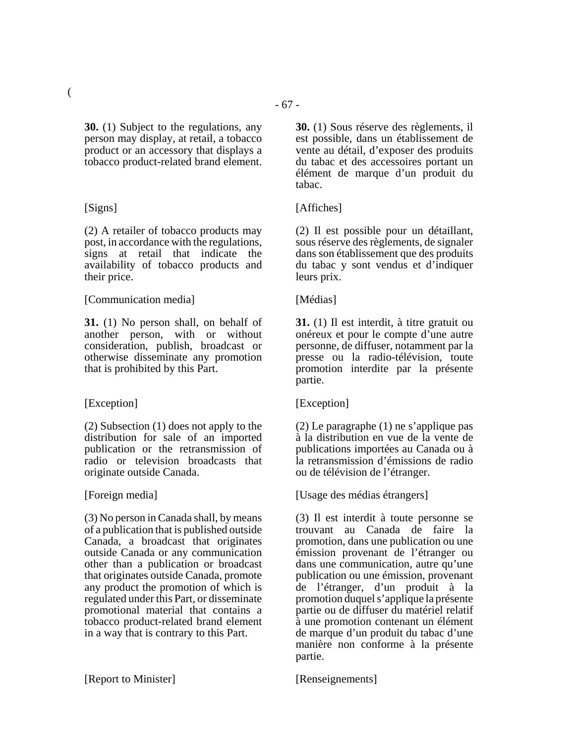(

**30.** (1) Subject to the regulations, any person may display, at retail, a tobacco product or an accessory that displays a tobacco product-related brand element.

**30.** (1) Sous réserve des règlements, il est possible, dans un établissement de vente au détail, d'exposer des produits du tabac et des accessoires portant un élément de marque d'un produit du tabac.

[Signs]

[Affiches]

(2) A retailer of tobacco products may post, in accordance with the regulations, signs at retail that indicate the availability of tobacco products and their price.

(2) Il est possible pour un détaillant, sous réserve des règlements, de signaler dans son établissement que des produits du tabac y sont vendus et d'indiquer leurs prix.

[Communication media]

[Médias]

**31.** (1) No person shall, on behalf of another person, with or without consideration, publish, broadcast or otherwise disseminate any promotion that is prohibited by this Part.

**31.** (1) Il est interdit, à titre gratuit ou onéreux et pour le compte d'une autre personne, de diffuser, notamment par la presse ou la radio-télévision, toute promotion interdite par la présente partie.

[Exception]

[Exception]

(2) Subsection (1) does not apply to the distribution for sale of an imported publication or the retransmission of radio or television broadcasts that originate outside Canada.

(2) Le paragraphe (1) ne s'applique pas à la distribution en vue de la vente de publications importées au Canada ou à la retransmission d'émissions de radio ou de télévision de l'étranger.

[Foreign media]

[Usage des médias étrangers]

(3) No person in Canada shall, by means of a publication that is published outside Canada, a broadcast that originates outside Canada or any communication other than a publication or broadcast that originates outside Canada, promote any product the promotion of which is regulated under this Part, or disseminate promotional material that contains a tobacco product-related brand element in a way that is contrary to this Part.

(3) Il est interdit à toute personne se trouvant au Canada de faire la promotion, dans une publication ou une émission provenant de l'étranger ou dans une communication, autre qu'une publication ou une émission, provenant de l'étranger, d'un produit à la promotion duquel s'applique la présente partie ou de diffuser du matériel relatif à une promotion contenant un élément de marque d'un produit du tabac d'une manière non conforme à la présente partie.

[Report to Minister]

[Renseignements]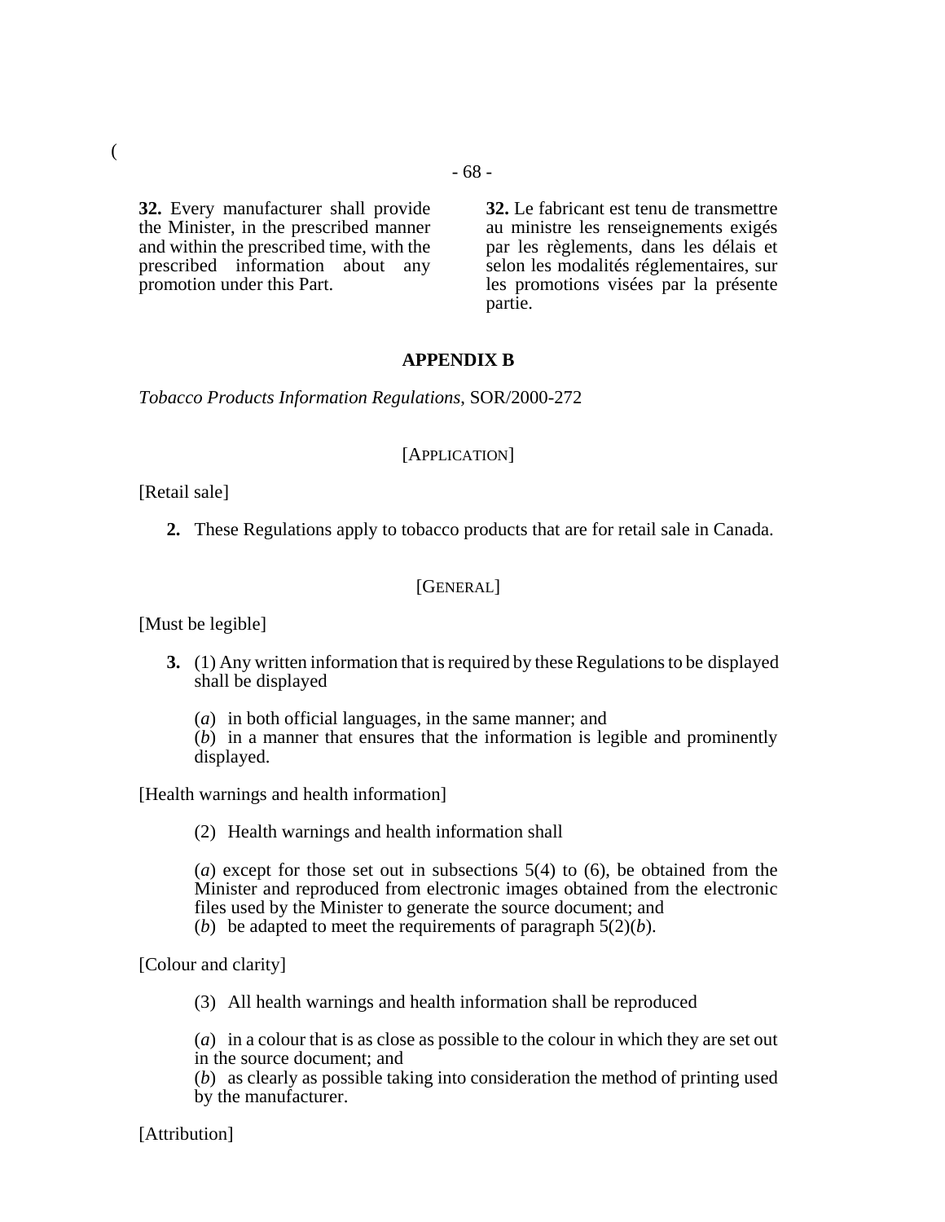**32.** Every manufacturer shall provide the Minister, in the prescribed manner and within the prescribed time, with the prescribed information about any promotion under this Part.

**32.** Le fabricant est tenu de transmettre au ministre les renseignements exigés par les règlements, dans les délais et selon les modalités réglementaires, sur les promotions visées par la présente partie.

## APPENDIX B

*Tobacco Products Information Regulations*, SOR/2000-272

[APPLICATION]

[Retail sale]

**2.** These Regulations apply to tobacco products that are for retail sale in Canada.

[GENERAL]

[Must be legible]

**3.** (1) Any written information that is required by these Regulations to be displayed shall be displayed

(*a*) in both official languages, in the same manner; and
(*b*) in a manner that ensures that the information is legible and prominently displayed.

[Health warnings and health information]

(2) Health warnings and health information shall

(*a*) except for those set out in subsections 5(4) to (6), be obtained from the Minister and reproduced from electronic images obtained from the electronic files used by the Minister to generate the source document; and
(*b*) be adapted to meet the requirements of paragraph 5(2)(*b*).

[Colour and clarity]

(3) All health warnings and health information shall be reproduced

(*a*) in a colour that is as close as possible to the colour in which they are set out in the source document; and
(*b*) as clearly as possible taking into consideration the method of printing used by the manufacturer.

[Attribution]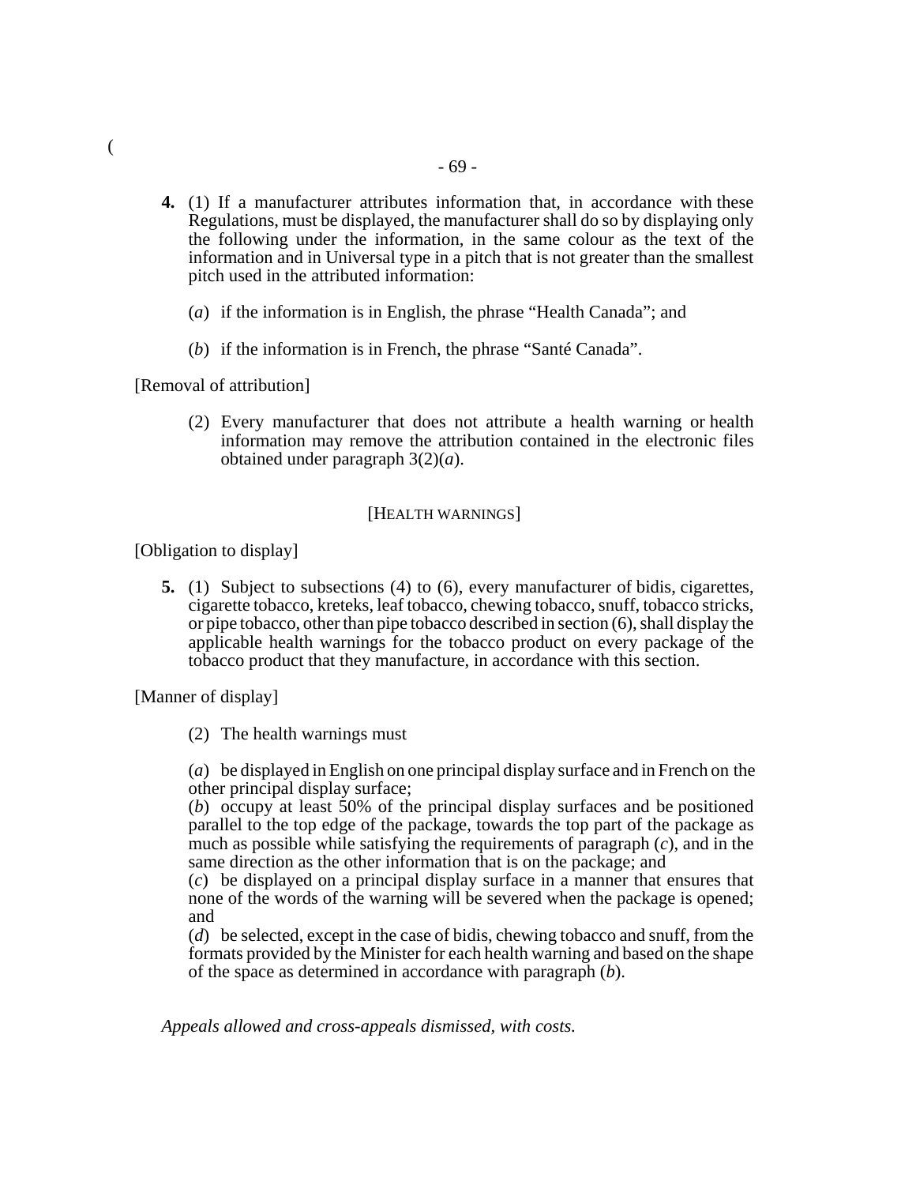**4.** (1) If a manufacturer attributes information that, in accordance with these Regulations, must be displayed, the manufacturer shall do so by displaying only the following under the information, in the same colour as the text of the information and in Universal type in a pitch that is not greater than the smallest pitch used in the attributed information:

(*a*) if the information is in English, the phrase "Health Canada"; and

(*b*) if the information is in French, the phrase "Santé Canada".

[Removal of attribution]

(2) Every manufacturer that does not attribute a health warning or health information may remove the attribution contained in the electronic files obtained under paragraph 3(2)(*a*).

[HEALTH WARNINGS]

[Obligation to display]

**5.** (1) Subject to subsections (4) to (6), every manufacturer of bidis, cigarettes, cigarette tobacco, kreteks, leaf tobacco, chewing tobacco, snuff, tobacco stricks, or pipe tobacco, other than pipe tobacco described in section (6), shall display the applicable health warnings for the tobacco product on every package of the tobacco product that they manufacture, in accordance with this section.

[Manner of display]

(2) The health warnings must

(*a*) be displayed in English on one principal display surface and in French on the other principal display surface;
(*b*) occupy at least 50% of the principal display surfaces and be positioned parallel to the top edge of the package, towards the top part of the package as much as possible while satisfying the requirements of paragraph (*c*), and in the same direction as the other information that is on the package; and
(*c*) be displayed on a principal display surface in a manner that ensures that none of the words of the warning will be severed when the package is opened; and
(*d*) be selected, except in the case of bidis, chewing tobacco and snuff, from the formats provided by the Minister for each health warning and based on the shape of the space as determined in accordance with paragraph (*b*).

*Appeals allowed and cross-appeals dismissed, with costs.*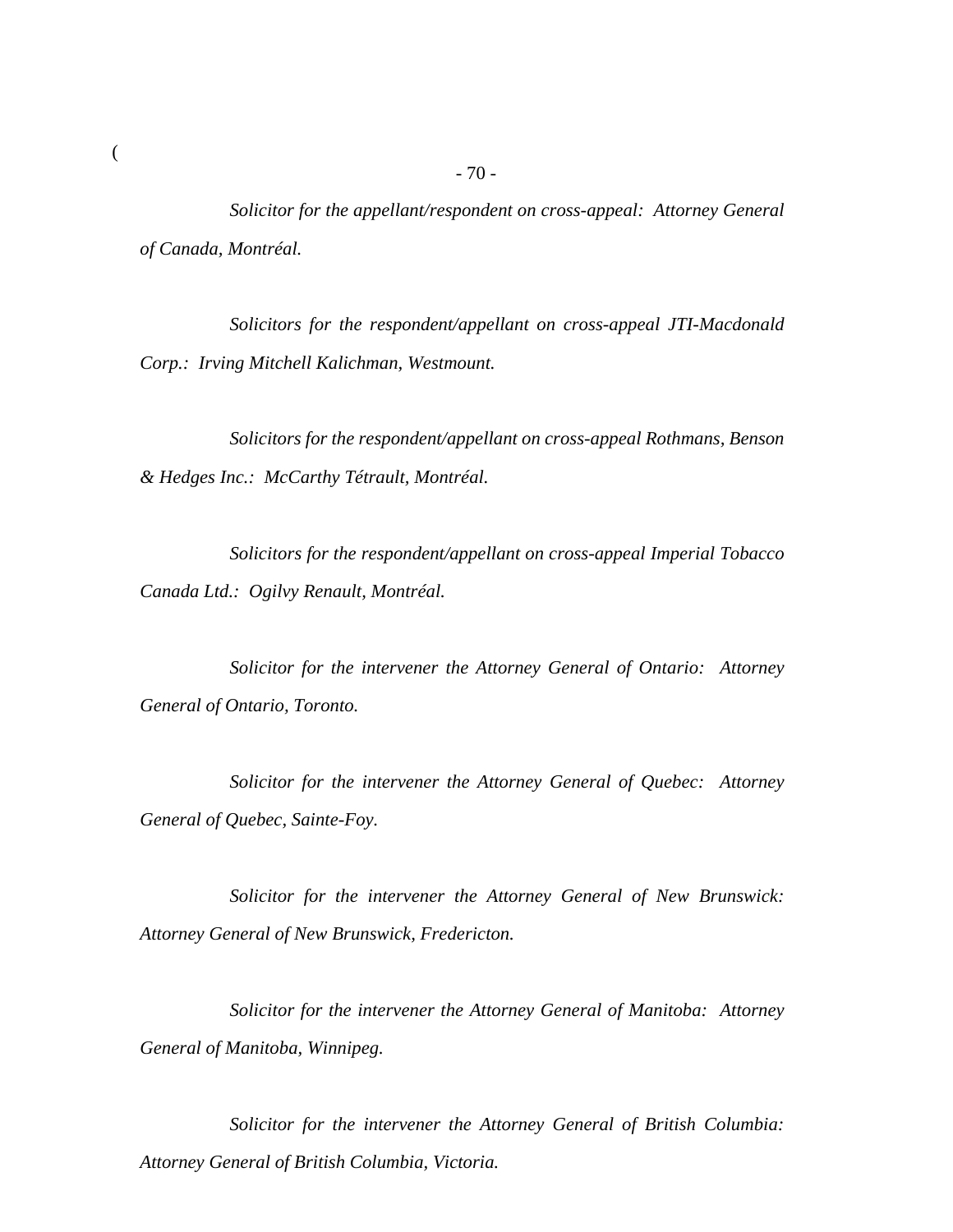*Solicitor for the appellant/respondent on cross-appeal: Attorney General of Canada, Montréal.*

*Solicitors for the respondent/appellant on cross-appeal JTI-Macdonald Corp.: Irving Mitchell Kalichman, Westmount.*

*Solicitors for the respondent/appellant on cross-appeal Rothmans, Benson & Hedges Inc.: McCarthy Tétrault, Montréal.*

*Solicitors for the respondent/appellant on cross-appeal Imperial Tobacco Canada Ltd.: Ogilvy Renault, Montréal.*

*Solicitor for the intervener the Attorney General of Ontario: Attorney General of Ontario, Toronto.*

*Solicitor for the intervener the Attorney General of Quebec: Attorney General of Quebec, Sainte-Foy.*

*Solicitor for the intervener the Attorney General of New Brunswick: Attorney General of New Brunswick, Fredericton.*

*Solicitor for the intervener the Attorney General of Manitoba: Attorney General of Manitoba, Winnipeg.*

*Solicitor for the intervener the Attorney General of British Columbia: Attorney General of British Columbia, Victoria.*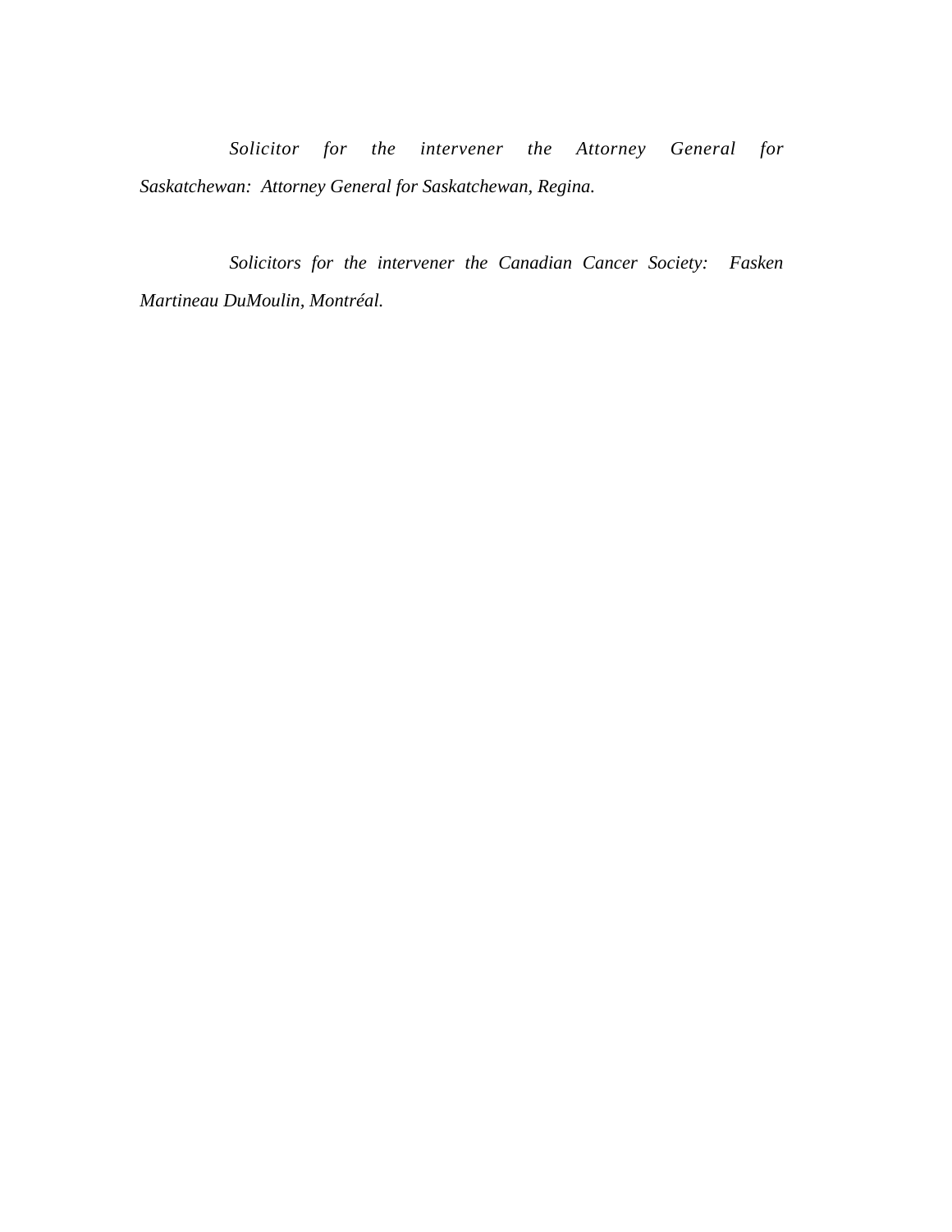*Solicitor for the intervener the Attorney General for Saskatchewan: Attorney General for Saskatchewan, Regina.*

*Solicitors for the intervener the Canadian Cancer Society: Fasken Martineau DuMoulin, Montréal.*